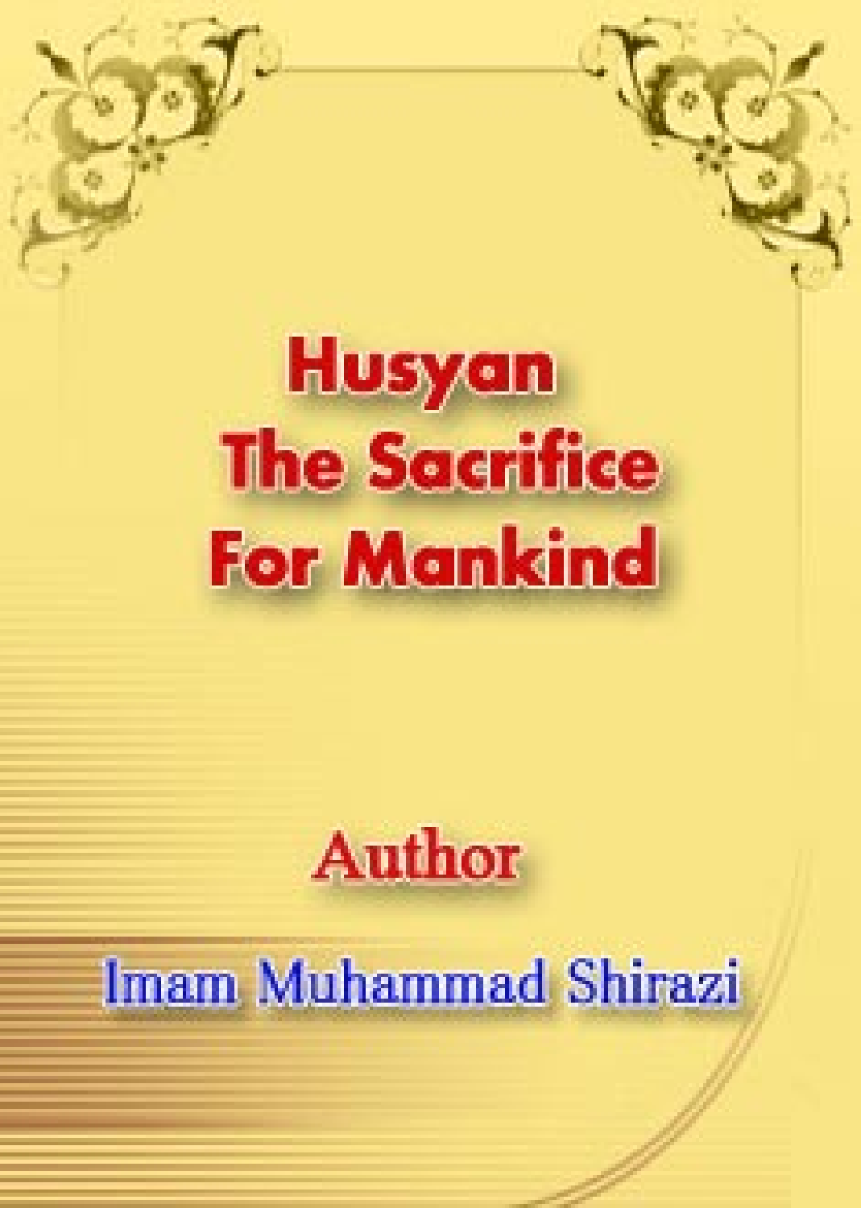# Husyan The Sacrifice For Mankind

Author

Imam Muhammad Shirazi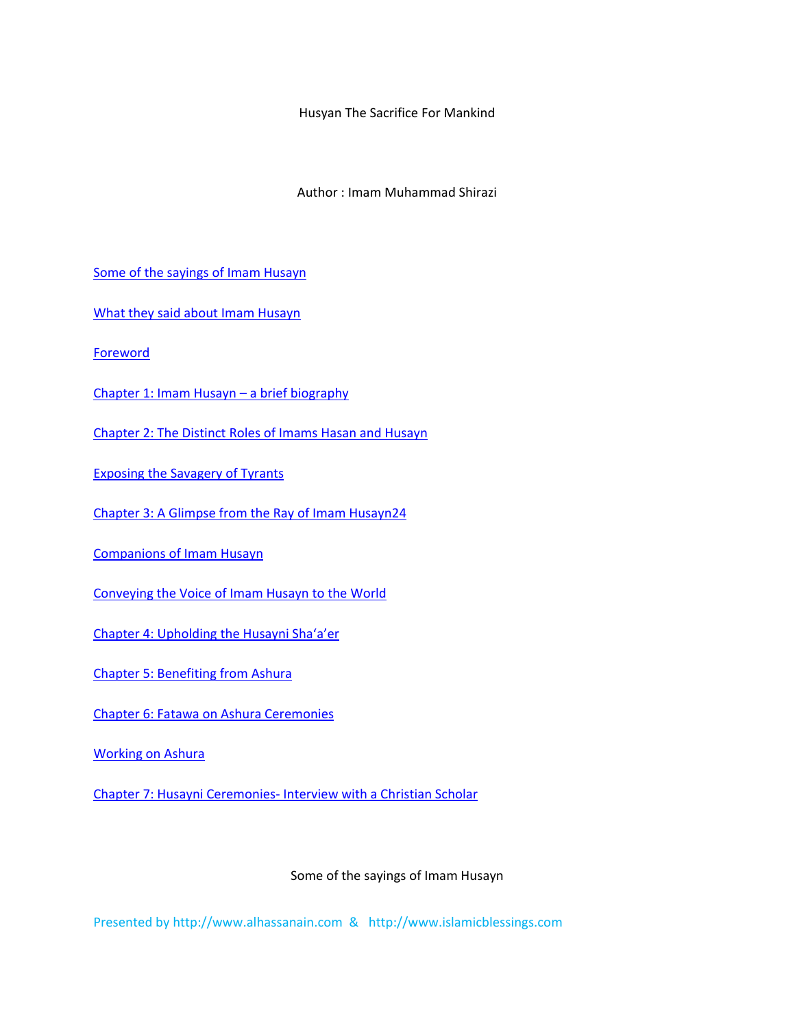Husyan The Sacrifice For Mankind

Author : Imam Muhammad Shirazi

[Some of the sayings of Imam Husayn]

[What they said about Imam Husayn]

[Foreword]

[Chapter 1: Imam Husayn – a brief biography]

[Chapter 2: The Distinct Roles of Imams Hasan and Husayn]

[Exposing the Savagery of Tyrants]

[Chapter 3: A Glimpse from the Ray of Imam Husayn24]

[Companions of Imam Husayn]

[Conveying the Voice of Imam Husayn to the World]

[Chapter 4: Upholding the Husayni Sha‘a’er]

[Chapter 5: Benefiting from Ashura]

[Chapter 6: Fatawa on Ashura Ceremonies]

[Working on Ashura]

[Chapter 7: Husayni Ceremonies- Interview with a Christian Scholar]

Some of the sayings of Imam Husayn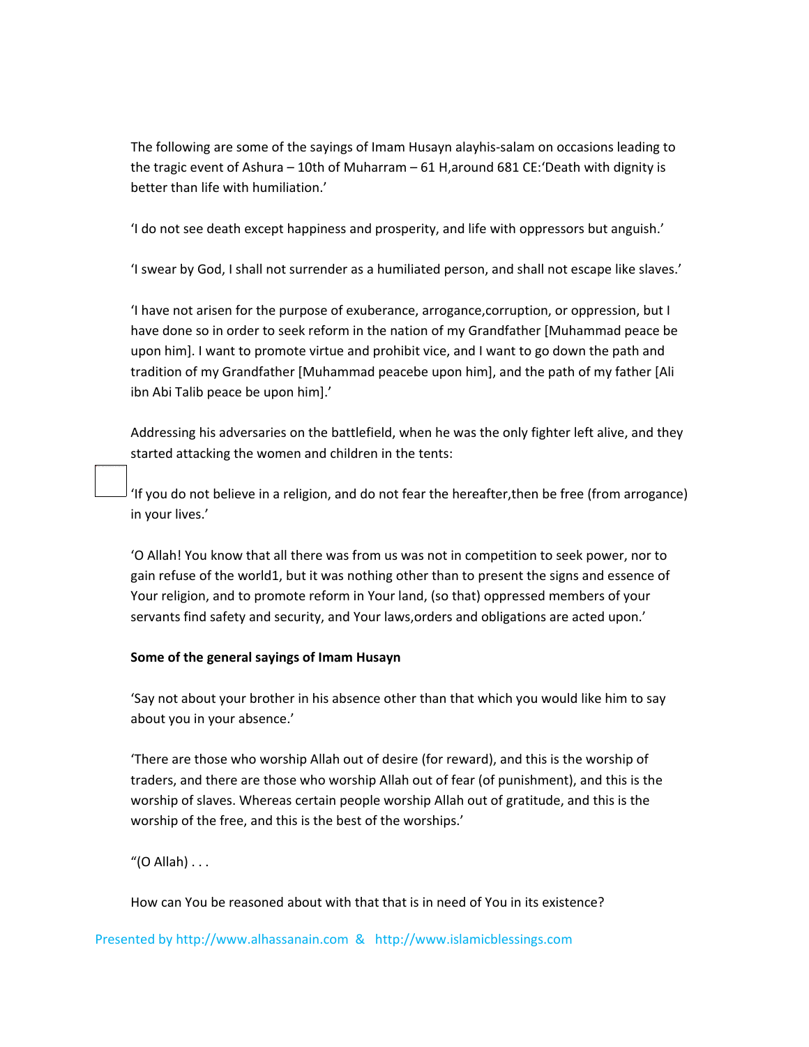The following are some of the sayings of Imam Husayn alayhis-salam on occasions leading to the tragic event of Ashura – 10th of Muharram – 61 H,around 681 CE:'Death with dignity is better than life with humiliation.'

'I do not see death except happiness and prosperity, and life with oppressors but anguish.'

'I swear by God, I shall not surrender as a humiliated person, and shall not escape like slaves.'

'I have not arisen for the purpose of exuberance, arrogance,corruption, or oppression, but I have done so in order to seek reform in the nation of my Grandfather [Muhammad peace be upon him]. I want to promote virtue and prohibit vice, and I want to go down the path and tradition of my Grandfather [Muhammad peacebe upon him], and the path of my father [Ali ibn Abi Talib peace be upon him].'

Addressing his adversaries on the battlefield, when he was the only fighter left alive, and they started attacking the women and children in the tents:

'If you do not believe in a religion, and do not fear the hereafter,then be free (from arrogance) in your lives.'

'O Allah! You know that all there was from us was not in competition to seek power, nor to gain refuse of the world1, but it was nothing other than to present the signs and essence of Your religion, and to promote reform in Your land, (so that) oppressed members of your servants find safety and security, and Your laws,orders and obligations are acted upon.'

**Some of the general sayings of Imam Husayn**

'Say not about your brother in his absence other than that which you would like him to say about you in your absence.'

'There are those who worship Allah out of desire (for reward), and this is the worship of traders, and there are those who worship Allah out of fear (of punishment), and this is the worship of slaves. Whereas certain people worship Allah out of gratitude, and this is the worship of the free, and this is the best of the worships.'

"(O Allah) . . .

How can You be reasoned about with that that is in need of You in its existence?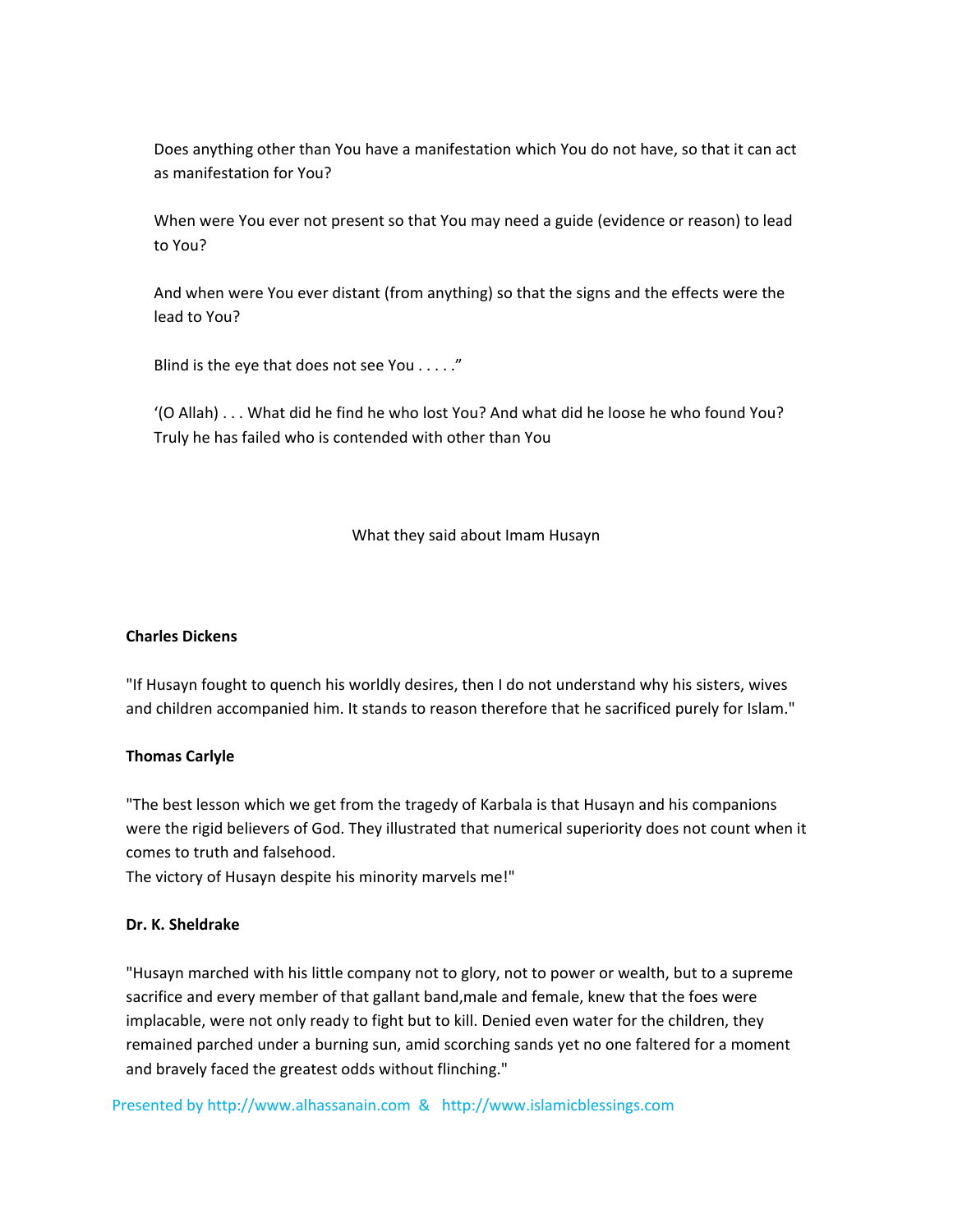Does anything other than You have a manifestation which You do not have, so that it can act as manifestation for You?

When were You ever not present so that You may need a guide (evidence or reason) to lead to You?

And when were You ever distant (from anything) so that the signs and the effects were the lead to You?

Blind is the eye that does not see You . . . . ."

'(O Allah) . . . What did he find he who lost You? And what did he loose he who found You? Truly he has failed who is contended with other than You

## What they said about Imam Husayn

**Charles Dickens**

"If Husayn fought to quench his worldly desires, then I do not understand why his sisters, wives and children accompanied him. It stands to reason therefore that he sacrificed purely for Islam."

**Thomas Carlyle**

"The best lesson which we get from the tragedy of Karbala is that Husayn and his companions were the rigid believers of God. They illustrated that numerical superiority does not count when it comes to truth and falsehood.
The victory of Husayn despite his minority marvels me!"

**Dr. K. Sheldrake**

"Husayn marched with his little company not to glory, not to power or wealth, but to a supreme sacrifice and every member of that gallant band,male and female, knew that the foes were implacable, were not only ready to fight but to kill. Denied even water for the children, they remained parched under a burning sun, amid scorching sands yet no one faltered for a moment and bravely faced the greatest odds without flinching."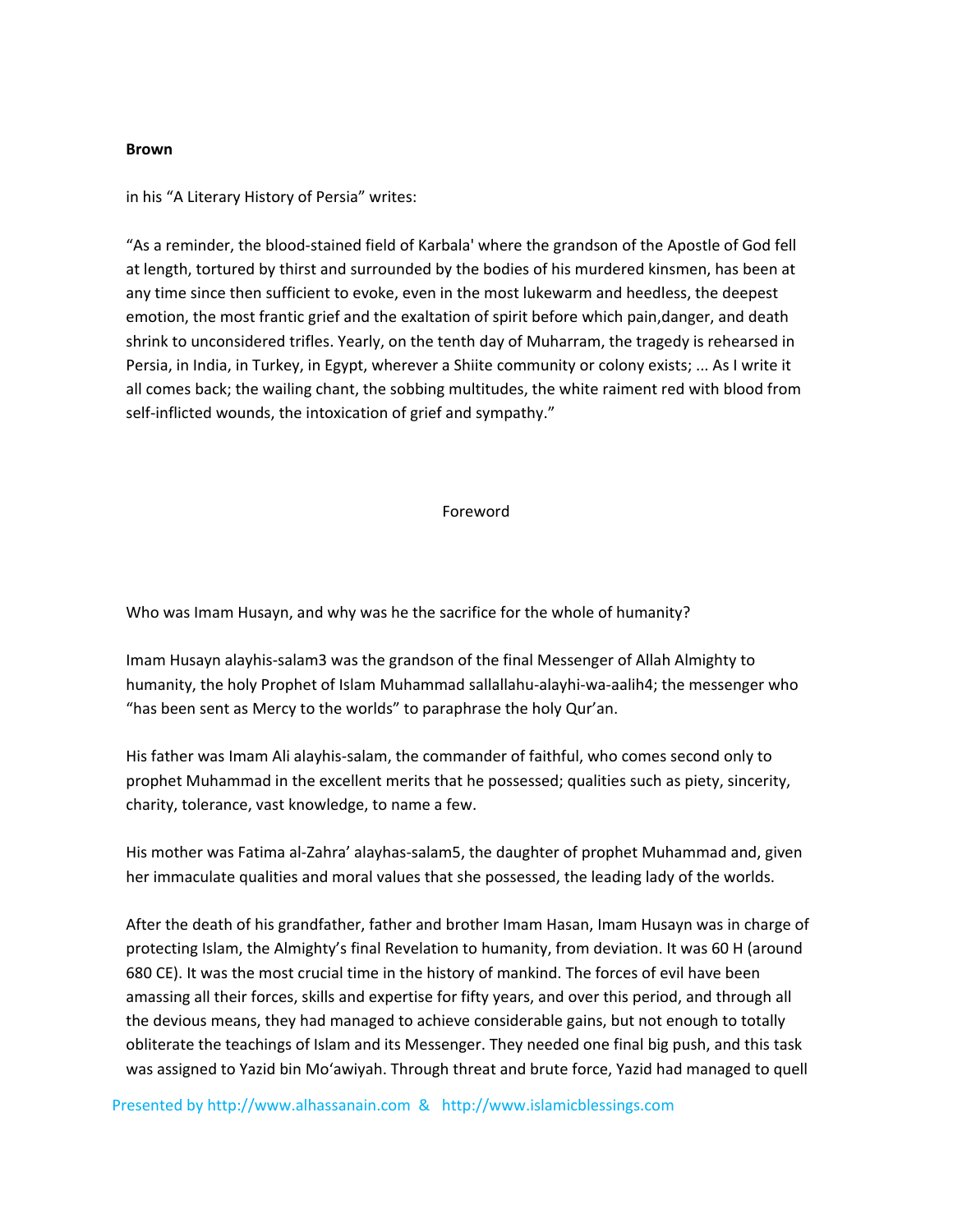**Brown**

in his "A Literary History of Persia" writes:

"As a reminder, the blood-stained field of Karbala' where the grandson of the Apostle of God fell at length, tortured by thirst and surrounded by the bodies of his murdered kinsmen, has been at any time since then sufficient to evoke, even in the most lukewarm and heedless, the deepest emotion, the most frantic grief and the exaltation of spirit before which pain,danger, and death shrink to unconsidered trifles. Yearly, on the tenth day of Muharram, the tragedy is rehearsed in Persia, in India, in Turkey, in Egypt, wherever a Shiite community or colony exists; ... As I write it all comes back; the wailing chant, the sobbing multitudes, the white raiment red with blood from self-inflicted wounds, the intoxication of grief and sympathy."

## Foreword

Who was Imam Husayn, and why was he the sacrifice for the whole of humanity?

Imam Husayn alayhis-salam[3] was the grandson of the final Messenger of Allah Almighty to humanity, the holy Prophet of Islam Muhammad sallallahu-alayhi-wa-aalih[4]; the messenger who "has been sent as Mercy to the worlds" to paraphrase the holy Qur'an.

His father was Imam Ali alayhis-salam, the commander of faithful, who comes second only to prophet Muhammad in the excellent merits that he possessed; qualities such as piety, sincerity, charity, tolerance, vast knowledge, to name a few.

His mother was Fatima al-Zahra' alayhas-salam[5], the daughter of prophet Muhammad and, given her immaculate qualities and moral values that she possessed, the leading lady of the worlds.

After the death of his grandfather, father and brother Imam Hasan, Imam Husayn was in charge of protecting Islam, the Almighty's final Revelation to humanity, from deviation. It was 60 H (around 680 CE). It was the most crucial time in the history of mankind. The forces of evil have been amassing all their forces, skills and expertise for fifty years, and over this period, and through all the devious means, they had managed to achieve considerable gains, but not enough to totally obliterate the teachings of Islam and its Messenger. They needed one final big push, and this task was assigned to Yazid bin Mo'awiyah. Through threat and brute force, Yazid had managed to quell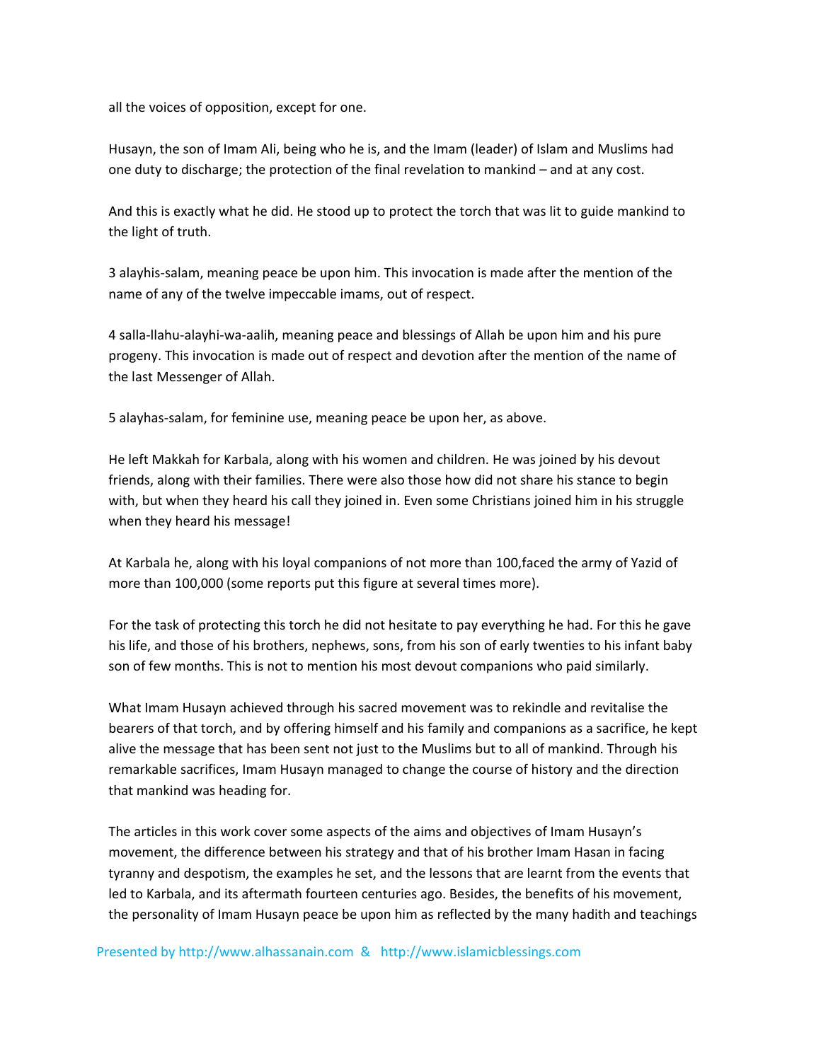all the voices of opposition, except for one.

Husayn, the son of Imam Ali, being who he is, and the Imam (leader) of Islam and Muslims had one duty to discharge; the protection of the final revelation to mankind – and at any cost.

And this is exactly what he did. He stood up to protect the torch that was lit to guide mankind to the light of truth.

3 alayhis-salam, meaning peace be upon him. This invocation is made after the mention of the name of any of the twelve impeccable imams, out of respect.

4 salla-llahu-alayhi-wa-aalih, meaning peace and blessings of Allah be upon him and his pure progeny. This invocation is made out of respect and devotion after the mention of the name of the last Messenger of Allah.

5 alayhas-salam, for feminine use, meaning peace be upon her, as above.

He left Makkah for Karbala, along with his women and children. He was joined by his devout friends, along with their families. There were also those how did not share his stance to begin with, but when they heard his call they joined in. Even some Christians joined him in his struggle when they heard his message!

At Karbala he, along with his loyal companions of not more than 100,faced the army of Yazid of more than 100,000 (some reports put this figure at several times more).

For the task of protecting this torch he did not hesitate to pay everything he had. For this he gave his life, and those of his brothers, nephews, sons, from his son of early twenties to his infant baby son of few months. This is not to mention his most devout companions who paid similarly.

What Imam Husayn achieved through his sacred movement was to rekindle and revitalise the bearers of that torch, and by offering himself and his family and companions as a sacrifice, he kept alive the message that has been sent not just to the Muslims but to all of mankind. Through his remarkable sacrifices, Imam Husayn managed to change the course of history and the direction that mankind was heading for.

The articles in this work cover some aspects of the aims and objectives of Imam Husayn's movement, the difference between his strategy and that of his brother Imam Hasan in facing tyranny and despotism, the examples he set, and the lessons that are learnt from the events that led to Karbala, and its aftermath fourteen centuries ago. Besides, the benefits of his movement, the personality of Imam Husayn peace be upon him as reflected by the many hadith and teachings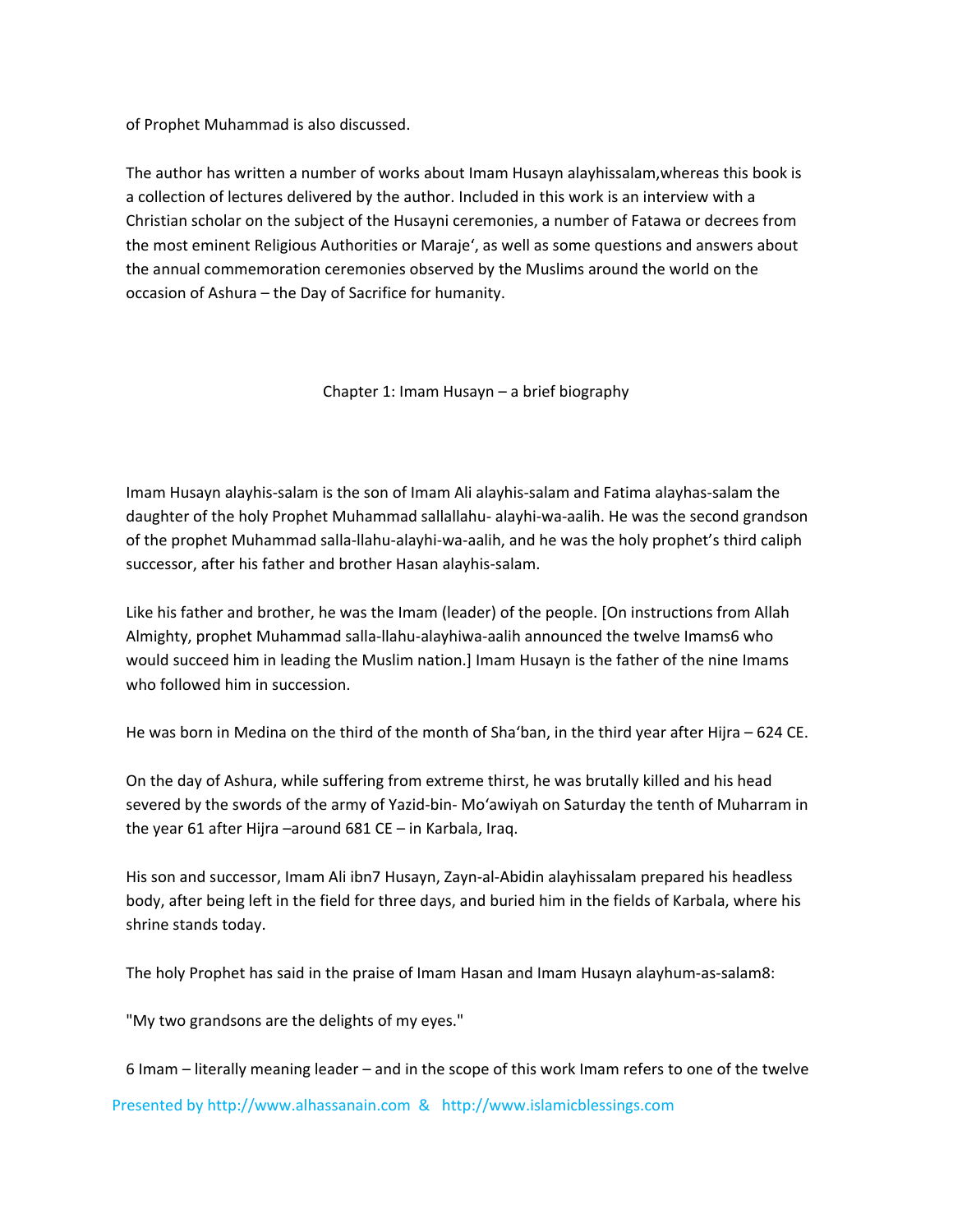of Prophet Muhammad is also discussed.

The author has written a number of works about Imam Husayn alayhissalam,whereas this book is a collection of lectures delivered by the author. Included in this work is an interview with a Christian scholar on the subject of the Husayni ceremonies, a number of Fatawa or decrees from the most eminent Religious Authorities or Maraje', as well as some questions and answers about the annual commemoration ceremonies observed by the Muslims around the world on the occasion of Ashura – the Day of Sacrifice for humanity.

## Chapter 1: Imam Husayn – a brief biography

Imam Husayn alayhis-salam is the son of Imam Ali alayhis-salam and Fatima alayhas-salam the daughter of the holy Prophet Muhammad sallallahu- alayhi-wa-aalih. He was the second grandson of the prophet Muhammad salla-llahu-alayhi-wa-aalih, and he was the holy prophet's third caliph successor, after his father and brother Hasan alayhis-salam.

Like his father and brother, he was the Imam (leader) of the people. [On instructions from Allah Almighty, prophet Muhammad salla-llahu-alayhiwa-aalih announced the twelve Imams[6] who would succeed him in leading the Muslim nation.] Imam Husayn is the father of the nine Imams who followed him in succession.

He was born in Medina on the third of the month of Sha'ban, in the third year after Hijra – 624 CE.

On the day of Ashura, while suffering from extreme thirst, he was brutally killed and his head severed by the swords of the army of Yazid-bin- Mo'awiyah on Saturday the tenth of Muharram in the year 61 after Hijra –around 681 CE – in Karbala, Iraq.

His son and successor, Imam Ali ibn[7] Husayn, Zayn-al-Abidin alayhissalam prepared his headless body, after being left in the field for three days, and buried him in the fields of Karbala, where his shrine stands today.

The holy Prophet has said in the praise of Imam Hasan and Imam Husayn alayhum-as-salam[8]:

"My two grandsons are the delights of my eyes."

6 Imam – literally meaning leader – and in the scope of this work Imam refers to one of the twelve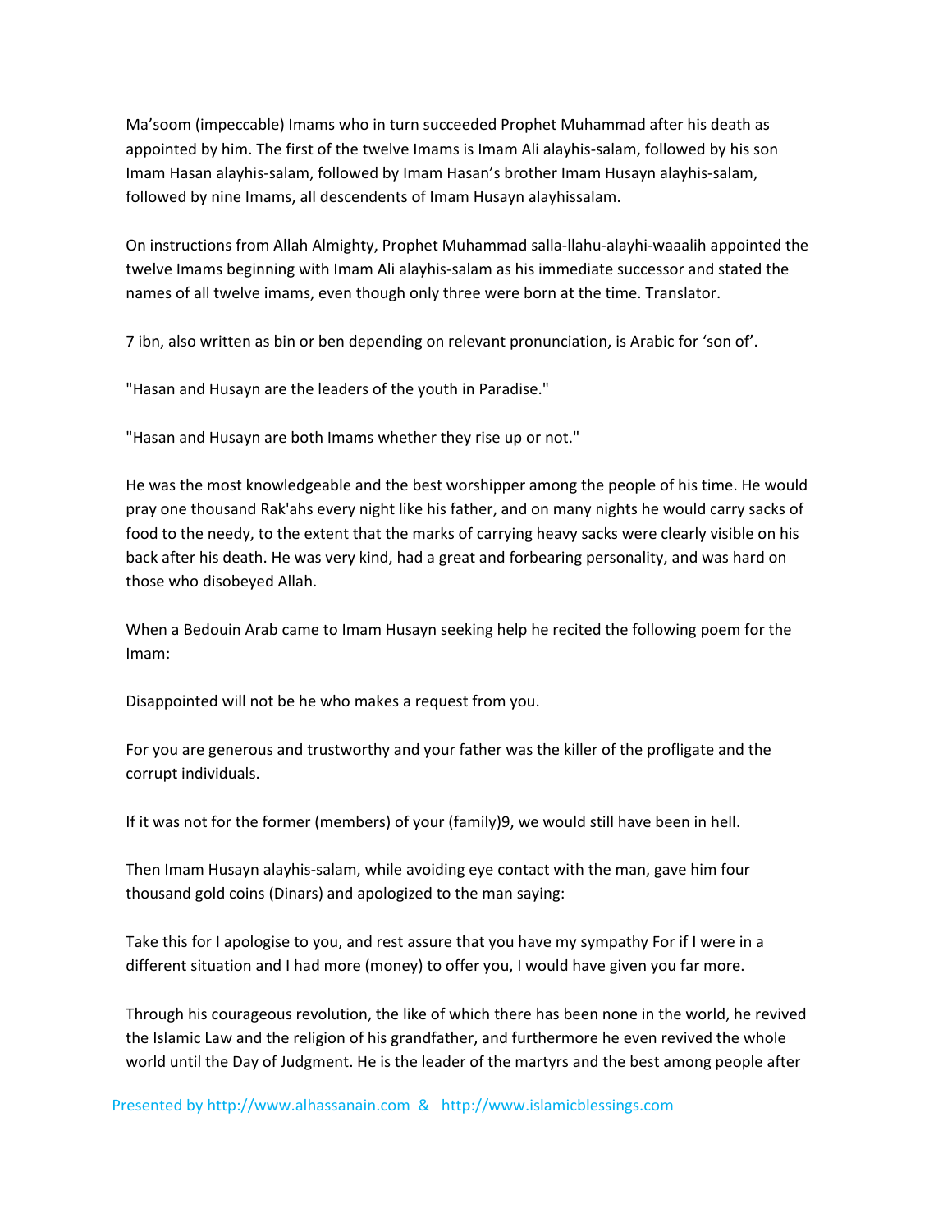Ma'soom (impeccable) Imams who in turn succeeded Prophet Muhammad after his death as appointed by him. The first of the twelve Imams is Imam Ali alayhis-salam, followed by his son Imam Hasan alayhis-salam, followed by Imam Hasan's brother Imam Husayn alayhis-salam, followed by nine Imams, all descendents of Imam Husayn alayhissalam.

On instructions from Allah Almighty, Prophet Muhammad salla-llahu-alayhi-waaalih appointed the twelve Imams beginning with Imam Ali alayhis-salam as his immediate successor and stated the names of all twelve imams, even though only three were born at the time. Translator.

7 ibn, also written as bin or ben depending on relevant pronunciation, is Arabic for 'son of'.

"Hasan and Husayn are the leaders of the youth in Paradise."

"Hasan and Husayn are both Imams whether they rise up or not."

He was the most knowledgeable and the best worshipper among the people of his time. He would pray one thousand Rak'ahs every night like his father, and on many nights he would carry sacks of food to the needy, to the extent that the marks of carrying heavy sacks were clearly visible on his back after his death. He was very kind, had a great and forbearing personality, and was hard on those who disobeyed Allah.

When a Bedouin Arab came to Imam Husayn seeking help he recited the following poem for the Imam:

Disappointed will not be he who makes a request from you.

For you are generous and trustworthy and your father was the killer of the profligate and the corrupt individuals.

If it was not for the former (members) of your (family)9, we would still have been in hell.

Then Imam Husayn alayhis-salam, while avoiding eye contact with the man, gave him four thousand gold coins (Dinars) and apologized to the man saying:

Take this for I apologise to you, and rest assure that you have my sympathy For if I were in a different situation and I had more (money) to offer you, I would have given you far more.

Through his courageous revolution, the like of which there has been none in the world, he revived the Islamic Law and the religion of his grandfather, and furthermore he even revived the whole world until the Day of Judgment. He is the leader of the martyrs and the best among people after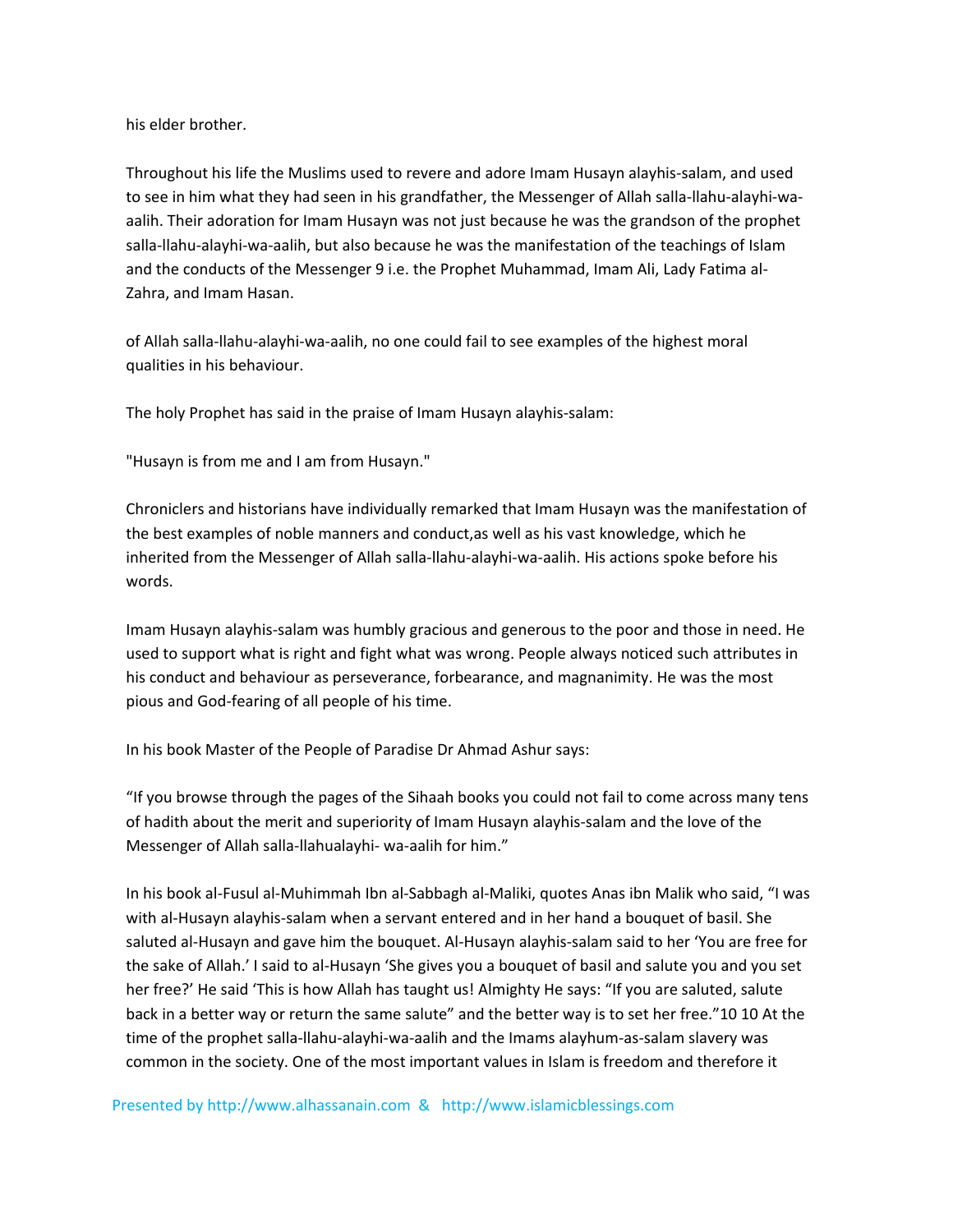his elder brother.

Throughout his life the Muslims used to revere and adore Imam Husayn alayhis-salam, and used to see in him what they had seen in his grandfather, the Messenger of Allah salla-llahu-alayhi-wa-aalih. Their adoration for Imam Husayn was not just because he was the grandson of the prophet salla-llahu-alayhi-wa-aalih, but also because he was the manifestation of the teachings of Islam and the conducts of the Messenger 9 i.e. the Prophet Muhammad, Imam Ali, Lady Fatima al-Zahra, and Imam Hasan.

of Allah salla-llahu-alayhi-wa-aalih, no one could fail to see examples of the highest moral qualities in his behaviour.

The holy Prophet has said in the praise of Imam Husayn alayhis-salam:

"Husayn is from me and I am from Husayn."

Chroniclers and historians have individually remarked that Imam Husayn was the manifestation of the best examples of noble manners and conduct,as well as his vast knowledge, which he inherited from the Messenger of Allah salla-llahu-alayhi-wa-aalih. His actions spoke before his words.

Imam Husayn alayhis-salam was humbly gracious and generous to the poor and those in need. He used to support what is right and fight what was wrong. People always noticed such attributes in his conduct and behaviour as perseverance, forbearance, and magnanimity. He was the most pious and God-fearing of all people of his time.

In his book Master of the People of Paradise Dr Ahmad Ashur says:

"If you browse through the pages of the Sihaah books you could not fail to come across many tens of hadith about the merit and superiority of Imam Husayn alayhis-salam and the love of the Messenger of Allah salla-llahualayhi- wa-aalih for him."

In his book al-Fusul al-Muhimmah Ibn al-Sabbagh al-Maliki, quotes Anas ibn Malik who said, "I was with al-Husayn alayhis-salam when a servant entered and in her hand a bouquet of basil. She saluted al-Husayn and gave him the bouquet. Al-Husayn alayhis-salam said to her 'You are free for the sake of Allah.' I said to al-Husayn 'She gives you a bouquet of basil and salute you and you set her free?' He said 'This is how Allah has taught us! Almighty He says: "If you are saluted, salute back in a better way or return the same salute" and the better way is to set her free."10 10 At the time of the prophet salla-llahu-alayhi-wa-aalih and the Imams alayhum-as-salam slavery was common in the society. One of the most important values in Islam is freedom and therefore it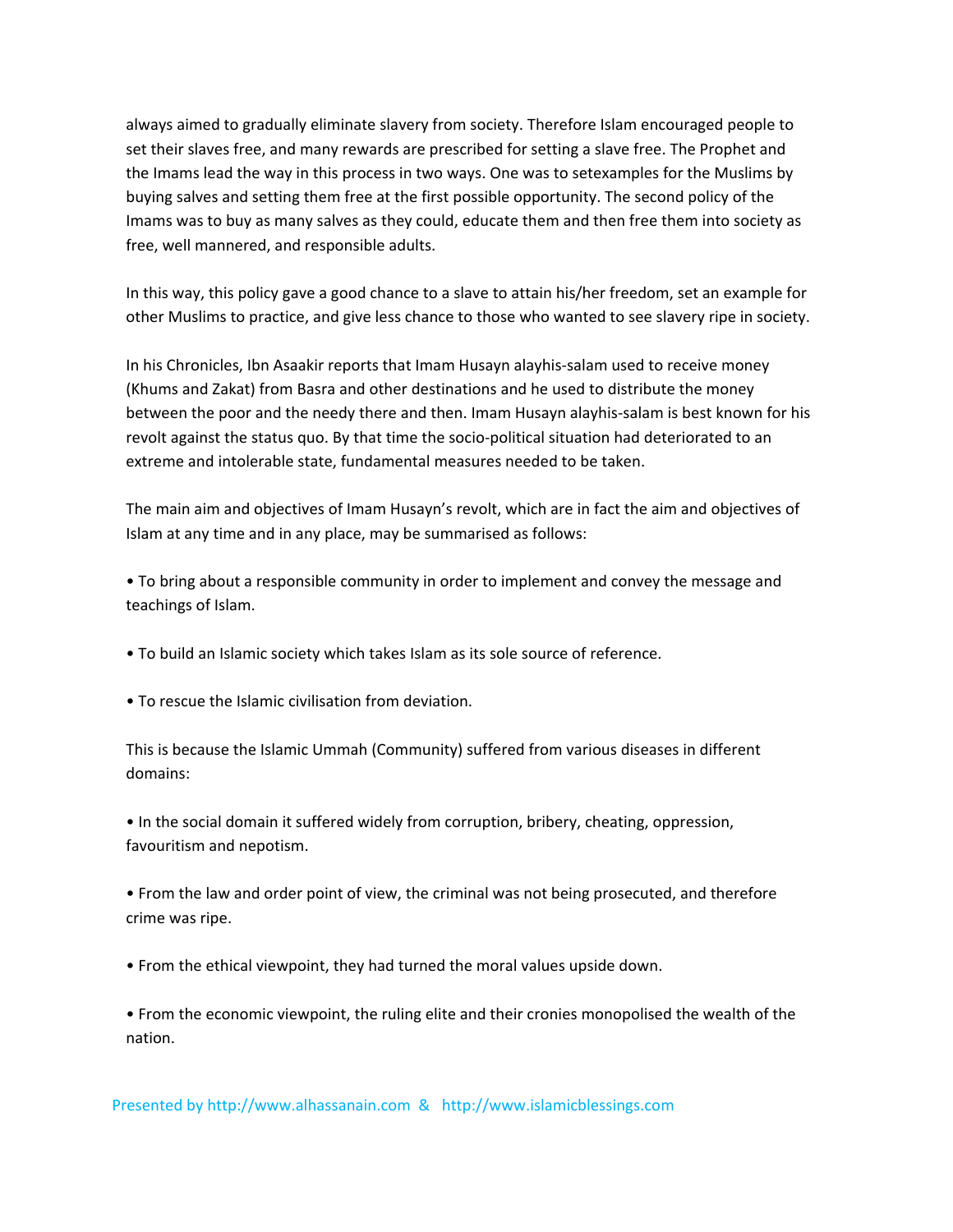always aimed to gradually eliminate slavery from society. Therefore Islam encouraged people to set their slaves free, and many rewards are prescribed for setting a slave free. The Prophet and the Imams lead the way in this process in two ways. One was to setexamples for the Muslims by buying salves and setting them free at the first possible opportunity. The second policy of the Imams was to buy as many salves as they could, educate them and then free them into society as free, well mannered, and responsible adults.

In this way, this policy gave a good chance to a slave to attain his/her freedom, set an example for other Muslims to practice, and give less chance to those who wanted to see slavery ripe in society.

In his Chronicles, Ibn Asaakir reports that Imam Husayn alayhis-salam used to receive money (Khums and Zakat) from Basra and other destinations and he used to distribute the money between the poor and the needy there and then. Imam Husayn alayhis-salam is best known for his revolt against the status quo. By that time the socio-political situation had deteriorated to an extreme and intolerable state, fundamental measures needed to be taken.

The main aim and objectives of Imam Husayn's revolt, which are in fact the aim and objectives of Islam at any time and in any place, may be summarised as follows:

- To bring about a responsible community in order to implement and convey the message and teachings of Islam.

- To build an Islamic society which takes Islam as its sole source of reference.

- To rescue the Islamic civilisation from deviation.

This is because the Islamic Ummah (Community) suffered from various diseases in different domains:

- In the social domain it suffered widely from corruption, bribery, cheating, oppression, favouritism and nepotism.

- From the law and order point of view, the criminal was not being prosecuted, and therefore crime was ripe.

- From the ethical viewpoint, they had turned the moral values upside down.

- From the economic viewpoint, the ruling elite and their cronies monopolised the wealth of the nation.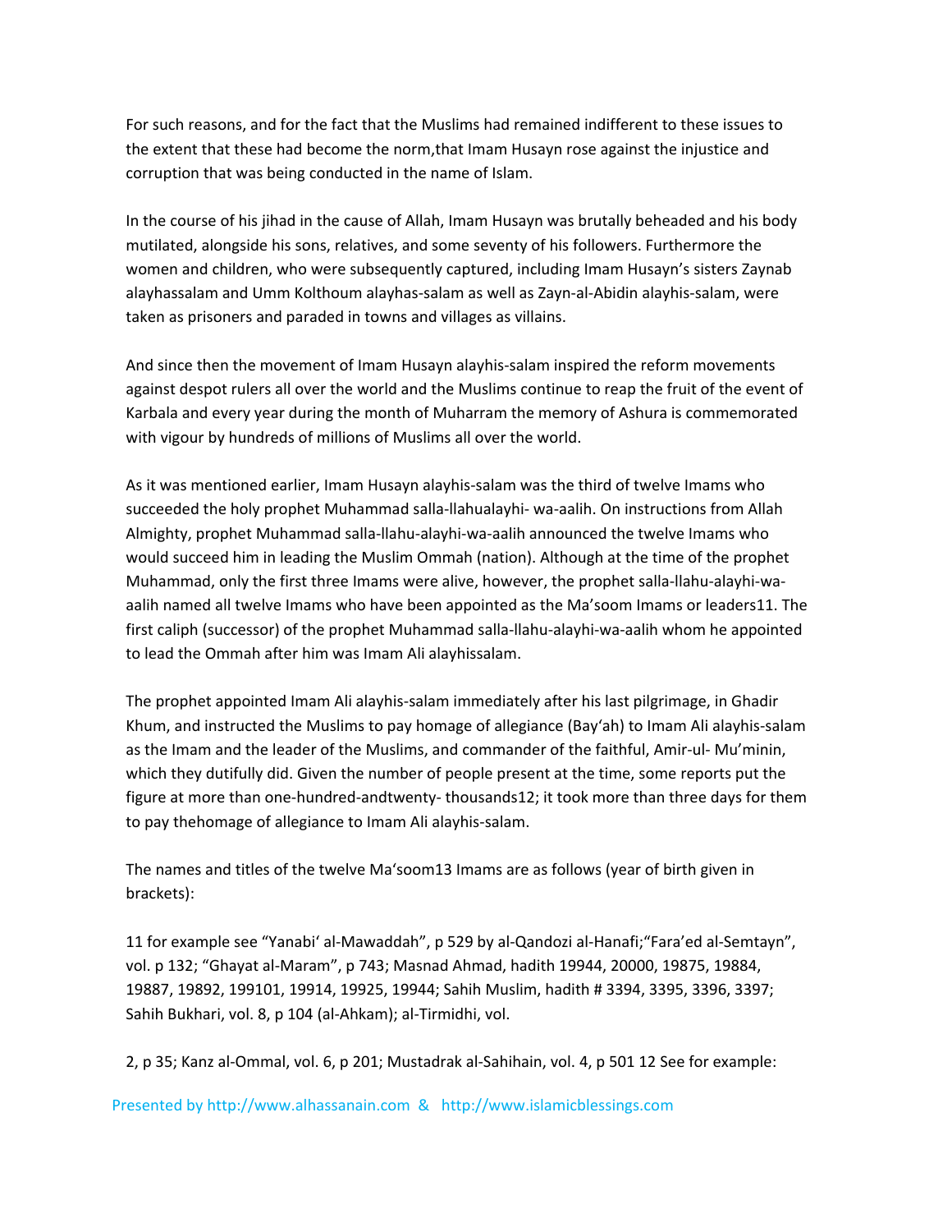For such reasons, and for the fact that the Muslims had remained indifferent to these issues to the extent that these had become the norm,that Imam Husayn rose against the injustice and corruption that was being conducted in the name of Islam.

In the course of his jihad in the cause of Allah, Imam Husayn was brutally beheaded and his body mutilated, alongside his sons, relatives, and some seventy of his followers. Furthermore the women and children, who were subsequently captured, including Imam Husayn's sisters Zaynab alayhassalam and Umm Kolthoum alayhas-salam as well as Zayn-al-Abidin alayhis-salam, were taken as prisoners and paraded in towns and villages as villains.

And since then the movement of Imam Husayn alayhis-salam inspired the reform movements against despot rulers all over the world and the Muslims continue to reap the fruit of the event of Karbala and every year during the month of Muharram the memory of Ashura is commemorated with vigour by hundreds of millions of Muslims all over the world.

As it was mentioned earlier, Imam Husayn alayhis-salam was the third of twelve Imams who succeeded the holy prophet Muhammad salla-llahualayhi- wa-aalih. On instructions from Allah Almighty, prophet Muhammad salla-llahu-alayhi-wa-aalih announced the twelve Imams who would succeed him in leading the Muslim Ommah (nation). Although at the time of the prophet Muhammad, only the first three Imams were alive, however, the prophet salla-llahu-alayhi-wa-aalih named all twelve Imams who have been appointed as the Ma'soom Imams or leaders[11]. The first caliph (successor) of the prophet Muhammad salla-llahu-alayhi-wa-aalih whom he appointed to lead the Ommah after him was Imam Ali alayhissalam.

The prophet appointed Imam Ali alayhis-salam immediately after his last pilgrimage, in Ghadir Khum, and instructed the Muslims to pay homage of allegiance (Bay'ah) to Imam Ali alayhis-salam as the Imam and the leader of the Muslims, and commander of the faithful, Amir-ul- Mu'minin, which they dutifully did. Given the number of people present at the time, some reports put the figure at more than one-hundred-andtwenty- thousands[12]; it took more than three days for them to pay thehomage of allegiance to Imam Ali alayhis-salam.

The names and titles of the twelve Ma'soom[13] Imams are as follows (year of birth given in brackets):

11 for example see "Yanabi' al-Mawaddah", p 529 by al-Qandozi al-Hanafi;"Fara'ed al-Semtayn", vol. p 132; "Ghayat al-Maram", p 743; Masnad Ahmad, hadith 19944, 20000, 19875, 19884, 19887, 19892, 199101, 19914, 19925, 19944; Sahih Muslim, hadith # 3394, 3395, 3396, 3397; Sahih Bukhari, vol. 8, p 104 (al-Ahkam); al-Tirmidhi, vol.

2, p 35; Kanz al-Ommal, vol. 6, p 201; Mustadrak al-Sahihain, vol. 4, p 501 12 See for example: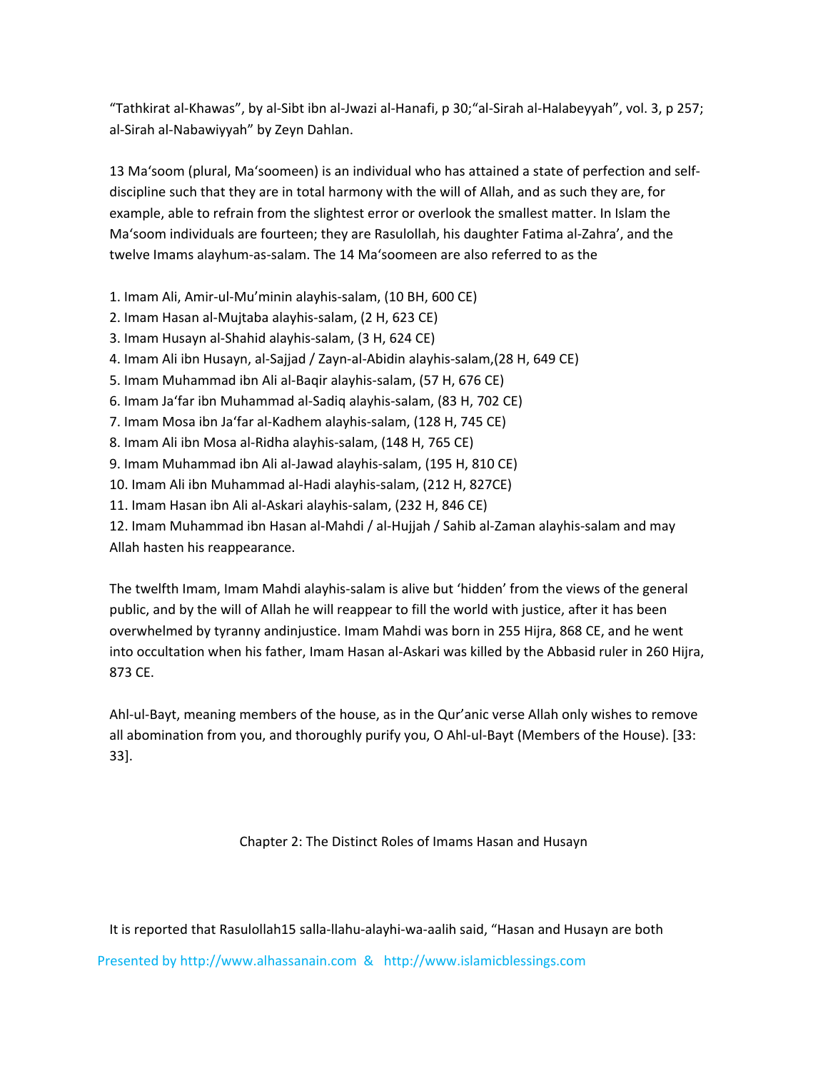"Tathkirat al-Khawas", by al-Sibt ibn al-Jwazi al-Hanafi, p 30;"al-Sirah al-Halabeyyah", vol. 3, p 257; al-Sirah al-Nabawiyyah" by Zeyn Dahlan.

13 Ma'soom (plural, Ma'soomeen) is an individual who has attained a state of perfection and self-discipline such that they are in total harmony with the will of Allah, and as such they are, for example, able to refrain from the slightest error or overlook the smallest matter. In Islam the Ma'soom individuals are fourteen; they are Rasulollah, his daughter Fatima al-Zahra', and the twelve Imams alayhum-as-salam. The 14 Ma'soomeen are also referred to as the

1. Imam Ali, Amir-ul-Mu'minin alayhis-salam, (10 BH, 600 CE)
2. Imam Hasan al-Mujtaba alayhis-salam, (2 H, 623 CE)
3. Imam Husayn al-Shahid alayhis-salam, (3 H, 624 CE)
4. Imam Ali ibn Husayn, al-Sajjad / Zayn-al-Abidin alayhis-salam,(28 H, 649 CE)
5. Imam Muhammad ibn Ali al-Baqir alayhis-salam, (57 H, 676 CE)
6. Imam Ja'far ibn Muhammad al-Sadiq alayhis-salam, (83 H, 702 CE)
7. Imam Mosa ibn Ja'far al-Kadhem alayhis-salam, (128 H, 745 CE)
8. Imam Ali ibn Mosa al-Ridha alayhis-salam, (148 H, 765 CE)
9. Imam Muhammad ibn Ali al-Jawad alayhis-salam, (195 H, 810 CE)
10. Imam Ali ibn Muhammad al-Hadi alayhis-salam, (212 H, 827CE)
11. Imam Hasan ibn Ali al-Askari alayhis-salam, (232 H, 846 CE)
12. Imam Muhammad ibn Hasan al-Mahdi / al-Hujjah / Sahib al-Zaman alayhis-salam and may Allah hasten his reappearance.

The twelfth Imam, Imam Mahdi alayhis-salam is alive but 'hidden' from the views of the general public, and by the will of Allah he will reappear to fill the world with justice, after it has been overwhelmed by tyranny andinjustice. Imam Mahdi was born in 255 Hijra, 868 CE, and he went into occultation when his father, Imam Hasan al-Askari was killed by the Abbasid ruler in 260 Hijra, 873 CE.

Ahl-ul-Bayt, meaning members of the house, as in the Qur'anic verse Allah only wishes to remove all abomination from you, and thoroughly purify you, O Ahl-ul-Bayt (Members of the House). [33: 33].

## Chapter 2: The Distinct Roles of Imams Hasan and Husayn

It is reported that Rasulollah15 salla-llahu-alayhi-wa-aalih said, "Hasan and Husayn are both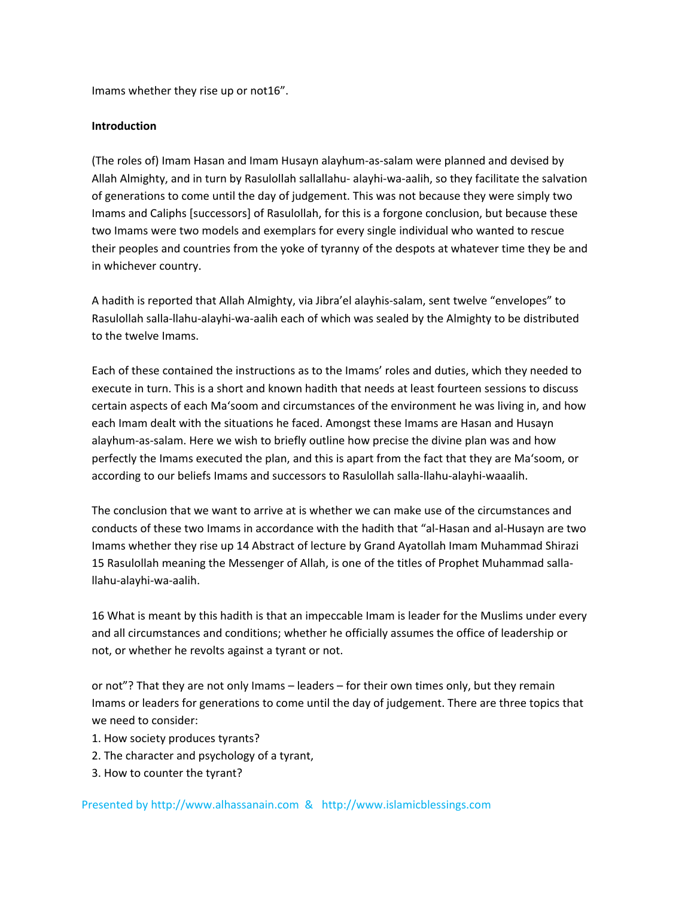Imams whether they rise up or not[16]".

**Introduction**

(The roles of) Imam Hasan and Imam Husayn alayhum-as-salam were planned and devised by Allah Almighty, and in turn by Rasulollah sallallahu- alayhi-wa-aalih, so they facilitate the salvation of generations to come until the day of judgement. This was not because they were simply two Imams and Caliphs [successors] of Rasulollah, for this is a forgone conclusion, but because these two Imams were two models and exemplars for every single individual who wanted to rescue their peoples and countries from the yoke of tyranny of the despots at whatever time they be and in whichever country.

A hadith is reported that Allah Almighty, via Jibra'el alayhis-salam, sent twelve "envelopes" to Rasulollah salla-llahu-alayhi-wa-aalih each of which was sealed by the Almighty to be distributed to the twelve Imams.

Each of these contained the instructions as to the Imams' roles and duties, which they needed to execute in turn. This is a short and known hadith that needs at least fourteen sessions to discuss certain aspects of each Ma'soom and circumstances of the environment he was living in, and how each Imam dealt with the situations he faced. Amongst these Imams are Hasan and Husayn alayhum-as-salam. Here we wish to briefly outline how precise the divine plan was and how perfectly the Imams executed the plan, and this is apart from the fact that they are Ma'soom, or according to our beliefs Imams and successors to Rasulollah salla-llahu-alayhi-waaalih.

The conclusion that we want to arrive at is whether we can make use of the circumstances and conducts of these two Imams in accordance with the hadith that "al-Hasan and al-Husayn are two Imams whether they rise up or not"? That they are not only Imams – leaders – for their own times only, but they remain Imams or leaders for generations to come until the day of judgement. There are three topics that we need to consider:

1. How society produces tyrants?
2. The character and psychology of a tyrant,
3. How to counter the tyrant?

[14] Abstract of lecture by Grand Ayatollah Imam Muhammad Shirazi

[15] Rasulollah meaning the Messenger of Allah, is one of the titles of Prophet Muhammad salla-llahu-alayhi-wa-aalih.

[16] What is meant by this hadith is that an impeccable Imam is leader for the Muslims under every and all circumstances and conditions; whether he officially assumes the office of leadership or not, or whether he revolts against a tyrant or not.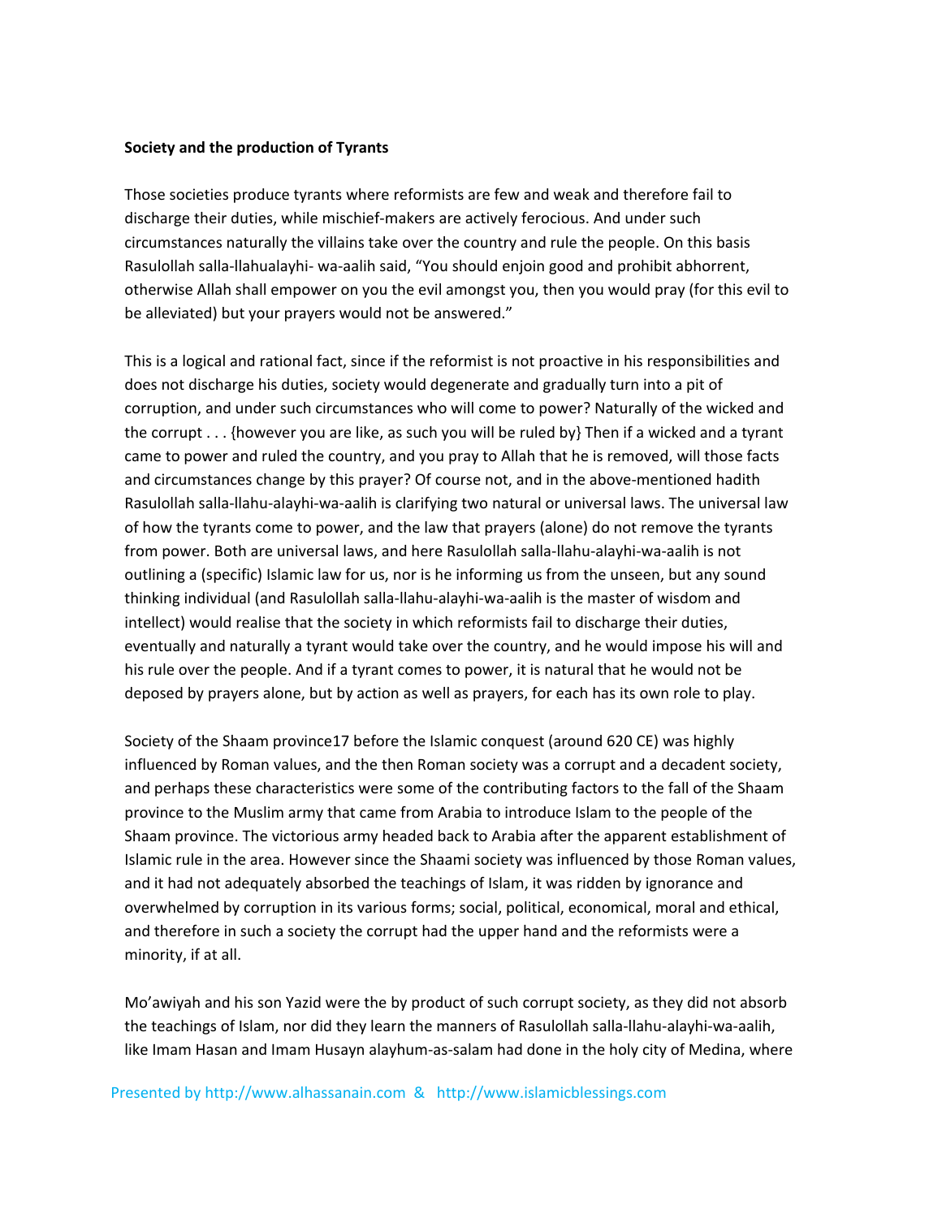**Society and the production of Tyrants**

Those societies produce tyrants where reformists are few and weak and therefore fail to discharge their duties, while mischief-makers are actively ferocious. And under such circumstances naturally the villains take over the country and rule the people. On this basis Rasulollah salla-llahualayhi- wa-aalih said, "You should enjoin good and prohibit abhorrent, otherwise Allah shall empower on you the evil amongst you, then you would pray (for this evil to be alleviated) but your prayers would not be answered."

This is a logical and rational fact, since if the reformist is not proactive in his responsibilities and does not discharge his duties, society would degenerate and gradually turn into a pit of corruption, and under such circumstances who will come to power? Naturally of the wicked and the corrupt . . . {however you are like, as such you will be ruled by} Then if a wicked and a tyrant came to power and ruled the country, and you pray to Allah that he is removed, will those facts and circumstances change by this prayer? Of course not, and in the above-mentioned hadith Rasulollah salla-llahu-alayhi-wa-aalih is clarifying two natural or universal laws. The universal law of how the tyrants come to power, and the law that prayers (alone) do not remove the tyrants from power. Both are universal laws, and here Rasulollah salla-llahu-alayhi-wa-aalih is not outlining a (specific) Islamic law for us, nor is he informing us from the unseen, but any sound thinking individual (and Rasulollah salla-llahu-alayhi-wa-aalih is the master of wisdom and intellect) would realise that the society in which reformists fail to discharge their duties, eventually and naturally a tyrant would take over the country, and he would impose his will and his rule over the people. And if a tyrant comes to power, it is natural that he would not be deposed by prayers alone, but by action as well as prayers, for each has its own role to play.

Society of the Shaam province[17] before the Islamic conquest (around 620 CE) was highly influenced by Roman values, and the then Roman society was a corrupt and a decadent society, and perhaps these characteristics were some of the contributing factors to the fall of the Shaam province to the Muslim army that came from Arabia to introduce Islam to the people of the Shaam province. The victorious army headed back to Arabia after the apparent establishment of Islamic rule in the area. However since the Shaami society was influenced by those Roman values, and it had not adequately absorbed the teachings of Islam, it was ridden by ignorance and overwhelmed by corruption in its various forms; social, political, economical, moral and ethical, and therefore in such a society the corrupt had the upper hand and the reformists were a minority, if at all.

Mo'awiyah and his son Yazid were the by product of such corrupt society, as they did not absorb the teachings of Islam, nor did they learn the manners of Rasulollah salla-llahu-alayhi-wa-aalih, like Imam Hasan and Imam Husayn alayhum-as-salam had done in the holy city of Medina, where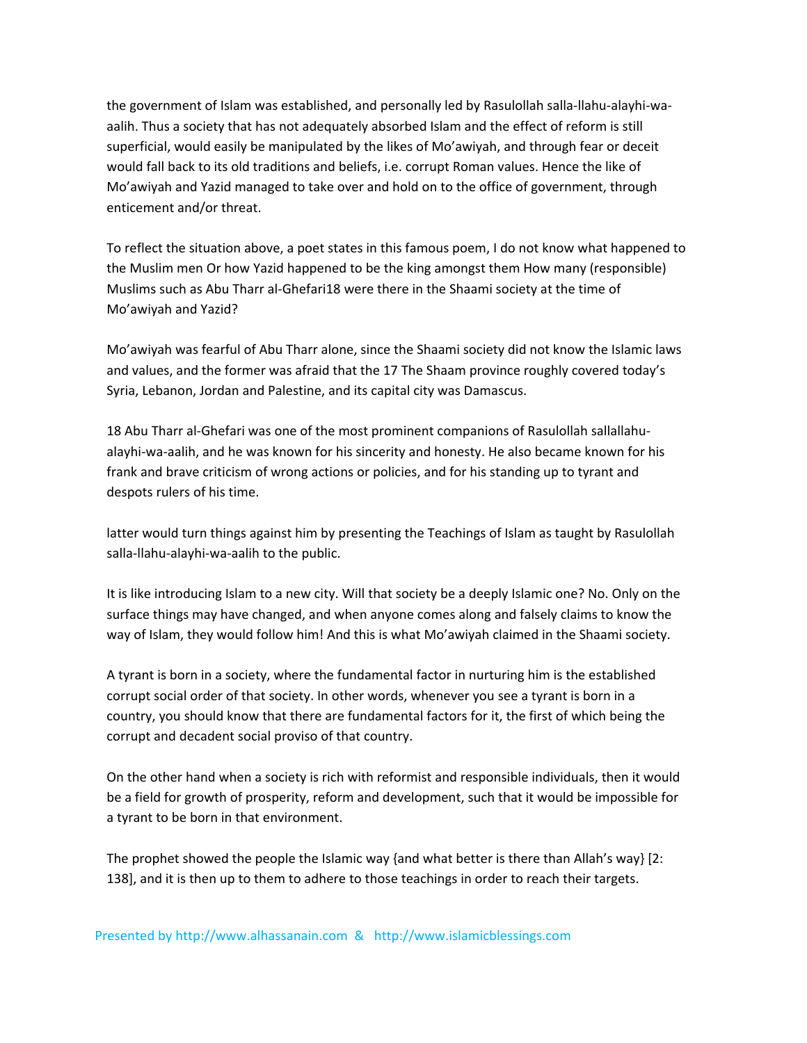the government of Islam was established, and personally led by Rasulollah salla-llahu-alayhi-wa-aalih. Thus a society that has not adequately absorbed Islam and the effect of reform is still superficial, would easily be manipulated by the likes of Mo'awiyah, and through fear or deceit would fall back to its old traditions and beliefs, i.e. corrupt Roman values. Hence the like of Mo'awiyah and Yazid managed to take over and hold on to the office of government, through enticement and/or threat.

To reflect the situation above, a poet states in this famous poem, I do not know what happened to the Muslim men Or how Yazid happened to be the king amongst them How many (responsible) Muslims such as Abu Tharr al-Ghefari[18] were there in the Shaami society at the time of Mo'awiyah and Yazid?

Mo'awiyah was fearful of Abu Tharr alone, since the Shaami society did not know the Islamic laws and values, and the former was afraid that the latter would turn things against him by presenting the Teachings of Islam as taught by Rasulollah salla-llahu-alayhi-wa-aalih to the public.

It is like introducing Islam to a new city. Will that society be a deeply Islamic one? No. Only on the surface things may have changed, and when anyone comes along and falsely claims to know the way of Islam, they would follow him! And this is what Mo'awiyah claimed in the Shaami society.

A tyrant is born in a society, where the fundamental factor in nurturing him is the established corrupt social order of that society. In other words, whenever you see a tyrant is born in a country, you should know that there are fundamental factors for it, the first of which being the corrupt and decadent social proviso of that country.

On the other hand when a society is rich with reformist and responsible individuals, then it would be a field for growth of prosperity, reform and development, such that it would be impossible for a tyrant to be born in that environment.

The prophet showed the people the Islamic way {and what better is there than Allah's way} [2: 138], and it is then up to them to adhere to those teachings in order to reach their targets.

17 The Shaam province roughly covered today's Syria, Lebanon, Jordan and Palestine, and its capital city was Damascus.

18 Abu Tharr al-Ghefari was one of the most prominent companions of Rasulollah sallallahu-alayhi-wa-aalih, and he was known for his sincerity and honesty. He also became known for his frank and brave criticism of wrong actions or policies, and for his standing up to tyrant and despots rulers of his time.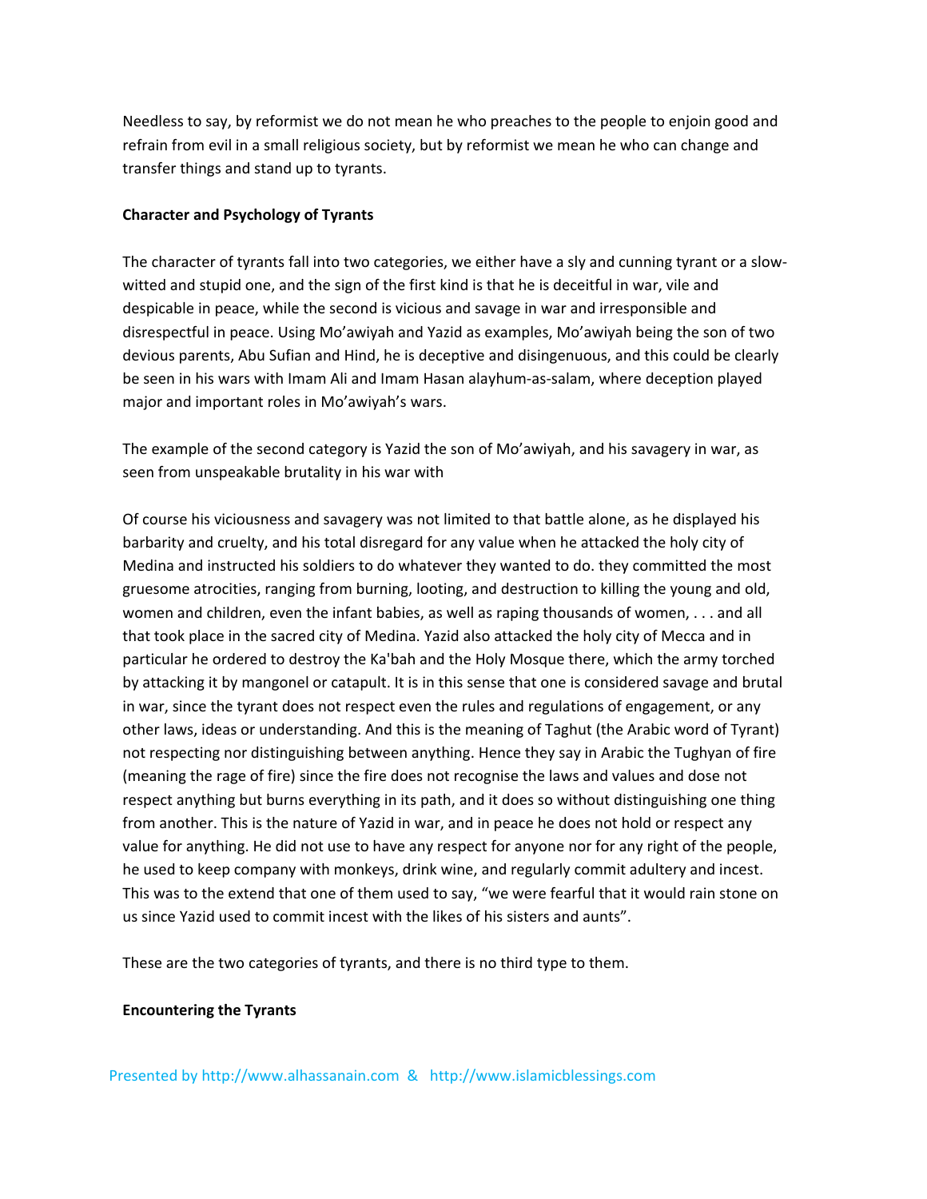Needless to say, by reformist we do not mean he who preaches to the people to enjoin good and refrain from evil in a small religious society, but by reformist we mean he who can change and transfer things and stand up to tyrants.

### Character and Psychology of Tyrants

The character of tyrants fall into two categories, we either have a sly and cunning tyrant or a slow-witted and stupid one, and the sign of the first kind is that he is deceitful in war, vile and despicable in peace, while the second is vicious and savage in war and irresponsible and disrespectful in peace. Using Mo'awiyah and Yazid as examples, Mo'awiyah being the son of two devious parents, Abu Sufian and Hind, he is deceptive and disingenuous, and this could be clearly be seen in his wars with Imam Ali and Imam Hasan alayhum-as-salam, where deception played major and important roles in Mo'awiyah's wars.

The example of the second category is Yazid the son of Mo'awiyah, and his savagery in war, as seen from unspeakable brutality in his war with

Of course his viciousness and savagery was not limited to that battle alone, as he displayed his barbarity and cruelty, and his total disregard for any value when he attacked the holy city of Medina and instructed his soldiers to do whatever they wanted to do. they committed the most gruesome atrocities, ranging from burning, looting, and destruction to killing the young and old, women and children, even the infant babies, as well as raping thousands of women, . . . and all that took place in the sacred city of Medina. Yazid also attacked the holy city of Mecca and in particular he ordered to destroy the Ka'bah and the Holy Mosque there, which the army torched by attacking it by mangonel or catapult. It is in this sense that one is considered savage and brutal in war, since the tyrant does not respect even the rules and regulations of engagement, or any other laws, ideas or understanding. And this is the meaning of Taghut (the Arabic word of Tyrant) not respecting nor distinguishing between anything. Hence they say in Arabic the Tughyan of fire (meaning the rage of fire) since the fire does not recognise the laws and values and dose not respect anything but burns everything in its path, and it does so without distinguishing one thing from another. This is the nature of Yazid in war, and in peace he does not hold or respect any value for anything. He did not use to have any respect for anyone nor for any right of the people, he used to keep company with monkeys, drink wine, and regularly commit adultery and incest. This was to the extend that one of them used to say, "we were fearful that it would rain stone on us since Yazid used to commit incest with the likes of his sisters and aunts".

These are the two categories of tyrants, and there is no third type to them.

### Encountering the Tyrants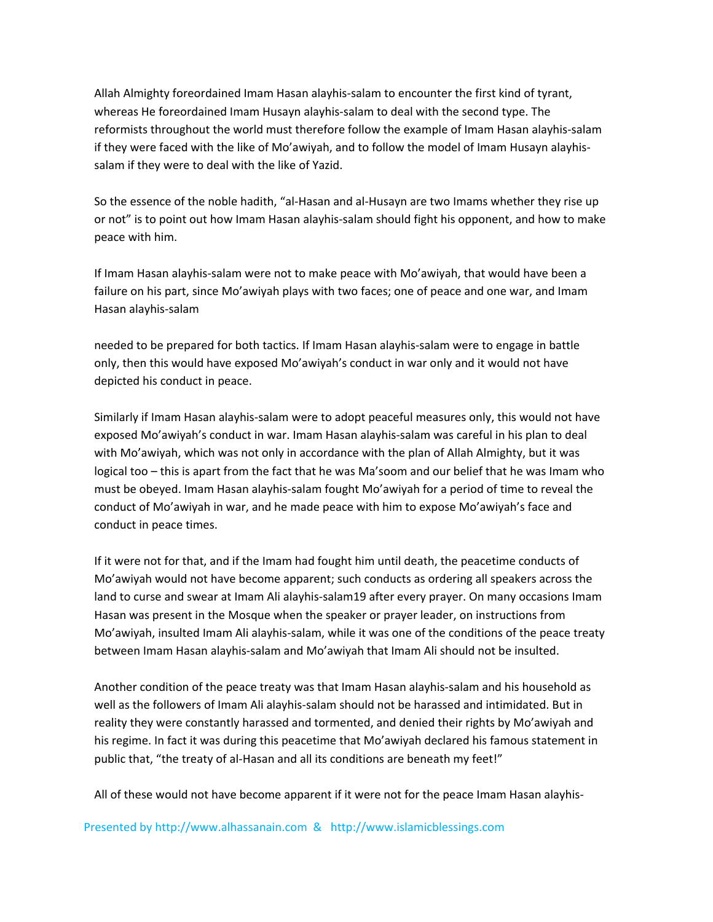Allah Almighty foreordained Imam Hasan alayhis-salam to encounter the first kind of tyrant, whereas He foreordained Imam Husayn alayhis-salam to deal with the second type. The reformists throughout the world must therefore follow the example of Imam Hasan alayhis-salam if they were faced with the like of Mo'awiyah, and to follow the model of Imam Husayn alayhis-salam if they were to deal with the like of Yazid.

So the essence of the noble hadith, "al-Hasan and al-Husayn are two Imams whether they rise up or not" is to point out how Imam Hasan alayhis-salam should fight his opponent, and how to make peace with him.

If Imam Hasan alayhis-salam were not to make peace with Mo'awiyah, that would have been a failure on his part, since Mo'awiyah plays with two faces; one of peace and one war, and Imam Hasan alayhis-salam needed to be prepared for both tactics. If Imam Hasan alayhis-salam were to engage in battle only, then this would have exposed Mo'awiyah's conduct in war only and it would not have depicted his conduct in peace.

Similarly if Imam Hasan alayhis-salam were to adopt peaceful measures only, this would not have exposed Mo'awiyah's conduct in war. Imam Hasan alayhis-salam was careful in his plan to deal with Mo'awiyah, which was not only in accordance with the plan of Allah Almighty, but it was logical too – this is apart from the fact that he was Ma'soom and our belief that he was Imam who must be obeyed. Imam Hasan alayhis-salam fought Mo'awiyah for a period of time to reveal the conduct of Mo'awiyah in war, and he made peace with him to expose Mo'awiyah's face and conduct in peace times.

If it were not for that, and if the Imam had fought him until death, the peacetime conducts of Mo'awiyah would not have become apparent; such conducts as ordering all speakers across the land to curse and swear at Imam Ali alayhis-salam[19] after every prayer. On many occasions Imam Hasan was present in the Mosque when the speaker or prayer leader, on instructions from Mo'awiyah, insulted Imam Ali alayhis-salam, while it was one of the conditions of the peace treaty between Imam Hasan alayhis-salam and Mo'awiyah that Imam Ali should not be insulted.

Another condition of the peace treaty was that Imam Hasan alayhis-salam and his household as well as the followers of Imam Ali alayhis-salam should not be harassed and intimidated. But in reality they were constantly harassed and tormented, and denied their rights by Mo'awiyah and his regime. In fact it was during this peacetime that Mo'awiyah declared his famous statement in public that, "the treaty of al-Hasan and all its conditions are beneath my feet!"

All of these would not have become apparent if it were not for the peace Imam Hasan alayhis-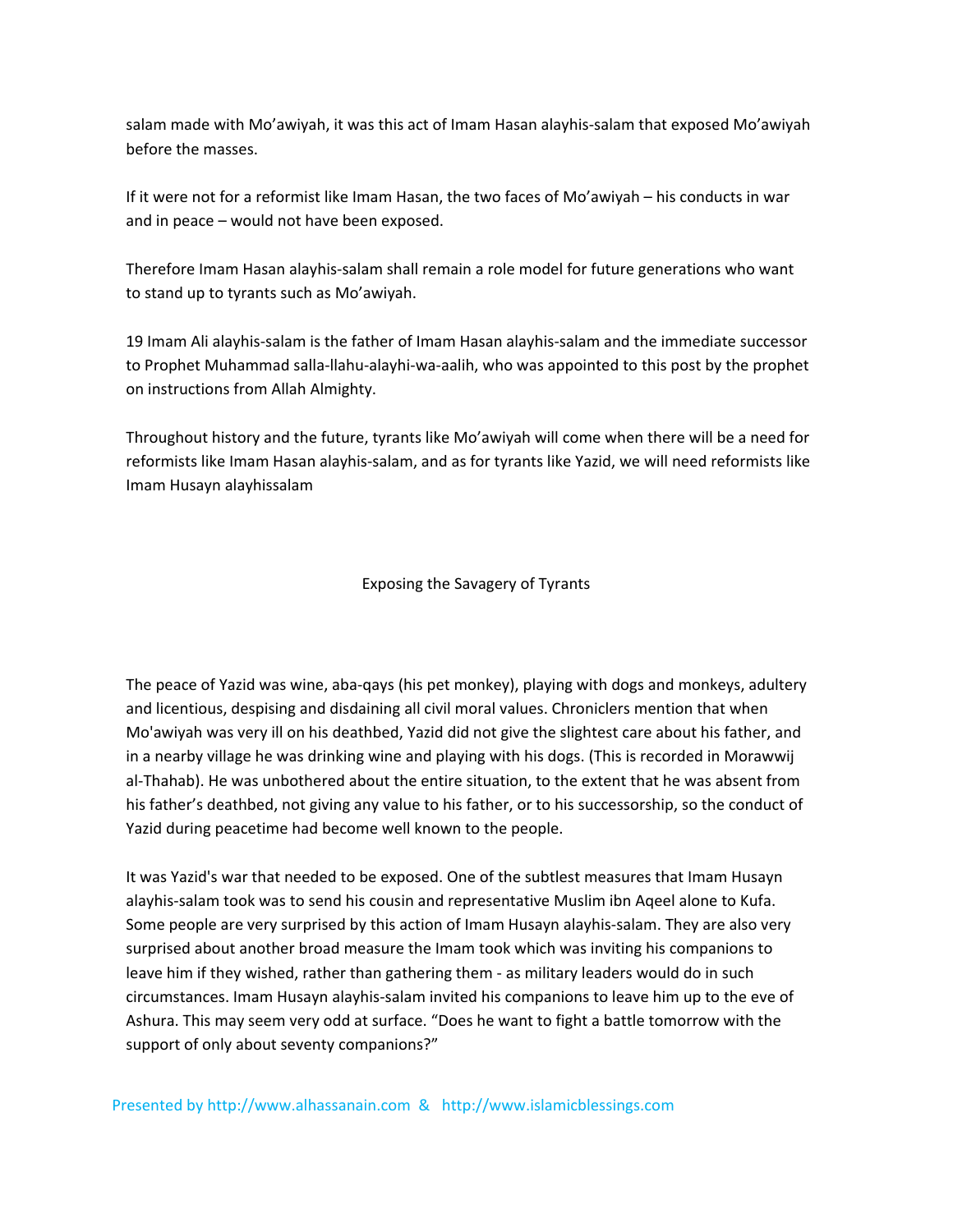salam made with Mo'awiyah, it was this act of Imam Hasan alayhis-salam that exposed Mo'awiyah before the masses.

If it were not for a reformist like Imam Hasan, the two faces of Mo'awiyah – his conducts in war and in peace – would not have been exposed.

Therefore Imam Hasan alayhis-salam shall remain a role model for future generations who want to stand up to tyrants such as Mo'awiyah.

19 Imam Ali alayhis-salam is the father of Imam Hasan alayhis-salam and the immediate successor to Prophet Muhammad salla-llahu-alayhi-wa-aalih, who was appointed to this post by the prophet on instructions from Allah Almighty.

Throughout history and the future, tyrants like Mo'awiyah will come when there will be a need for reformists like Imam Hasan alayhis-salam, and as for tyrants like Yazid, we will need reformists like Imam Husayn alayhissalam

## Exposing the Savagery of Tyrants

The peace of Yazid was wine, aba-qays (his pet monkey), playing with dogs and monkeys, adultery and licentious, despising and disdaining all civil moral values. Chroniclers mention that when Mo'awiyah was very ill on his deathbed, Yazid did not give the slightest care about his father, and in a nearby village he was drinking wine and playing with his dogs. (This is recorded in Morawwij al-Thahab). He was unbothered about the entire situation, to the extent that he was absent from his father's deathbed, not giving any value to his father, or to his successorship, so the conduct of Yazid during peacetime had become well known to the people.

It was Yazid's war that needed to be exposed. One of the subtlest measures that Imam Husayn alayhis-salam took was to send his cousin and representative Muslim ibn Aqeel alone to Kufa. Some people are very surprised by this action of Imam Husayn alayhis-salam. They are also very surprised about another broad measure the Imam took which was inviting his companions to leave him if they wished, rather than gathering them - as military leaders would do in such circumstances. Imam Husayn alayhis-salam invited his companions to leave him up to the eve of Ashura. This may seem very odd at surface. "Does he want to fight a battle tomorrow with the support of only about seventy companions?"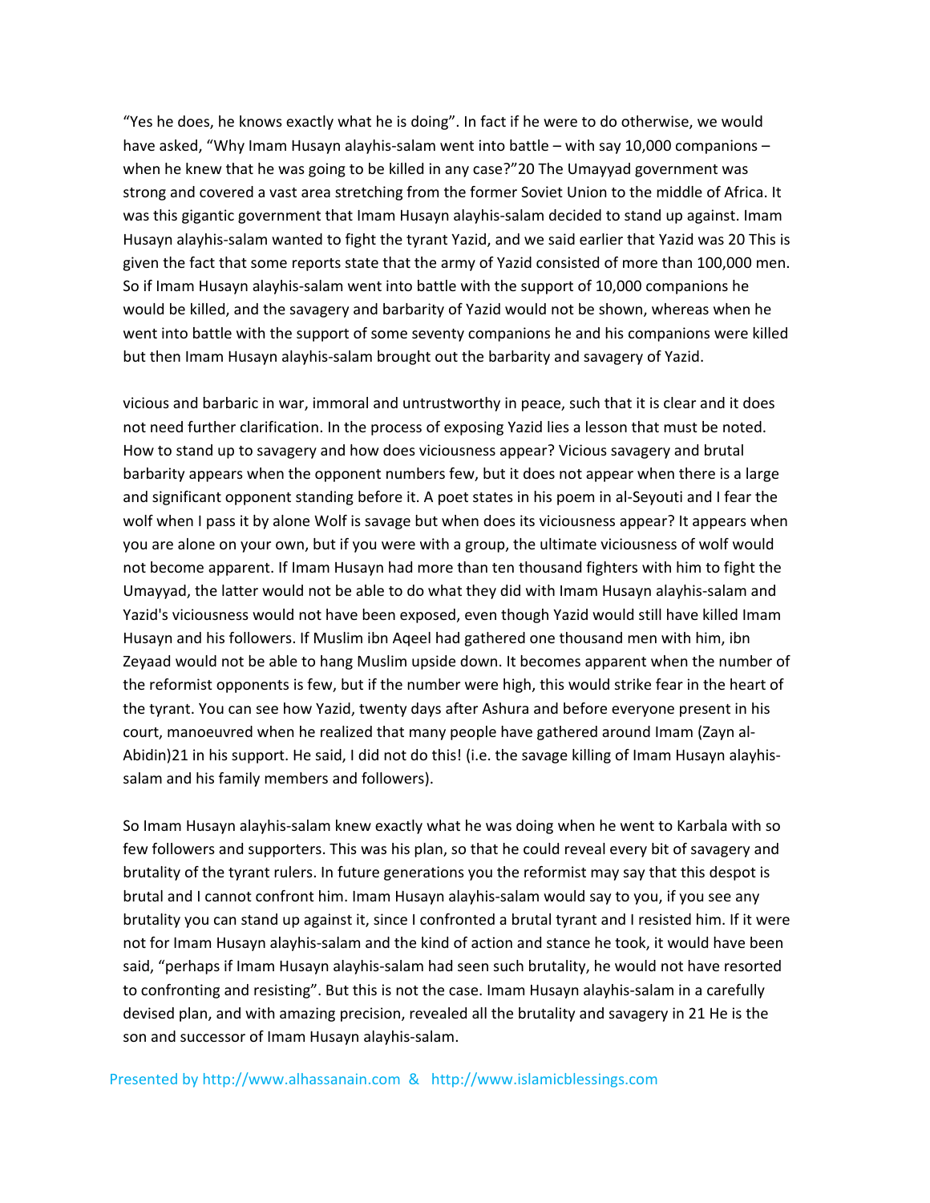"Yes he does, he knows exactly what he is doing". In fact if he were to do otherwise, we would have asked, "Why Imam Husayn alayhis-salam went into battle – with say 10,000 companions – when he knew that he was going to be killed in any case?"[20] The Umayyad government was strong and covered a vast area stretching from the former Soviet Union to the middle of Africa. It was this gigantic government that Imam Husayn alayhis-salam decided to stand up against. Imam Husayn alayhis-salam wanted to fight the tyrant Yazid, and we said earlier that Yazid was vicious and barbaric in war, immoral and untrustworthy in peace, such that it is clear and it does not need further clarification. In the process of exposing Yazid lies a lesson that must be noted. How to stand up to savagery and how does viciousness appear? Vicious savagery and brutal barbarity appears when the opponent numbers few, but it does not appear when there is a large and significant opponent standing before it. A poet states in his poem in al-Seyouti and I fear the wolf when I pass it by alone Wolf is savage but when does its viciousness appear? It appears when you are alone on your own, but if you were with a group, the ultimate viciousness of wolf would not become apparent. If Imam Husayn had more than ten thousand fighters with him to fight the Umayyad, the latter would not be able to do what they did with Imam Husayn alayhis-salam and Yazid's viciousness would not have been exposed, even though Yazid would still have killed Imam Husayn and his followers. If Muslim ibn Aqeel had gathered one thousand men with him, ibn Zeyaad would not be able to hang Muslim upside down. It becomes apparent when the number of the reformist opponents is few, but if the number were high, this would strike fear in the heart of the tyrant. You can see how Yazid, twenty days after Ashura and before everyone present in his court, manoeuvred when he realized that many people have gathered around Imam (Zayn al-Abidin)[21] in his support. He said, I did not do this! (i.e. the savage killing of Imam Husayn alayhis-salam and his family members and followers).

So Imam Husayn alayhis-salam knew exactly what he was doing when he went to Karbala with so few followers and supporters. This was his plan, so that he could reveal every bit of savagery and brutality of the tyrant rulers. In future generations you the reformist may say that this despot is brutal and I cannot confront him. Imam Husayn alayhis-salam would say to you, if you see any brutality you can stand up against it, since I confronted a brutal tyrant and I resisted him. If it were not for Imam Husayn alayhis-salam and the kind of action and stance he took, it would have been said, "perhaps if Imam Husayn alayhis-salam had seen such brutality, he would not have resorted to confronting and resisting". But this is not the case. Imam Husayn alayhis-salam in a carefully devised plan, and with amazing precision, revealed all the brutality and savagery in

[20] This is given the fact that some reports state that the army of Yazid consisted of more than 100,000 men. So if Imam Husayn alayhis-salam went into battle with the support of 10,000 companions he would be killed, and the savagery and barbarity of Yazid would not be shown, whereas when he went into battle with the support of some seventy companions he and his companions were killed but then Imam Husayn alayhis-salam brought out the barbarity and savagery of Yazid.

[21] He is the son and successor of Imam Husayn alayhis-salam.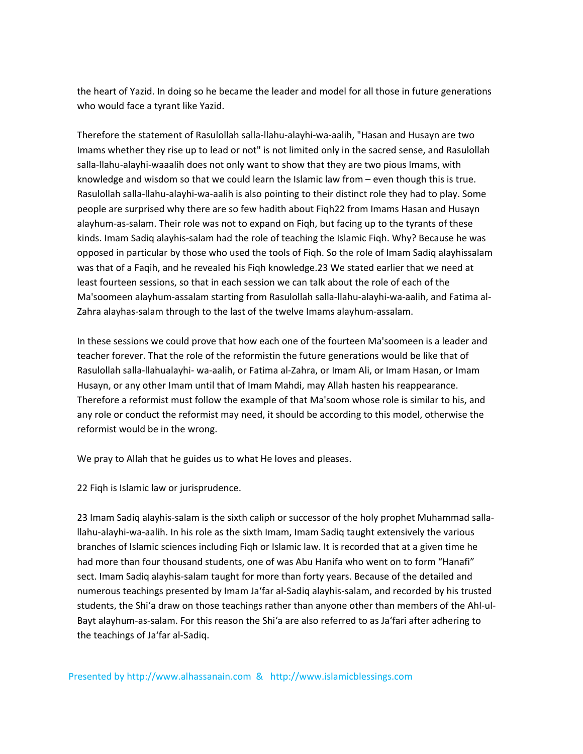the heart of Yazid. In doing so he became the leader and model for all those in future generations who would face a tyrant like Yazid.

Therefore the statement of Rasulollah salla-llahu-alayhi-wa-aalih, "Hasan and Husayn are two Imams whether they rise up to lead or not" is not limited only in the sacred sense, and Rasulollah salla-llahu-alayhi-waaalih does not only want to show that they are two pious Imams, with knowledge and wisdom so that we could learn the Islamic law from – even though this is true. Rasulollah salla-llahu-alayhi-wa-aalih is also pointing to their distinct role they had to play. Some people are surprised why there are so few hadith about Fiqh[22] from Imams Hasan and Husayn alayhum-as-salam. Their role was not to expand on Fiqh, but facing up to the tyrants of these kinds. Imam Sadiq alayhis-salam had the role of teaching the Islamic Fiqh. Why? Because he was opposed in particular by those who used the tools of Fiqh. So the role of Imam Sadiq alayhissalam was that of a Faqih, and he revealed his Fiqh knowledge.[23] We stated earlier that we need at least fourteen sessions, so that in each session we can talk about the role of each of the Ma'soomeen alayhum-assalam starting from Rasulollah salla-llahu-alayhi-wa-aalih, and Fatima al-Zahra alayhas-salam through to the last of the twelve Imams alayhum-assalam.

In these sessions we could prove that how each one of the fourteen Ma'soomeen is a leader and teacher forever. That the role of the reformistin the future generations would be like that of Rasulollah salla-llahualayhi- wa-aalih, or Fatima al-Zahra, or Imam Ali, or Imam Hasan, or Imam Husayn, or any other Imam until that of Imam Mahdi, may Allah hasten his reappearance. Therefore a reformist must follow the example of that Ma'soom whose role is similar to his, and any role or conduct the reformist may need, it should be according to this model, otherwise the reformist would be in the wrong.

We pray to Allah that he guides us to what He loves and pleases.

22 Fiqh is Islamic law or jurisprudence.

23 Imam Sadiq alayhis-salam is the sixth caliph or successor of the holy prophet Muhammad salla-llahu-alayhi-wa-aalih. In his role as the sixth Imam, Imam Sadiq taught extensively the various branches of Islamic sciences including Fiqh or Islamic law. It is recorded that at a given time he had more than four thousand students, one of was Abu Hanifa who went on to form "Hanafi" sect. Imam Sadiq alayhis-salam taught for more than forty years. Because of the detailed and numerous teachings presented by Imam Ja'far al-Sadiq alayhis-salam, and recorded by his trusted students, the Shi'a draw on those teachings rather than anyone other than members of the Ahl-ul-Bayt alayhum-as-salam. For this reason the Shi'a are also referred to as Ja'fari after adhering to the teachings of Ja'far al-Sadiq.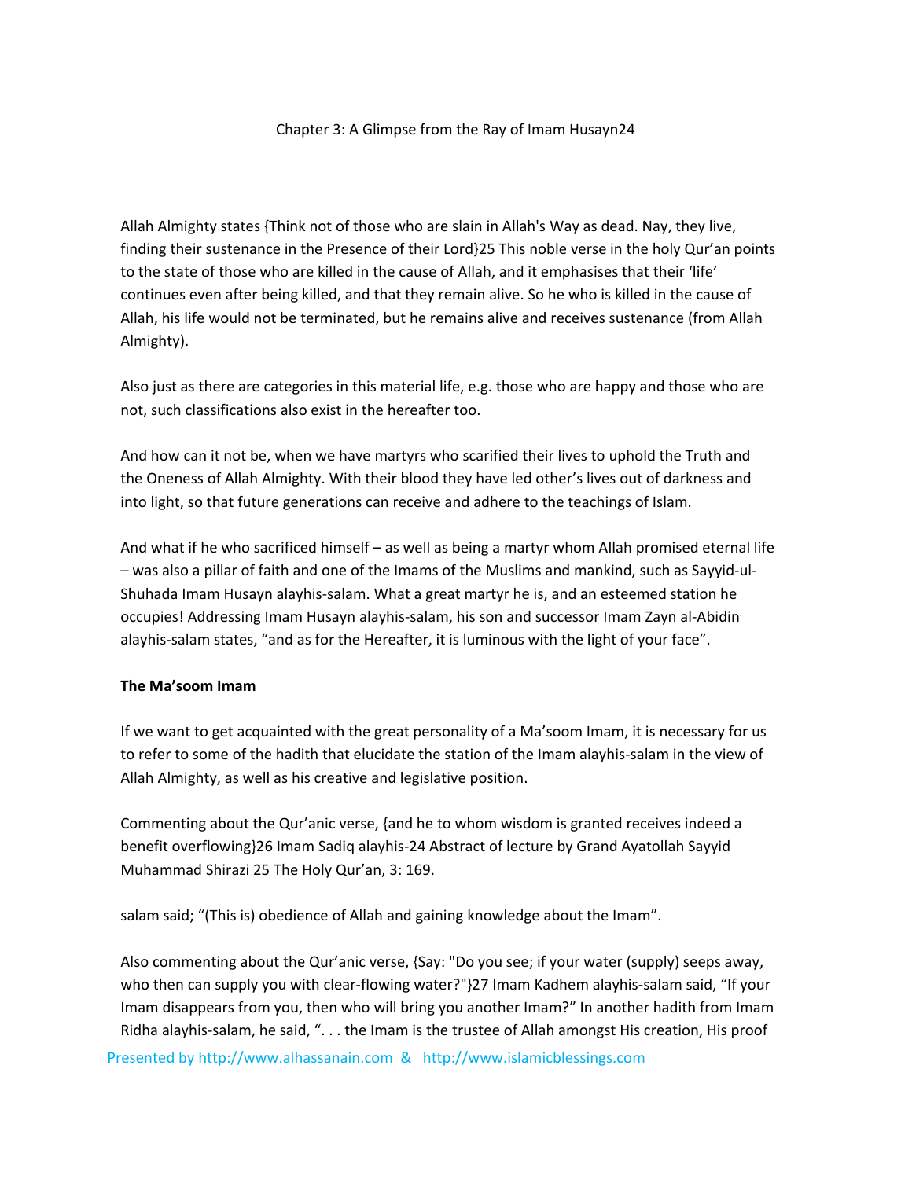Chapter 3: A Glimpse from the Ray of Imam Husayn[24]

Allah Almighty states {Think not of those who are slain in Allah's Way as dead. Nay, they live, finding their sustenance in the Presence of their Lord}[25] This noble verse in the holy Qur'an points to the state of those who are killed in the cause of Allah, and it emphasises that their 'life' continues even after being killed, and that they remain alive. So he who is killed in the cause of Allah, his life would not be terminated, but he remains alive and receives sustenance (from Allah Almighty).

Also just as there are categories in this material life, e.g. those who are happy and those who are not, such classifications also exist in the hereafter too.

And how can it not be, when we have martyrs who scarified their lives to uphold the Truth and the Oneness of Allah Almighty. With their blood they have led other's lives out of darkness and into light, so that future generations can receive and adhere to the teachings of Islam.

And what if he who sacrificed himself – as well as being a martyr whom Allah promised eternal life – was also a pillar of faith and one of the Imams of the Muslims and mankind, such as Sayyid-ul-Shuhada Imam Husayn alayhis-salam. What a great martyr he is, and an esteemed station he occupies! Addressing Imam Husayn alayhis-salam, his son and successor Imam Zayn al-Abidin alayhis-salam states, "and as for the Hereafter, it is luminous with the light of your face".

**The Ma'soom Imam**

If we want to get acquainted with the great personality of a Ma'soom Imam, it is necessary for us to refer to some of the hadith that elucidate the station of the Imam alayhis-salam in the view of Allah Almighty, as well as his creative and legislative position.

Commenting about the Qur'anic verse, {and he to whom wisdom is granted receives indeed a benefit overflowing}[26] Imam Sadiq alayhis-salam said; "(This is) obedience of Allah and gaining knowledge about the Imam".

Also commenting about the Qur'anic verse, {Say: "Do you see; if your water (supply) seeps away, who then can supply you with clear-flowing water?"}[27] Imam Kadhem alayhis-salam said, "If your Imam disappears from you, then who will bring you another Imam?" In another hadith from Imam Ridha alayhis-salam, he said, ". . . the Imam is the trustee of Allah amongst His creation, His proof

[24] Abstract of lecture by Grand Ayatollah Sayyid Muhammad Shirazi

[25] The Holy Qur'an, 3: 169.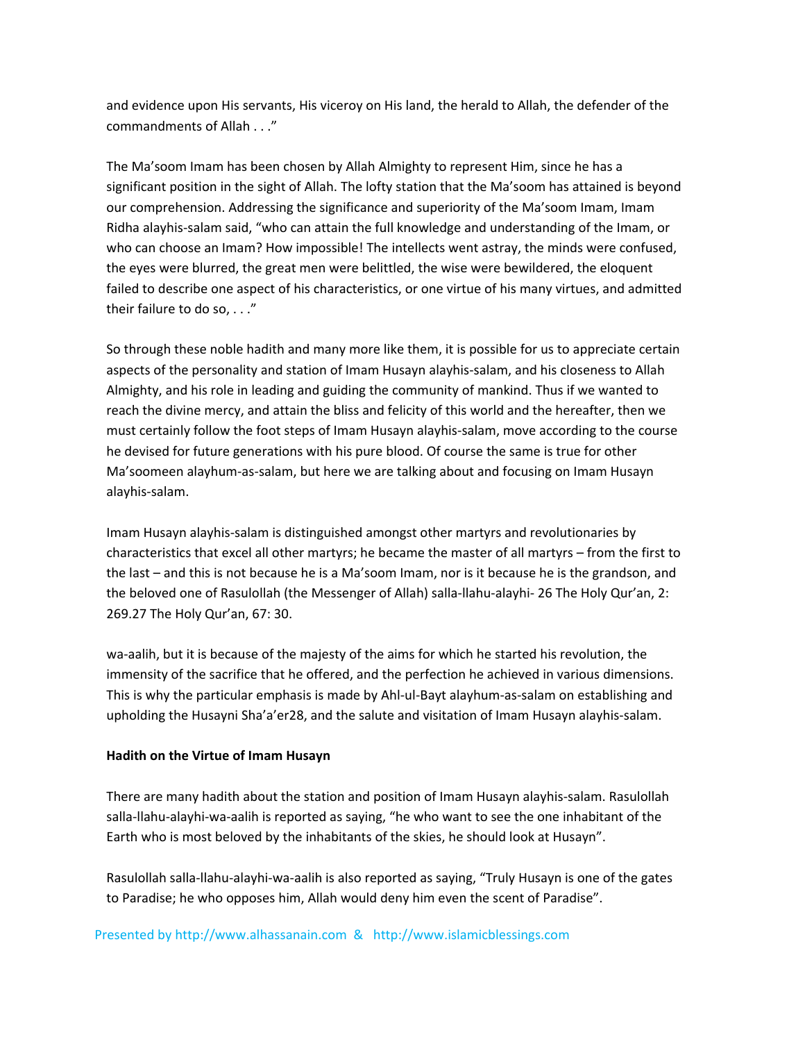and evidence upon His servants, His viceroy on His land, the herald to Allah, the defender of the commandments of Allah . . ."

The Ma'soom Imam has been chosen by Allah Almighty to represent Him, since he has a significant position in the sight of Allah. The lofty station that the Ma'soom has attained is beyond our comprehension. Addressing the significance and superiority of the Ma'soom Imam, Imam Ridha alayhis-salam said, "who can attain the full knowledge and understanding of the Imam, or who can choose an Imam? How impossible! The intellects went astray, the minds were confused, the eyes were blurred, the great men were belittled, the wise were bewildered, the eloquent failed to describe one aspect of his characteristics, or one virtue of his many virtues, and admitted their failure to do so, . . ."

So through these noble hadith and many more like them, it is possible for us to appreciate certain aspects of the personality and station of Imam Husayn alayhis-salam, and his closeness to Allah Almighty, and his role in leading and guiding the community of mankind. Thus if we wanted to reach the divine mercy, and attain the bliss and felicity of this world and the hereafter, then we must certainly follow the foot steps of Imam Husayn alayhis-salam, move according to the course he devised for future generations with his pure blood. Of course the same is true for other Ma'soomeen alayhum-as-salam, but here we are talking about and focusing on Imam Husayn alayhis-salam.

Imam Husayn alayhis-salam is distinguished amongst other martyrs and revolutionaries by characteristics that excel all other martyrs; he became the master of all martyrs – from the first to the last – and this is not because he is a Ma'soom Imam, nor is it because he is the grandson, and the beloved one of Rasulollah (the Messenger of Allah) salla-llahu-alayhi- 26 The Holy Qur'an, 2: 269.27 The Holy Qur'an, 67: 30.

wa-aalih, but it is because of the majesty of the aims for which he started his revolution, the immensity of the sacrifice that he offered, and the perfection he achieved in various dimensions. This is why the particular emphasis is made by Ahl-ul-Bayt alayhum-as-salam on establishing and upholding the Husayni Sha'a'er28, and the salute and visitation of Imam Husayn alayhis-salam.

**Hadith on the Virtue of Imam Husayn**

There are many hadith about the station and position of Imam Husayn alayhis-salam. Rasulollah salla-llahu-alayhi-wa-aalih is reported as saying, "he who want to see the one inhabitant of the Earth who is most beloved by the inhabitants of the skies, he should look at Husayn".

Rasulollah salla-llahu-alayhi-wa-aalih is also reported as saying, "Truly Husayn is one of the gates to Paradise; he who opposes him, Allah would deny him even the scent of Paradise".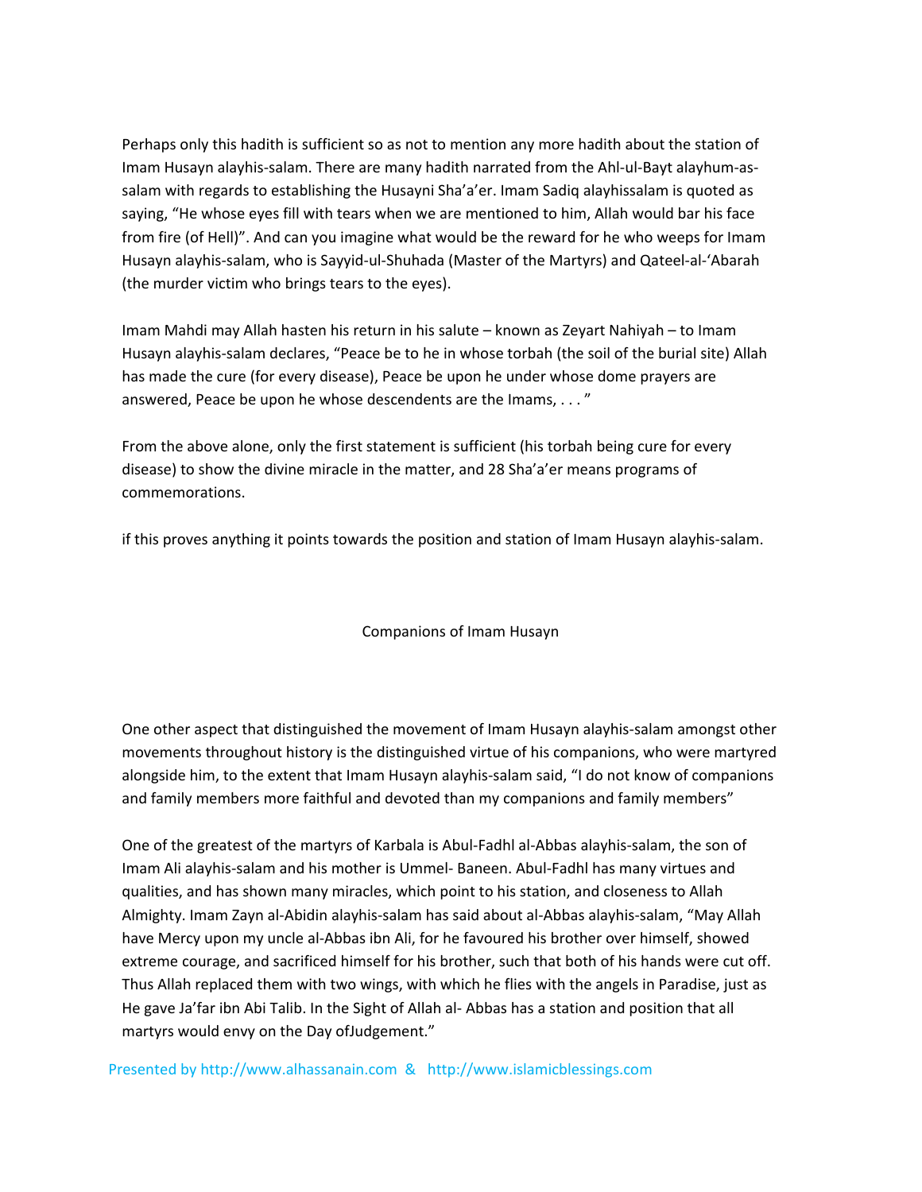Perhaps only this hadith is sufficient so as not to mention any more hadith about the station of Imam Husayn alayhis-salam. There are many hadith narrated from the Ahl-ul-Bayt alayhum-as-salam with regards to establishing the Husayni Sha'a'er. Imam Sadiq alayhissalam is quoted as saying, "He whose eyes fill with tears when we are mentioned to him, Allah would bar his face from fire (of Hell)". And can you imagine what would be the reward for he who weeps for Imam Husayn alayhis-salam, who is Sayyid-ul-Shuhada (Master of the Martyrs) and Qateel-al-'Abarah (the murder victim who brings tears to the eyes).

Imam Mahdi may Allah hasten his return in his salute – known as Zeyart Nahiyah – to Imam Husayn alayhis-salam declares, "Peace be to he in whose torbah (the soil of the burial site) Allah has made the cure (for every disease), Peace be upon he under whose dome prayers are answered, Peace be upon he whose descendents are the Imams, . . . "

From the above alone, only the first statement is sufficient (his torbah being cure for every disease) to show the divine miracle in the matter, and 28 Sha'a'er means programs of commemorations.

if this proves anything it points towards the position and station of Imam Husayn alayhis-salam.

## Companions of Imam Husayn

One other aspect that distinguished the movement of Imam Husayn alayhis-salam amongst other movements throughout history is the distinguished virtue of his companions, who were martyred alongside him, to the extent that Imam Husayn alayhis-salam said, "I do not know of companions and family members more faithful and devoted than my companions and family members"

One of the greatest of the martyrs of Karbala is Abul-Fadhl al-Abbas alayhis-salam, the son of Imam Ali alayhis-salam and his mother is Ummel- Baneen. Abul-Fadhl has many virtues and qualities, and has shown many miracles, which point to his station, and closeness to Allah Almighty. Imam Zayn al-Abidin alayhis-salam has said about al-Abbas alayhis-salam, "May Allah have Mercy upon my uncle al-Abbas ibn Ali, for he favoured his brother over himself, showed extreme courage, and sacrificed himself for his brother, such that both of his hands were cut off. Thus Allah replaced them with two wings, with which he flies with the angels in Paradise, just as He gave Ja'far ibn Abi Talib. In the Sight of Allah al- Abbas has a station and position that all martyrs would envy on the Day ofJudgement."

Presented by http://www.alhassanain.com & http://www.islamicblessings.com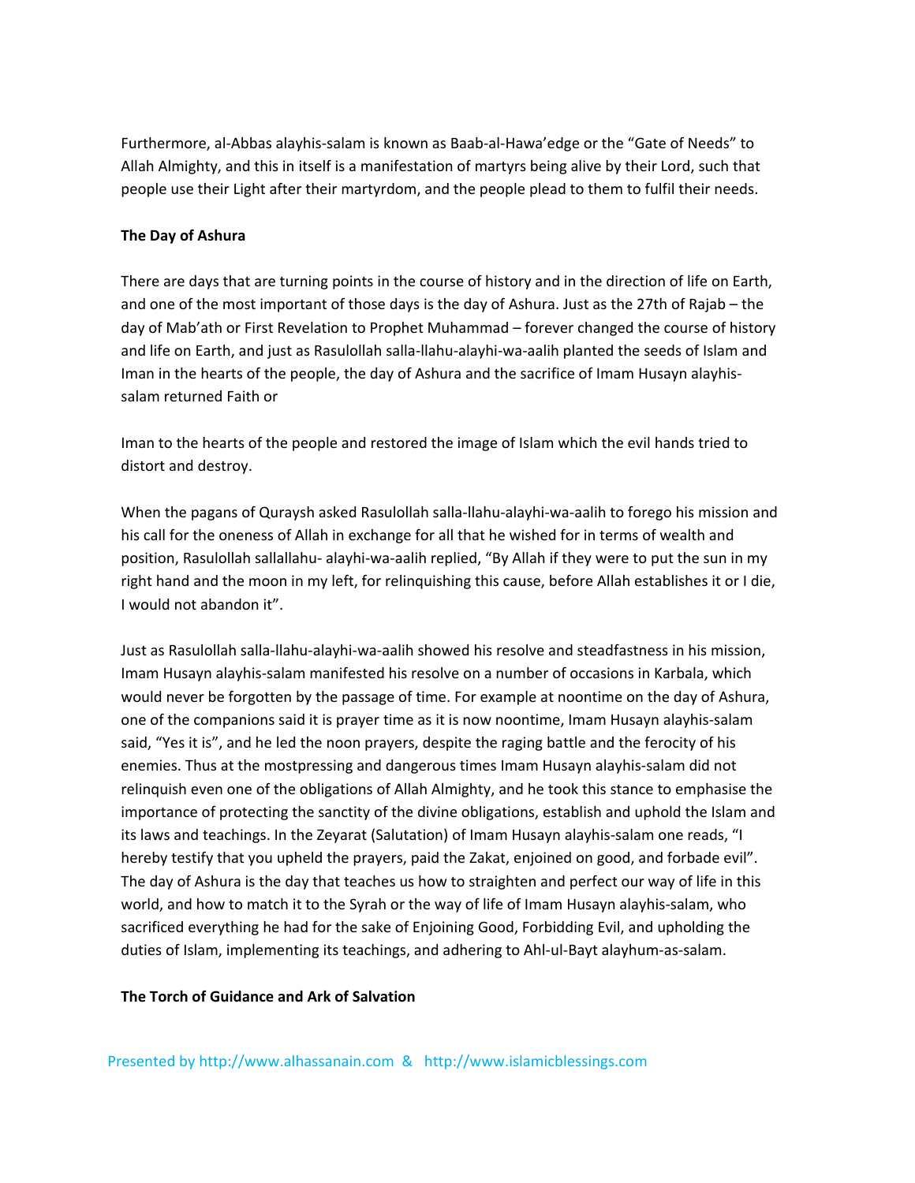Furthermore, al-Abbas alayhis-salam is known as Baab-al-Hawa'edge or the "Gate of Needs" to Allah Almighty, and this in itself is a manifestation of martyrs being alive by their Lord, such that people use their Light after their martyrdom, and the people plead to them to fulfil their needs.

**The Day of Ashura**

There are days that are turning points in the course of history and in the direction of life on Earth, and one of the most important of those days is the day of Ashura. Just as the 27th of Rajab – the day of Mab'ath or First Revelation to Prophet Muhammad – forever changed the course of history and life on Earth, and just as Rasulollah salla-llahu-alayhi-wa-aalih planted the seeds of Islam and Iman in the hearts of the people, the day of Ashura and the sacrifice of Imam Husayn alayhis-salam returned Faith or

Iman to the hearts of the people and restored the image of Islam which the evil hands tried to distort and destroy.

When the pagans of Quraysh asked Rasulollah salla-llahu-alayhi-wa-aalih to forego his mission and his call for the oneness of Allah in exchange for all that he wished for in terms of wealth and position, Rasulollah sallallahu- alayhi-wa-aalih replied, "By Allah if they were to put the sun in my right hand and the moon in my left, for relinquishing this cause, before Allah establishes it or I die, I would not abandon it".

Just as Rasulollah salla-llahu-alayhi-wa-aalih showed his resolve and steadfastness in his mission, Imam Husayn alayhis-salam manifested his resolve on a number of occasions in Karbala, which would never be forgotten by the passage of time. For example at noontime on the day of Ashura, one of the companions said it is prayer time as it is now noontime, Imam Husayn alayhis-salam said, "Yes it is", and he led the noon prayers, despite the raging battle and the ferocity of his enemies. Thus at the mostpressing and dangerous times Imam Husayn alayhis-salam did not relinquish even one of the obligations of Allah Almighty, and he took this stance to emphasise the importance of protecting the sanctity of the divine obligations, establish and uphold the Islam and its laws and teachings. In the Zeyarat (Salutation) of Imam Husayn alayhis-salam one reads, "I hereby testify that you upheld the prayers, paid the Zakat, enjoined on good, and forbade evil". The day of Ashura is the day that teaches us how to straighten and perfect our way of life in this world, and how to match it to the Syrah or the way of life of Imam Husayn alayhis-salam, who sacrificed everything he had for the sake of Enjoining Good, Forbidding Evil, and upholding the duties of Islam, implementing its teachings, and adhering to Ahl-ul-Bayt alayhum-as-salam.

**The Torch of Guidance and Ark of Salvation**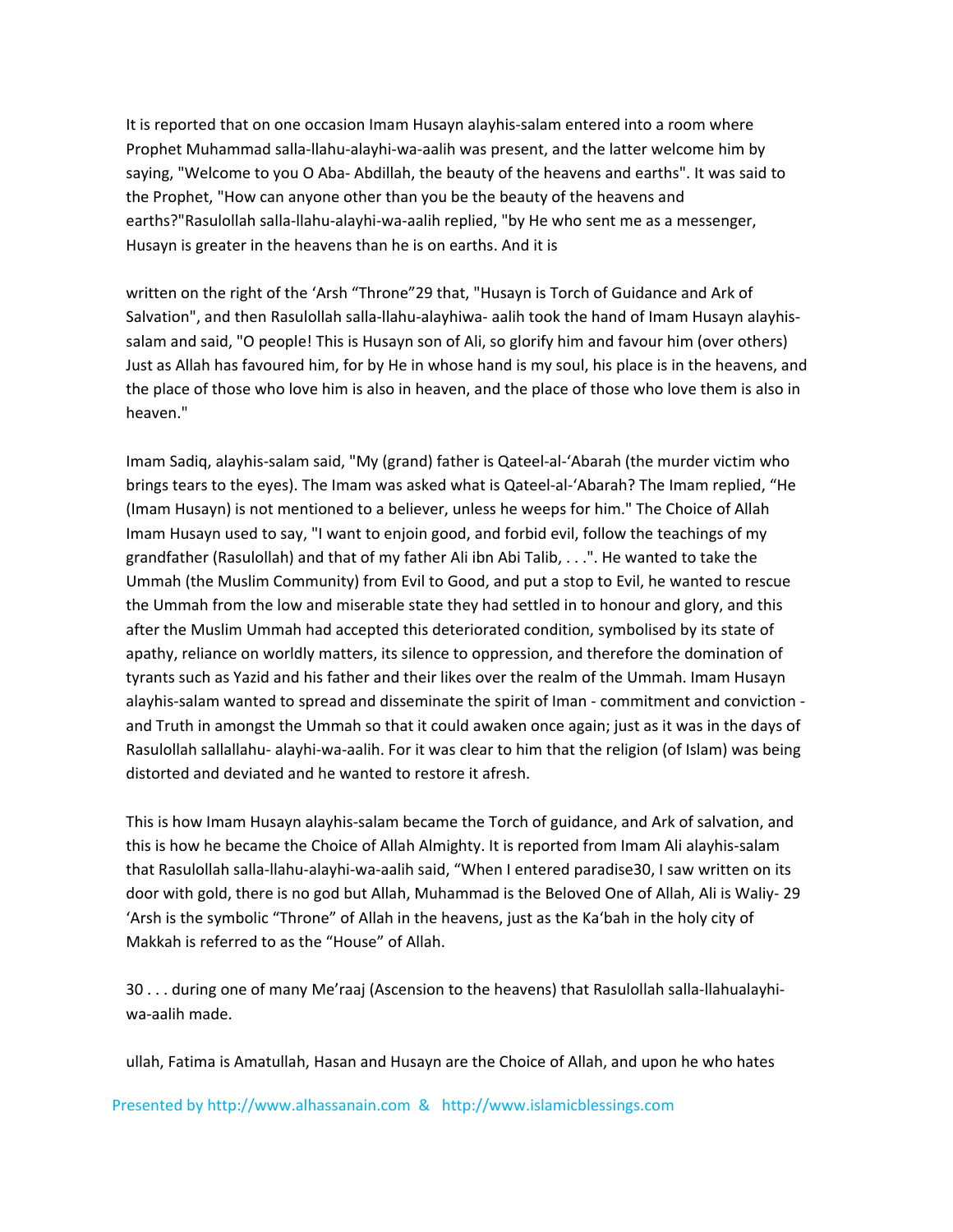It is reported that on one occasion Imam Husayn alayhis-salam entered into a room where Prophet Muhammad salla-llahu-alayhi-wa-aalih was present, and the latter welcome him by saying, "Welcome to you O Aba- Abdillah, the beauty of the heavens and earths". It was said to the Prophet, "How can anyone other than you be the beauty of the heavens and earths?"Rasulollah salla-llahu-alayhi-wa-aalih replied, "by He who sent me as a messenger, Husayn is greater in the heavens than he is on earths. And it is

written on the right of the 'Arsh "Throne"[29] that, "Husayn is Torch of Guidance and Ark of Salvation", and then Rasulollah salla-llahu-alayhiwa- aalih took the hand of Imam Husayn alayhis-salam and said, "O people! This is Husayn son of Ali, so glorify him and favour him (over others) Just as Allah has favoured him, for by He in whose hand is my soul, his place is in the heavens, and the place of those who love him is also in heaven, and the place of those who love them is also in heaven."

Imam Sadiq, alayhis-salam said, "My (grand) father is Qateel-al-'Abarah (the murder victim who brings tears to the eyes). The Imam was asked what is Qateel-al-'Abarah? The Imam replied, "He (Imam Husayn) is not mentioned to a believer, unless he weeps for him." The Choice of Allah Imam Husayn used to say, "I want to enjoin good, and forbid evil, follow the teachings of my grandfather (Rasulollah) and that of my father Ali ibn Abi Talib, . . .". He wanted to take the Ummah (the Muslim Community) from Evil to Good, and put a stop to Evil, he wanted to rescue the Ummah from the low and miserable state they had settled in to honour and glory, and this after the Muslim Ummah had accepted this deteriorated condition, symbolised by its state of apathy, reliance on worldly matters, its silence to oppression, and therefore the domination of tyrants such as Yazid and his father and their likes over the realm of the Ummah. Imam Husayn alayhis-salam wanted to spread and disseminate the spirit of Iman - commitment and conviction - and Truth in amongst the Ummah so that it could awaken once again; just as it was in the days of Rasulollah sallallahu- alayhi-wa-aalih. For it was clear to him that the religion (of Islam) was being distorted and deviated and he wanted to restore it afresh.

This is how Imam Husayn alayhis-salam became the Torch of guidance, and Ark of salvation, and this is how he became the Choice of Allah Almighty. It is reported from Imam Ali alayhis-salam that Rasulollah salla-llahu-alayhi-wa-aalih said, "When I entered paradise[30], I saw written on its door with gold, there is no god but Allah, Muhammad is the Beloved One of Allah, Ali is Waliy-ullah, Fatima is Amatullah, Hasan and Husayn are the Choice of Allah, and upon he who hates

29 'Arsh is the symbolic "Throne" of Allah in the heavens, just as the Ka'bah in the holy city of Makkah is referred to as the "House" of Allah.

30 . . . during one of many Me'raaj (Ascension to the heavens) that Rasulollah salla-llahualayhi-wa-aalih made.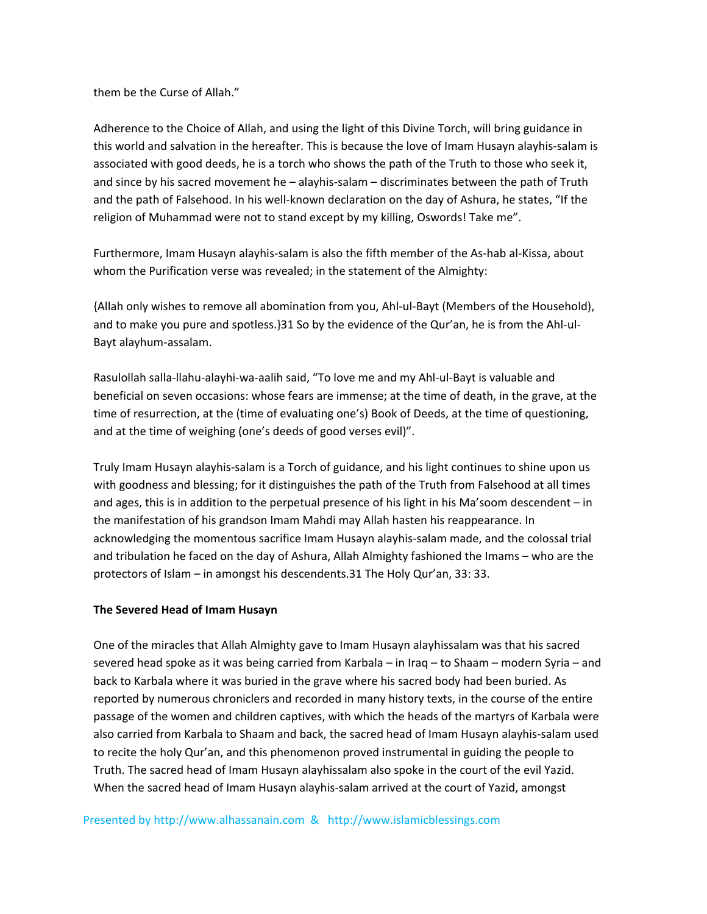them be the Curse of Allah."

Adherence to the Choice of Allah, and using the light of this Divine Torch, will bring guidance in this world and salvation in the hereafter. This is because the love of Imam Husayn alayhis-salam is associated with good deeds, he is a torch who shows the path of the Truth to those who seek it, and since by his sacred movement he – alayhis-salam – discriminates between the path of Truth and the path of Falsehood. In his well-known declaration on the day of Ashura, he states, "If the religion of Muhammad were not to stand except by my killing, Oswords! Take me".

Furthermore, Imam Husayn alayhis-salam is also the fifth member of the As-hab al-Kissa, about whom the Purification verse was revealed; in the statement of the Almighty:

{Allah only wishes to remove all abomination from you, Ahl-ul-Bayt (Members of the Household), and to make you pure and spotless.}31 So by the evidence of the Qur'an, he is from the Ahl-ul-Bayt alayhum-assalam.

Rasulollah salla-llahu-alayhi-wa-aalih said, "To love me and my Ahl-ul-Bayt is valuable and beneficial on seven occasions: whose fears are immense; at the time of death, in the grave, at the time of resurrection, at the (time of evaluating one's) Book of Deeds, at the time of questioning, and at the time of weighing (one's deeds of good verses evil)".

Truly Imam Husayn alayhis-salam is a Torch of guidance, and his light continues to shine upon us with goodness and blessing; for it distinguishes the path of the Truth from Falsehood at all times and ages, this is in addition to the perpetual presence of his light in his Ma'soom descendent – in the manifestation of his grandson Imam Mahdi may Allah hasten his reappearance. In acknowledging the momentous sacrifice Imam Husayn alayhis-salam made, and the colossal trial and tribulation he faced on the day of Ashura, Allah Almighty fashioned the Imams – who are the protectors of Islam – in amongst his descendents.31 The Holy Qur'an, 33: 33.

**The Severed Head of Imam Husayn**

One of the miracles that Allah Almighty gave to Imam Husayn alayhissalam was that his sacred severed head spoke as it was being carried from Karbala – in Iraq – to Shaam – modern Syria – and back to Karbala where it was buried in the grave where his sacred body had been buried. As reported by numerous chroniclers and recorded in many history texts, in the course of the entire passage of the women and children captives, with which the heads of the martyrs of Karbala were also carried from Karbala to Shaam and back, the sacred head of Imam Husayn alayhis-salam used to recite the holy Qur'an, and this phenomenon proved instrumental in guiding the people to Truth. The sacred head of Imam Husayn alayhissalam also spoke in the court of the evil Yazid. When the sacred head of Imam Husayn alayhis-salam arrived at the court of Yazid, amongst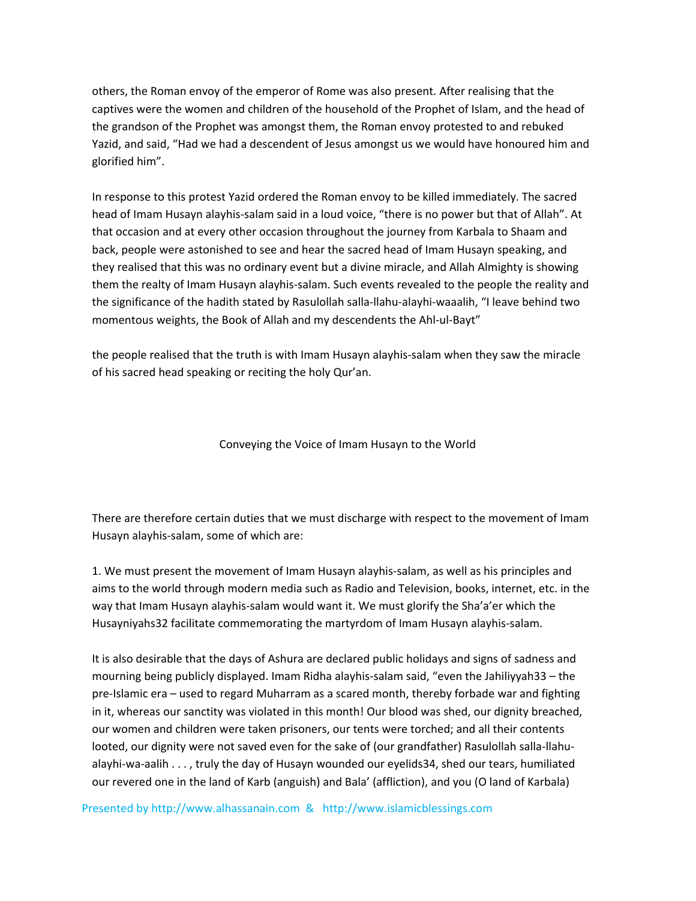others, the Roman envoy of the emperor of Rome was also present. After realising that the captives were the women and children of the household of the Prophet of Islam, and the head of the grandson of the Prophet was amongst them, the Roman envoy protested to and rebuked Yazid, and said, "Had we had a descendent of Jesus amongst us we would have honoured him and glorified him".

In response to this protest Yazid ordered the Roman envoy to be killed immediately. The sacred head of Imam Husayn alayhis-salam said in a loud voice, "there is no power but that of Allah". At that occasion and at every other occasion throughout the journey from Karbala to Shaam and back, people were astonished to see and hear the sacred head of Imam Husayn speaking, and they realised that this was no ordinary event but a divine miracle, and Allah Almighty is showing them the realty of Imam Husayn alayhis-salam. Such events revealed to the people the reality and the significance of the hadith stated by Rasulollah salla-llahu-alayhi-waaalih, "I leave behind two momentous weights, the Book of Allah and my descendents the Ahl-ul-Bayt"

the people realised that the truth is with Imam Husayn alayhis-salam when they saw the miracle of his sacred head speaking or reciting the holy Qur'an.

## Conveying the Voice of Imam Husayn to the World

There are therefore certain duties that we must discharge with respect to the movement of Imam Husayn alayhis-salam, some of which are:

1. We must present the movement of Imam Husayn alayhis-salam, as well as his principles and aims to the world through modern media such as Radio and Television, books, internet, etc. in the way that Imam Husayn alayhis-salam would want it. We must glorify the Sha'a'er which the Husayniyahs[32] facilitate commemorating the martyrdom of Imam Husayn alayhis-salam.

It is also desirable that the days of Ashura are declared public holidays and signs of sadness and mourning being publicly displayed. Imam Ridha alayhis-salam said, "even the Jahiliyyah[33] – the pre-Islamic era – used to regard Muharram as a scared month, thereby forbade war and fighting in it, whereas our sanctity was violated in this month! Our blood was shed, our dignity breached, our women and children were taken prisoners, our tents were torched; and all their contents looted, our dignity were not saved even for the sake of (our grandfather) Rasulollah salla-llahu-alayhi-wa-aalih . . . , truly the day of Husayn wounded our eyelids[34], shed our tears, humiliated our revered one in the land of Karb (anguish) and Bala' (affliction), and you (O land of Karbala)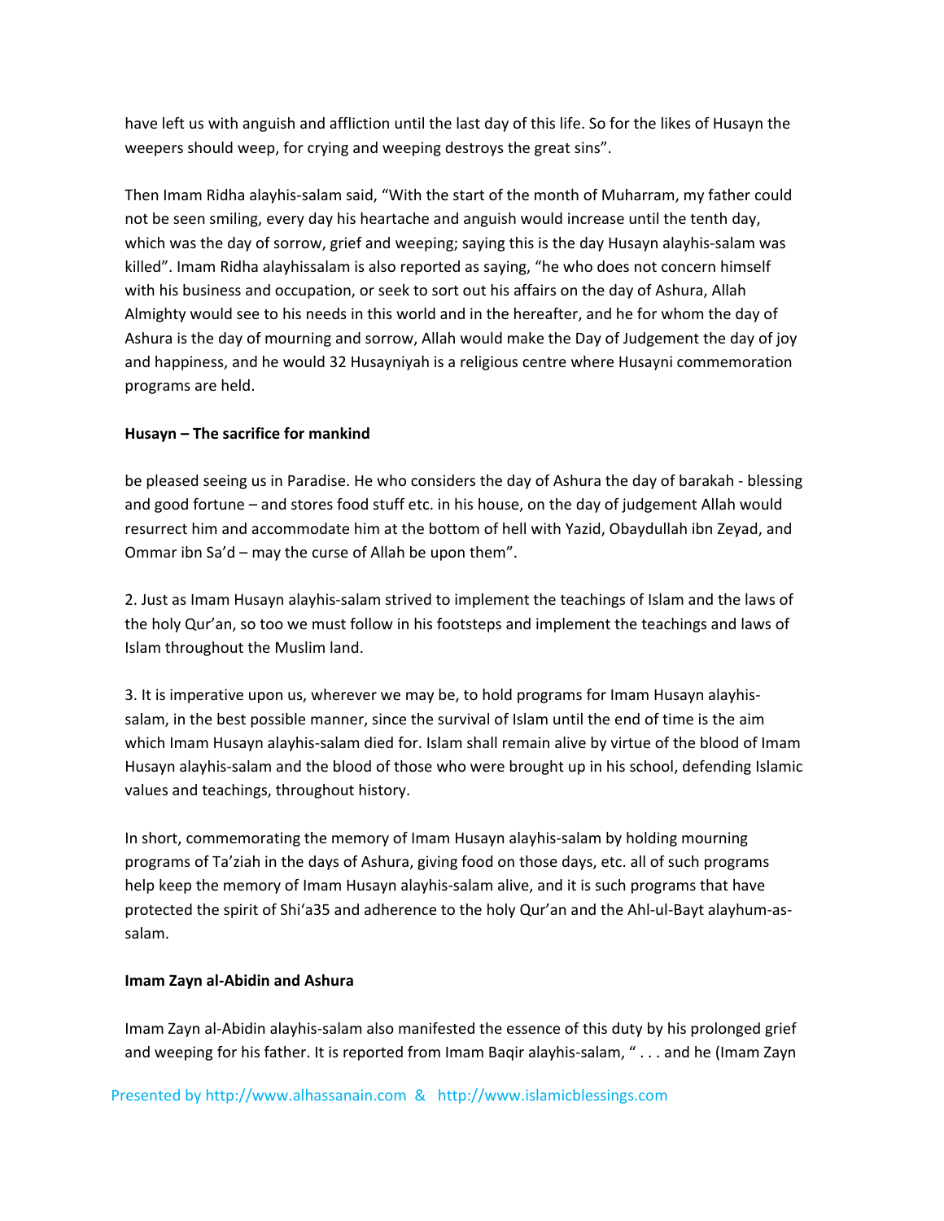have left us with anguish and affliction until the last day of this life. So for the likes of Husayn the weepers should weep, for crying and weeping destroys the great sins".

Then Imam Ridha alayhis-salam said, "With the start of the month of Muharram, my father could not be seen smiling, every day his heartache and anguish would increase until the tenth day, which was the day of sorrow, grief and weeping; saying this is the day Husayn alayhis-salam was killed". Imam Ridha alayhissalam is also reported as saying, "he who does not concern himself with his business and occupation, or seek to sort out his affairs on the day of Ashura, Allah Almighty would see to his needs in this world and in the hereafter, and he for whom the day of Ashura is the day of mourning and sorrow, Allah would make the Day of Judgement the day of joy and happiness, and he would 32 Husayniyah is a religious centre where Husayni commemoration programs are held.

**Husayn – The sacrifice for mankind**

be pleased seeing us in Paradise. He who considers the day of Ashura the day of barakah - blessing and good fortune – and stores food stuff etc. in his house, on the day of judgement Allah would resurrect him and accommodate him at the bottom of hell with Yazid, Obaydullah ibn Zeyad, and Ommar ibn Sa'd – may the curse of Allah be upon them".

2. Just as Imam Husayn alayhis-salam strived to implement the teachings of Islam and the laws of the holy Qur'an, so too we must follow in his footsteps and implement the teachings and laws of Islam throughout the Muslim land.

3. It is imperative upon us, wherever we may be, to hold programs for Imam Husayn alayhis-salam, in the best possible manner, since the survival of Islam until the end of time is the aim which Imam Husayn alayhis-salam died for. Islam shall remain alive by virtue of the blood of Imam Husayn alayhis-salam and the blood of those who were brought up in his school, defending Islamic values and teachings, throughout history.

In short, commemorating the memory of Imam Husayn alayhis-salam by holding mourning programs of Ta'ziah in the days of Ashura, giving food on those days, etc. all of such programs help keep the memory of Imam Husayn alayhis-salam alive, and it is such programs that have protected the spirit of Shi'a35 and adherence to the holy Qur'an and the Ahl-ul-Bayt alayhum-as-salam.

**Imam Zayn al-Abidin and Ashura**

Imam Zayn al-Abidin alayhis-salam also manifested the essence of this duty by his prolonged grief and weeping for his father. It is reported from Imam Baqir alayhis-salam, " . . . and he (Imam Zayn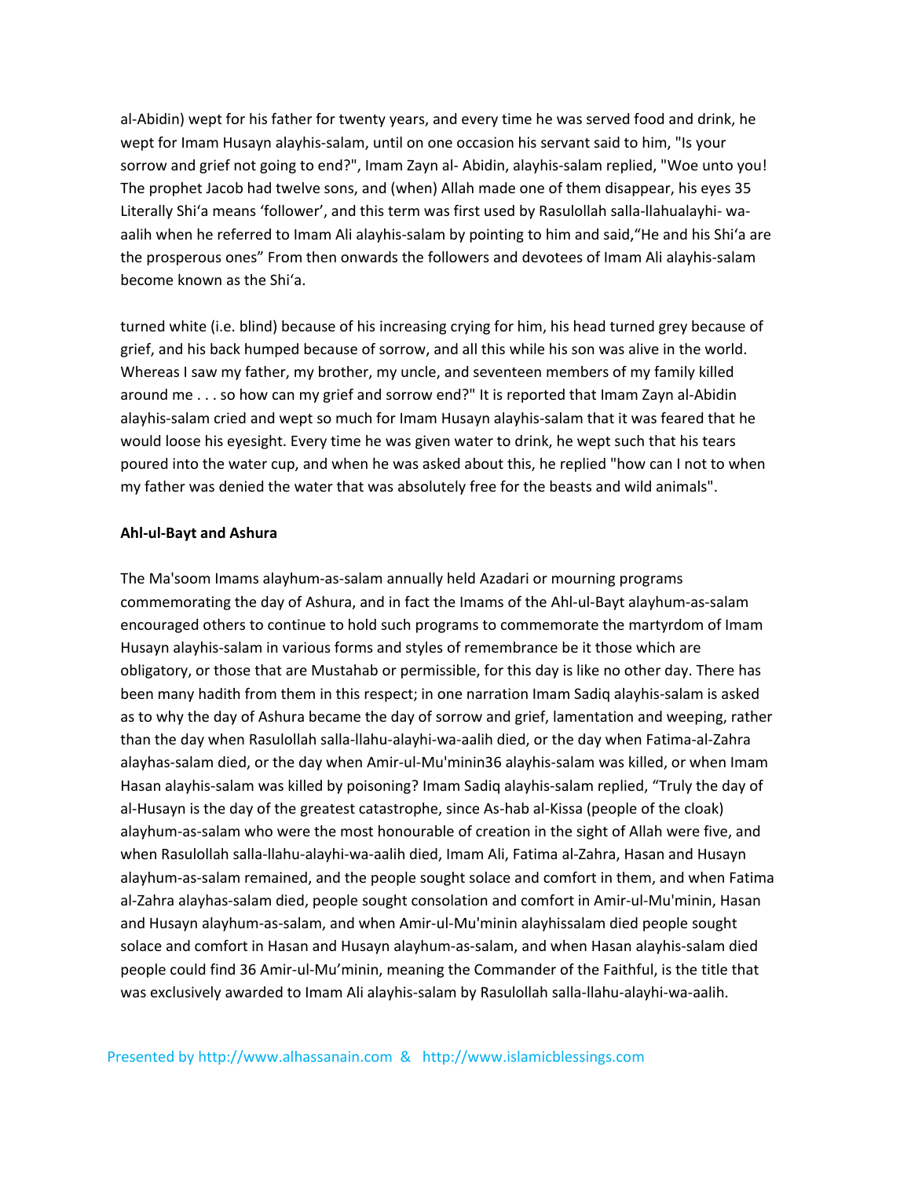al-Abidin) wept for his father for twenty years, and every time he was served food and drink, he wept for Imam Husayn alayhis-salam, until on one occasion his servant said to him, "Is your sorrow and grief not going to end?", Imam Zayn al- Abidin, alayhis-salam replied, "Woe unto you! The prophet Jacob had twelve sons, and (when) Allah made one of them disappear, his eyes turned white (i.e. blind) because of his increasing crying for him, his head turned grey because of grief, and his back humped because of sorrow, and all this while his son was alive in the world. Whereas I saw my father, my brother, my uncle, and seventeen members of my family killed around me . . . so how can my grief and sorrow end?" It is reported that Imam Zayn al-Abidin alayhis-salam cried and wept so much for Imam Husayn alayhis-salam that it was feared that he would loose his eyesight. Every time he was given water to drink, he wept such that his tears poured into the water cup, and when he was asked about this, he replied "how can I not to when my father was denied the water that was absolutely free for the beasts and wild animals".

### Ahl-ul-Bayt and Ashura

The Ma'soom Imams alayhum-as-salam annually held Azadari or mourning programs commemorating the day of Ashura, and in fact the Imams of the Ahl-ul-Bayt alayhum-as-salam encouraged others to continue to hold such programs to commemorate the martyrdom of Imam Husayn alayhis-salam in various forms and styles of remembrance be it those which are obligatory, or those that are Mustahab or permissible, for this day is like no other day. There has been many hadith from them in this respect; in one narration Imam Sadiq alayhis-salam is asked as to why the day of Ashura became the day of sorrow and grief, lamentation and weeping, rather than the day when Rasulollah salla-llahu-alayhi-wa-aalih died, or the day when Fatima-al-Zahra alayhas-salam died, or the day when Amir-ul-Mu'minin[36] alayhis-salam was killed, or when Imam Hasan alayhis-salam was killed by poisoning? Imam Sadiq alayhis-salam replied, “Truly the day of al-Husayn is the day of the greatest catastrophe, since As-hab al-Kissa (people of the cloak) alayhum-as-salam who were the most honourable of creation in the sight of Allah were five, and when Rasulollah salla-llahu-alayhi-wa-aalih died, Imam Ali, Fatima al-Zahra, Hasan and Husayn alayhum-as-salam remained, and the people sought solace and comfort in them, and when Fatima al-Zahra alayhas-salam died, people sought consolation and comfort in Amir-ul-Mu'minin, Hasan and Husayn alayhum-as-salam, and when Amir-ul-Mu'minin alayhissalam died people sought solace and comfort in Hasan and Husayn alayhum-as-salam, and when Hasan alayhis-salam died people could find

35 Literally Shi‘a means ‘follower’, and this term was first used by Rasulollah salla-llahualayhi- wa-aalih when he referred to Imam Ali alayhis-salam by pointing to him and said,“He and his Shi‘a are the prosperous ones” From then onwards the followers and devotees of Imam Ali alayhis-salam become known as the Shi‘a.

36 Amir-ul-Mu’minin, meaning the Commander of the Faithful, is the title that was exclusively awarded to Imam Ali alayhis-salam by Rasulollah salla-llahu-alayhi-wa-aalih.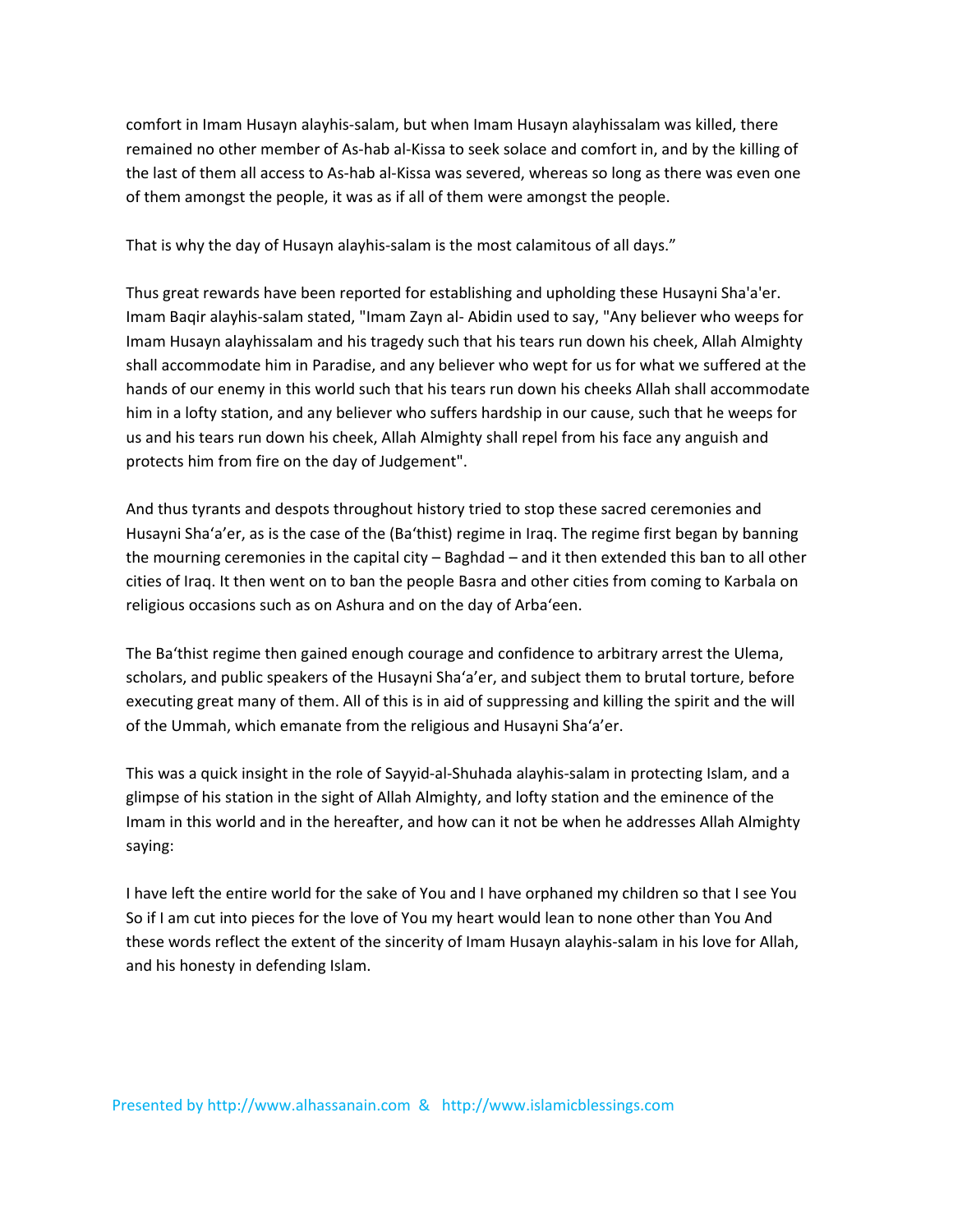comfort in Imam Husayn alayhis-salam, but when Imam Husayn alayhissalam was killed, there remained no other member of As-hab al-Kissa to seek solace and comfort in, and by the killing of the last of them all access to As-hab al-Kissa was severed, whereas so long as there was even one of them amongst the people, it was as if all of them were amongst the people.

That is why the day of Husayn alayhis-salam is the most calamitous of all days."

Thus great rewards have been reported for establishing and upholding these Husayni Sha'a'er. Imam Baqir alayhis-salam stated, "Imam Zayn al- Abidin used to say, "Any believer who weeps for Imam Husayn alayhissalam and his tragedy such that his tears run down his cheek, Allah Almighty shall accommodate him in Paradise, and any believer who wept for us for what we suffered at the hands of our enemy in this world such that his tears run down his cheeks Allah shall accommodate him in a lofty station, and any believer who suffers hardship in our cause, such that he weeps for us and his tears run down his cheek, Allah Almighty shall repel from his face any anguish and protects him from fire on the day of Judgement".

And thus tyrants and despots throughout history tried to stop these sacred ceremonies and Husayni Sha'a'er, as is the case of the (Ba'thist) regime in Iraq. The regime first began by banning the mourning ceremonies in the capital city – Baghdad – and it then extended this ban to all other cities of Iraq. It then went on to ban the people Basra and other cities from coming to Karbala on religious occasions such as on Ashura and on the day of Arba'een.

The Ba'thist regime then gained enough courage and confidence to arbitrary arrest the Ulema, scholars, and public speakers of the Husayni Sha'a'er, and subject them to brutal torture, before executing great many of them. All of this is in aid of suppressing and killing the spirit and the will of the Ummah, which emanate from the religious and Husayni Sha'a'er.

This was a quick insight in the role of Sayyid-al-Shuhada alayhis-salam in protecting Islam, and a glimpse of his station in the sight of Allah Almighty, and lofty station and the eminence of the Imam in this world and in the hereafter, and how can it not be when he addresses Allah Almighty saying:

I have left the entire world for the sake of You and I have orphaned my children so that I see You So if I am cut into pieces for the love of You my heart would lean to none other than You And these words reflect the extent of the sincerity of Imam Husayn alayhis-salam in his love for Allah, and his honesty in defending Islam.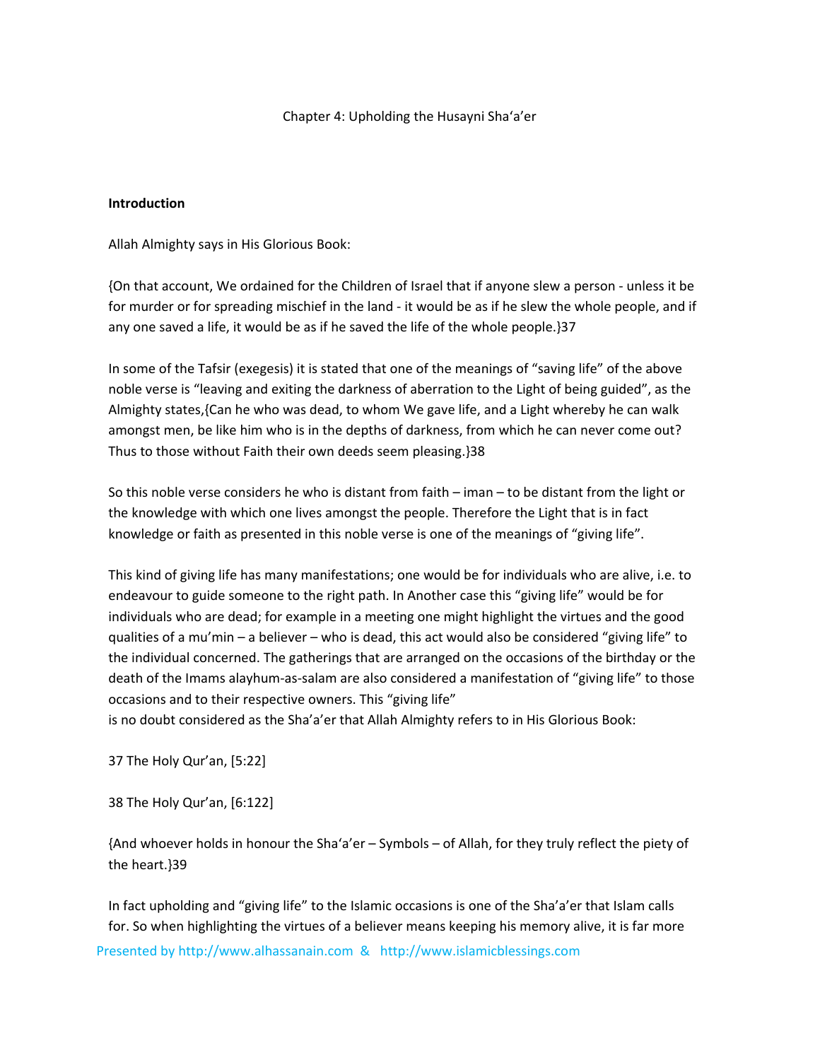Chapter 4: Upholding the Husayni Sha'a'er

**Introduction**

Allah Almighty says in His Glorious Book:

{On that account, We ordained for the Children of Israel that if anyone slew a person - unless it be for murder or for spreading mischief in the land - it would be as if he slew the whole people, and if any one saved a life, it would be as if he saved the life of the whole people.}37

In some of the Tafsir (exegesis) it is stated that one of the meanings of "saving life" of the above noble verse is "leaving and exiting the darkness of aberration to the Light of being guided", as the Almighty states,{Can he who was dead, to whom We gave life, and a Light whereby he can walk amongst men, be like him who is in the depths of darkness, from which he can never come out? Thus to those without Faith their own deeds seem pleasing.}38

So this noble verse considers he who is distant from faith – iman – to be distant from the light or the knowledge with which one lives amongst the people. Therefore the Light that is in fact knowledge or faith as presented in this noble verse is one of the meanings of "giving life".

This kind of giving life has many manifestations; one would be for individuals who are alive, i.e. to endeavour to guide someone to the right path. In Another case this "giving life" would be for individuals who are dead; for example in a meeting one might highlight the virtues and the good qualities of a mu'min – a believer – who is dead, this act would also be considered "giving life" to the individual concerned. The gatherings that are arranged on the occasions of the birthday or the death of the Imams alayhum-as-salam are also considered a manifestation of "giving life" to those occasions and to their respective owners. This "giving life" is no doubt considered as the Sha'a'er that Allah Almighty refers to in His Glorious Book:

37 The Holy Qur'an, [5:22]

38 The Holy Qur'an, [6:122]

{And whoever holds in honour the Sha'a'er – Symbols – of Allah, for they truly reflect the piety of the heart.}39

In fact upholding and "giving life" to the Islamic occasions is one of the Sha'a'er that Islam calls for. So when highlighting the virtues of a believer means keeping his memory alive, it is far more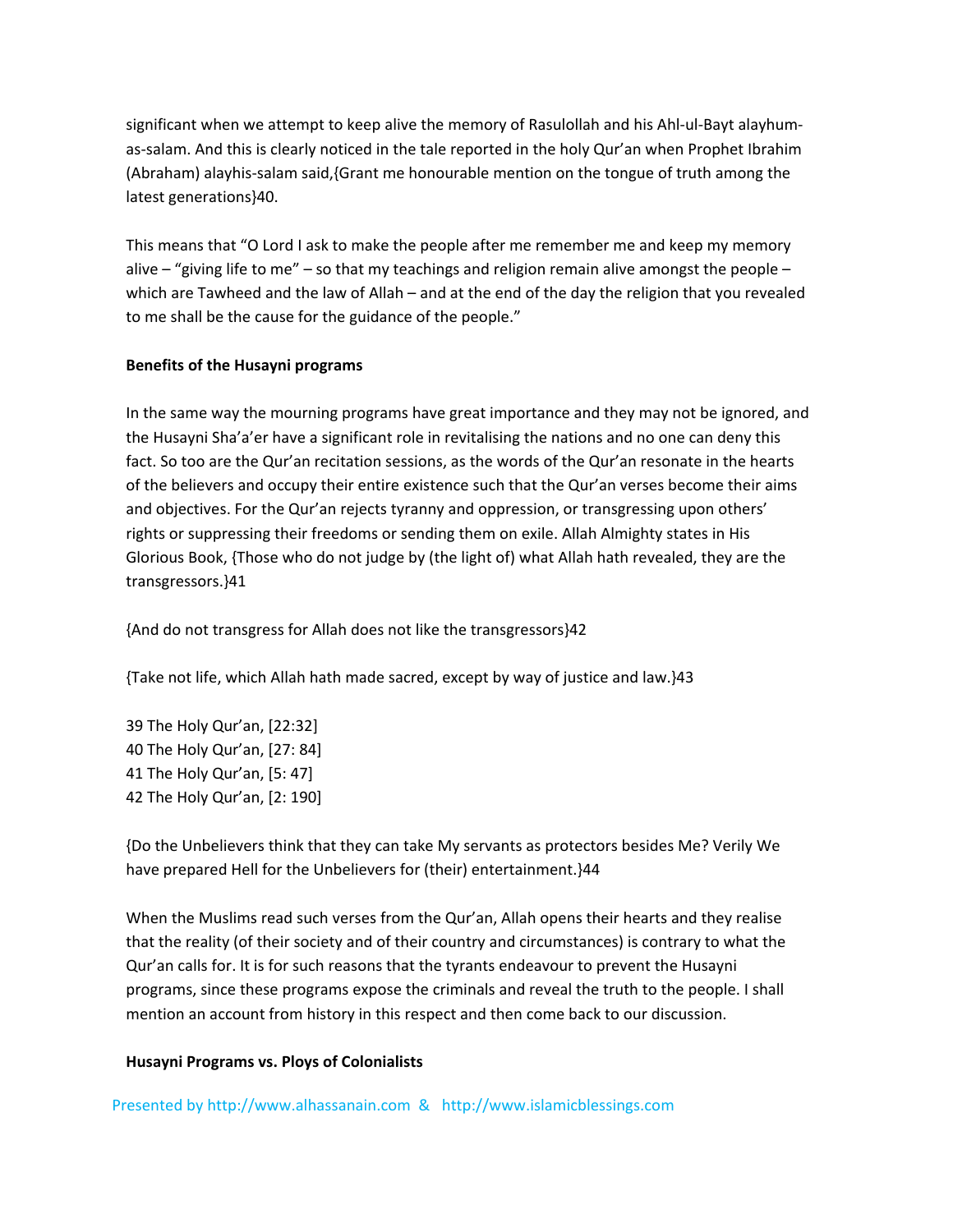significant when we attempt to keep alive the memory of Rasulollah and his Ahl-ul-Bayt alayhum-as-salam. And this is clearly noticed in the tale reported in the holy Qur'an when Prophet Ibrahim (Abraham) alayhis-salam said,{Grant me honourable mention on the tongue of truth among the latest generations}40.

This means that "O Lord I ask to make the people after me remember me and keep my memory alive – "giving life to me" – so that my teachings and religion remain alive amongst the people – which are Tawheed and the law of Allah – and at the end of the day the religion that you revealed to me shall be the cause for the guidance of the people."

**Benefits of the Husayni programs**

In the same way the mourning programs have great importance and they may not be ignored, and the Husayni Sha'a'er have a significant role in revitalising the nations and no one can deny this fact. So too are the Qur'an recitation sessions, as the words of the Qur'an resonate in the hearts of the believers and occupy their entire existence such that the Qur'an verses become their aims and objectives. For the Qur'an rejects tyranny and oppression, or transgressing upon others' rights or suppressing their freedoms or sending them on exile. Allah Almighty states in His Glorious Book, {Those who do not judge by (the light of) what Allah hath revealed, they are the transgressors.}41

{And do not transgress for Allah does not like the transgressors}42

{Take not life, which Allah hath made sacred, except by way of justice and law.}43

39 The Holy Qur'an, [22:32]
40 The Holy Qur'an, [27: 84]
41 The Holy Qur'an, [5: 47]
42 The Holy Qur'an, [2: 190]

{Do the Unbelievers think that they can take My servants as protectors besides Me? Verily We have prepared Hell for the Unbelievers for (their) entertainment.}44

When the Muslims read such verses from the Qur'an, Allah opens their hearts and they realise that the reality (of their society and of their country and circumstances) is contrary to what the Qur'an calls for. It is for such reasons that the tyrants endeavour to prevent the Husayni programs, since these programs expose the criminals and reveal the truth to the people. I shall mention an account from history in this respect and then come back to our discussion.

**Husayni Programs vs. Ploys of Colonialists**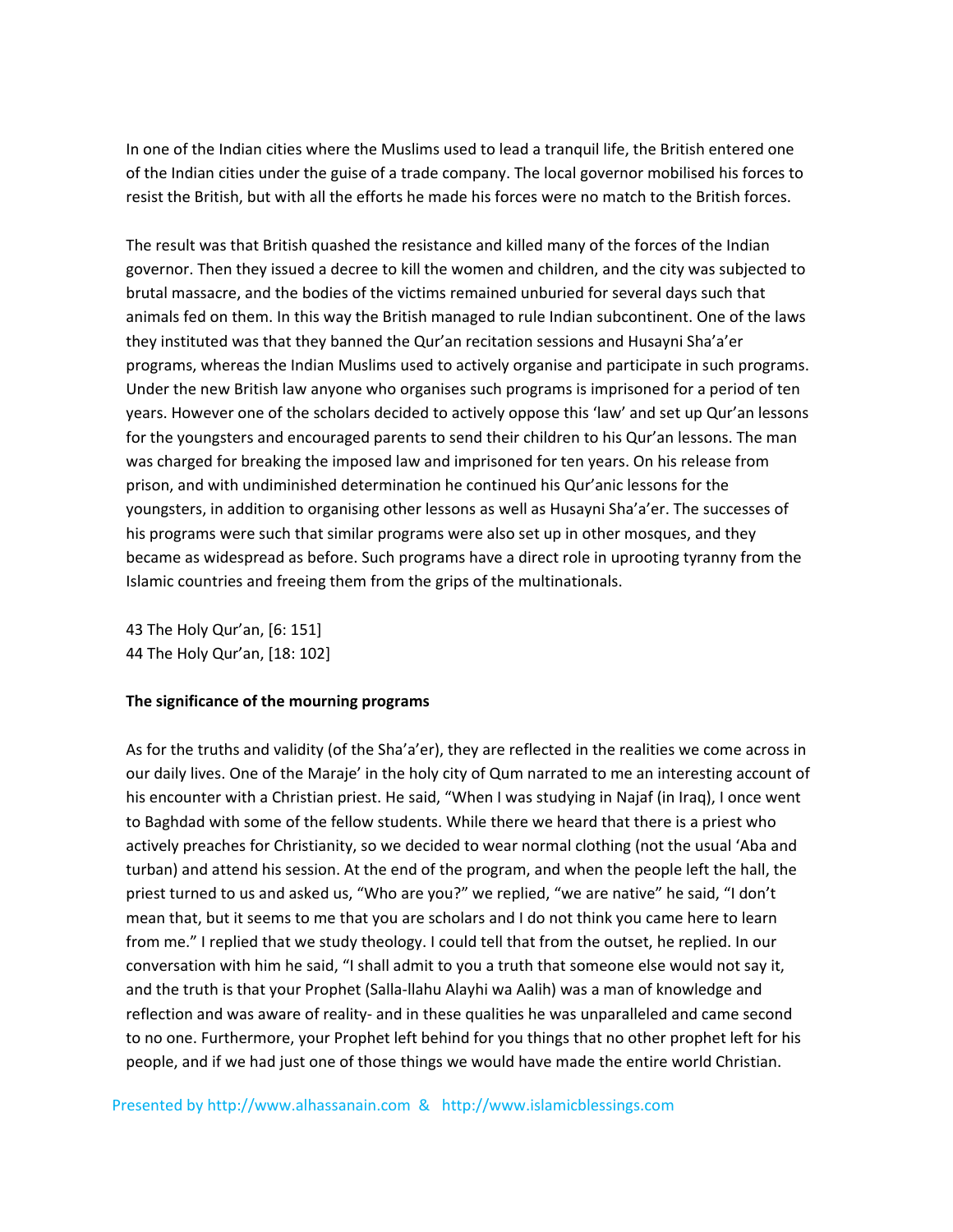In one of the Indian cities where the Muslims used to lead a tranquil life, the British entered one of the Indian cities under the guise of a trade company. The local governor mobilised his forces to resist the British, but with all the efforts he made his forces were no match to the British forces.

The result was that British quashed the resistance and killed many of the forces of the Indian governor. Then they issued a decree to kill the women and children, and the city was subjected to brutal massacre, and the bodies of the victims remained unburied for several days such that animals fed on them. In this way the British managed to rule Indian subcontinent. One of the laws they instituted was that they banned the Qur'an recitation sessions and Husayni Sha'a'er programs, whereas the Indian Muslims used to actively organise and participate in such programs. Under the new British law anyone who organises such programs is imprisoned for a period of ten years. However one of the scholars decided to actively oppose this 'law' and set up Qur'an lessons for the youngsters and encouraged parents to send their children to his Qur'an lessons. The man was charged for breaking the imposed law and imprisoned for ten years. On his release from prison, and with undiminished determination he continued his Qur'anic lessons for the youngsters, in addition to organising other lessons as well as Husayni Sha'a'er. The successes of his programs were such that similar programs were also set up in other mosques, and they became as widespread as before. Such programs have a direct role in uprooting tyranny from the Islamic countries and freeing them from the grips of the multinationals.

43 The Holy Qur'an, [6: 151]
44 The Holy Qur'an, [18: 102]

**The significance of the mourning programs**

As for the truths and validity (of the Sha'a'er), they are reflected in the realities we come across in our daily lives. One of the Maraje' in the holy city of Qum narrated to me an interesting account of his encounter with a Christian priest. He said, "When I was studying in Najaf (in Iraq), I once went to Baghdad with some of the fellow students. While there we heard that there is a priest who actively preaches for Christianity, so we decided to wear normal clothing (not the usual 'Aba and turban) and attend his session. At the end of the program, and when the people left the hall, the priest turned to us and asked us, "Who are you?" we replied, "we are native" he said, "I don't mean that, but it seems to me that you are scholars and I do not think you came here to learn from me." I replied that we study theology. I could tell that from the outset, he replied. In our conversation with him he said, "I shall admit to you a truth that someone else would not say it, and the truth is that your Prophet (Salla-llahu Alayhi wa Aalih) was a man of knowledge and reflection and was aware of reality- and in these qualities he was unparalleled and came second to no one. Furthermore, your Prophet left behind for you things that no other prophet left for his people, and if we had just one of those things we would have made the entire world Christian.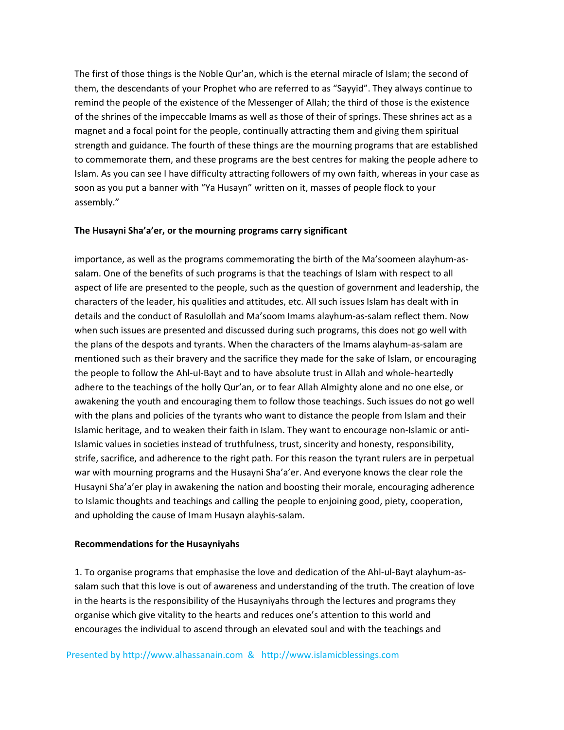The first of those things is the Noble Qur'an, which is the eternal miracle of Islam; the second of them, the descendants of your Prophet who are referred to as "Sayyid". They always continue to remind the people of the existence of the Messenger of Allah; the third of those is the existence of the shrines of the impeccable Imams as well as those of their of springs. These shrines act as a magnet and a focal point for the people, continually attracting them and giving them spiritual strength and guidance. The fourth of these things are the mourning programs that are established to commemorate them, and these programs are the best centres for making the people adhere to Islam. As you can see I have difficulty attracting followers of my own faith, whereas in your case as soon as you put a banner with "Ya Husayn" written on it, masses of people flock to your assembly."

**The Husayni Sha'a'er, or the mourning programs carry significant**

importance, as well as the programs commemorating the birth of the Ma'soomeen alayhum-as-salam. One of the benefits of such programs is that the teachings of Islam with respect to all aspect of life are presented to the people, such as the question of government and leadership, the characters of the leader, his qualities and attitudes, etc. All such issues Islam has dealt with in details and the conduct of Rasulollah and Ma'soom Imams alayhum-as-salam reflect them. Now when such issues are presented and discussed during such programs, this does not go well with the plans of the despots and tyrants. When the characters of the Imams alayhum-as-salam are mentioned such as their bravery and the sacrifice they made for the sake of Islam, or encouraging the people to follow the Ahl-ul-Bayt and to have absolute trust in Allah and whole-heartedly adhere to the teachings of the holly Qur'an, or to fear Allah Almighty alone and no one else, or awakening the youth and encouraging them to follow those teachings. Such issues do not go well with the plans and policies of the tyrants who want to distance the people from Islam and their Islamic heritage, and to weaken their faith in Islam. They want to encourage non-Islamic or anti-Islamic values in societies instead of truthfulness, trust, sincerity and honesty, responsibility, strife, sacrifice, and adherence to the right path. For this reason the tyrant rulers are in perpetual war with mourning programs and the Husayni Sha'a'er. And everyone knows the clear role the Husayni Sha'a'er play in awakening the nation and boosting their morale, encouraging adherence to Islamic thoughts and teachings and calling the people to enjoining good, piety, cooperation, and upholding the cause of Imam Husayn alayhis-salam.

**Recommendations for the Husayniyahs**

1. To organise programs that emphasise the love and dedication of the Ahl-ul-Bayt alayhum-as-salam such that this love is out of awareness and understanding of the truth. The creation of love in the hearts is the responsibility of the Husayniyahs through the lectures and programs they organise which give vitality to the hearts and reduces one's attention to this world and encourages the individual to ascend through an elevated soul and with the teachings and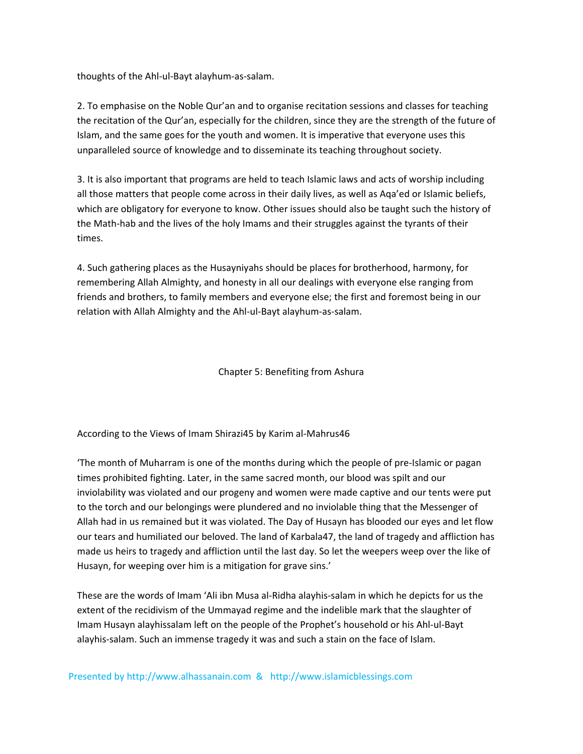thoughts of the Ahl-ul-Bayt alayhum-as-salam.

2. To emphasise on the Noble Qur'an and to organise recitation sessions and classes for teaching the recitation of the Qur'an, especially for the children, since they are the strength of the future of Islam, and the same goes for the youth and women. It is imperative that everyone uses this unparalleled source of knowledge and to disseminate its teaching throughout society.

3. It is also important that programs are held to teach Islamic laws and acts of worship including all those matters that people come across in their daily lives, as well as Aqa'ed or Islamic beliefs, which are obligatory for everyone to know. Other issues should also be taught such the history of the Math-hab and the lives of the holy Imams and their struggles against the tyrants of their times.

4. Such gathering places as the Husayniyahs should be places for brotherhood, harmony, for remembering Allah Almighty, and honesty in all our dealings with everyone else ranging from friends and brothers, to family members and everyone else; the first and foremost being in our relation with Allah Almighty and the Ahl-ul-Bayt alayhum-as-salam.

## Chapter 5: Benefiting from Ashura

According to the Views of Imam Shirazi[45] by Karim al-Mahrus[46]

'The month of Muharram is one of the months during which the people of pre-Islamic or pagan times prohibited fighting. Later, in the same sacred month, our blood was spilt and our inviolability was violated and our progeny and women were made captive and our tents were put to the torch and our belongings were plundered and no inviolable thing that the Messenger of Allah had in us remained but it was violated. The Day of Husayn has blooded our eyes and let flow our tears and humiliated our beloved. The land of Karbala[47], the land of tragedy and affliction has made us heirs to tragedy and affliction until the last day. So let the weepers weep over the like of Husayn, for weeping over him is a mitigation for grave sins.'

These are the words of Imam 'Ali ibn Musa al-Ridha alayhis-salam in which he depicts for us the extent of the recidivism of the Ummayad regime and the indelible mark that the slaughter of Imam Husayn alayhissalam left on the people of the Prophet's household or his Ahl-ul-Bayt alayhis-salam. Such an immense tragedy it was and such a stain on the face of Islam.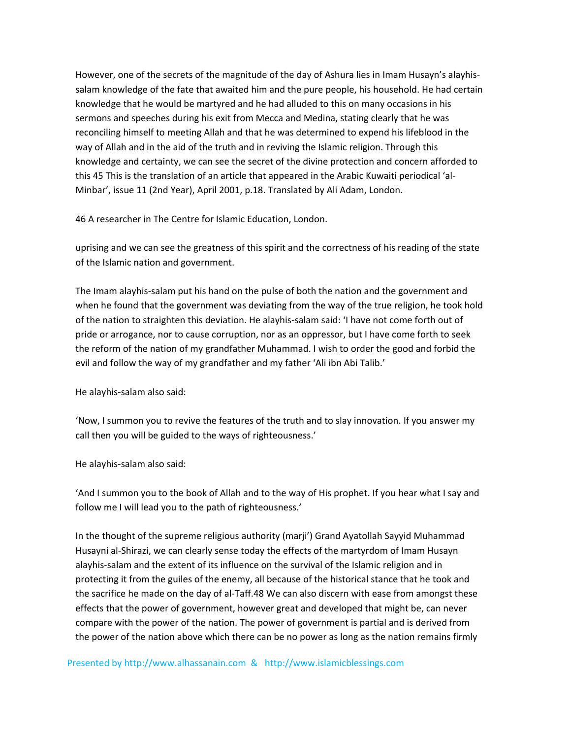However, one of the secrets of the magnitude of the day of Ashura lies in Imam Husayn's alayhis-salam knowledge of the fate that awaited him and the pure people, his household. He had certain knowledge that he would be martyred and he had alluded to this on many occasions in his sermons and speeches during his exit from Mecca and Medina, stating clearly that he was reconciling himself to meeting Allah and that he was determined to expend his lifeblood in the way of Allah and in the aid of the truth and in reviving the Islamic religion. Through this knowledge and certainty, we can see the secret of the divine protection and concern afforded to this uprising and we can see the greatness of this spirit and the correctness of his reading of the state of the Islamic nation and government.

The Imam alayhis-salam put his hand on the pulse of both the nation and the government and when he found that the government was deviating from the way of the true religion, he took hold of the nation to straighten this deviation. He alayhis-salam said: 'I have not come forth out of pride or arrogance, nor to cause corruption, nor as an oppressor, but I have come forth to seek the reform of the nation of my grandfather Muhammad. I wish to order the good and forbid the evil and follow the way of my grandfather and my father 'Ali ibn Abi Talib.'

He alayhis-salam also said:

'Now, I summon you to revive the features of the truth and to slay innovation. If you answer my call then you will be guided to the ways of righteousness.'

He alayhis-salam also said:

'And I summon you to the book of Allah and to the way of His prophet. If you hear what I say and follow me I will lead you to the path of righteousness.'

In the thought of the supreme religious authority (marji') Grand Ayatollah Sayyid Muhammad Husayni al-Shirazi, we can clearly sense today the effects of the martyrdom of Imam Husayn alayhis-salam and the extent of its influence on the survival of the Islamic religion and in protecting it from the guiles of the enemy, all because of the historical stance that he took and the sacrifice he made on the day of al-Taff.[48] We can also discern with ease from amongst these effects that the power of government, however great and developed that might be, can never compare with the power of the nation. The power of government is partial and is derived from the power of the nation above which there can be no power as long as the nation remains firmly

---

45 This is the translation of an article that appeared in the Arabic Kuwaiti periodical 'al-Minbar', issue 11 (2nd Year), April 2001, p.18. Translated by Ali Adam, London.

46 A researcher in The Centre for Islamic Education, London.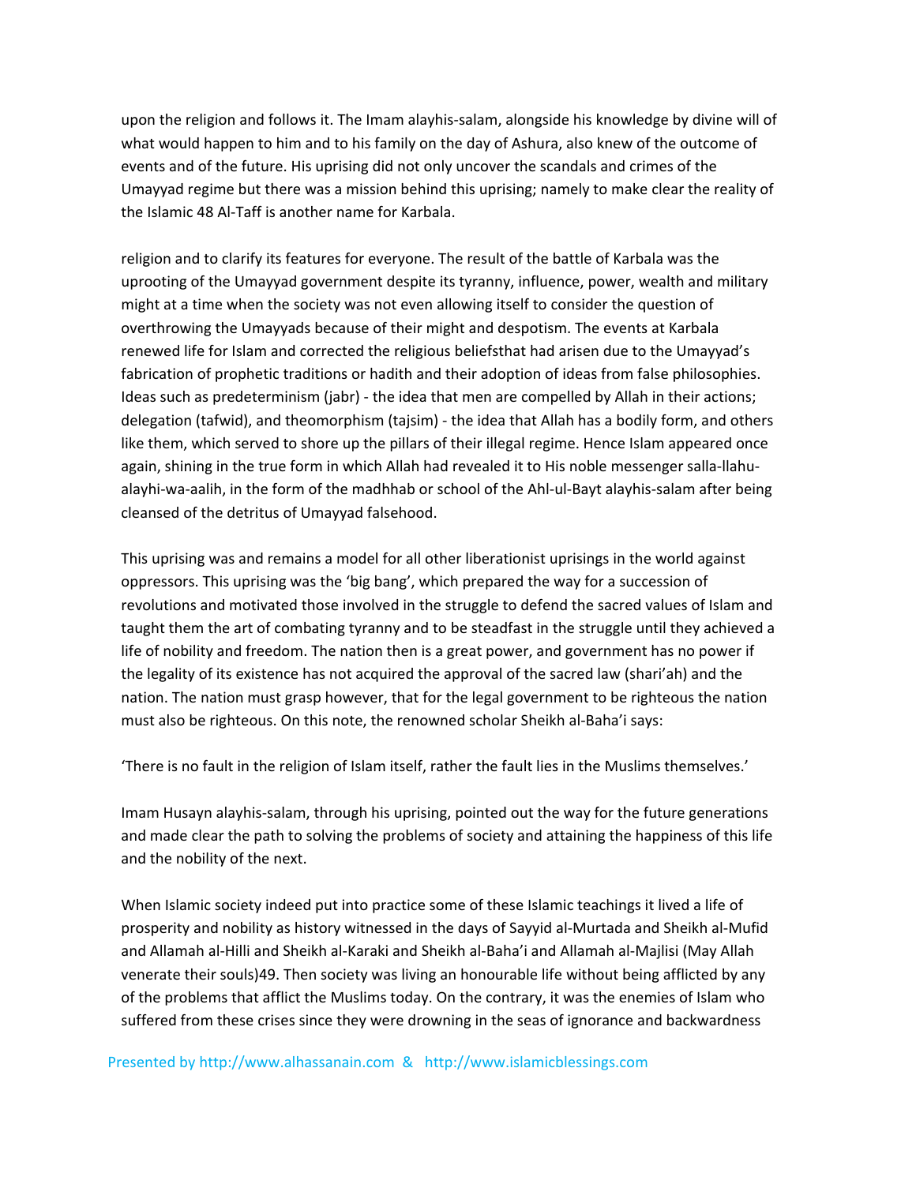upon the religion and follows it. The Imam alayhis-salam, alongside his knowledge by divine will of what would happen to him and to his family on the day of Ashura, also knew of the outcome of events and of the future. His uprising did not only uncover the scandals and crimes of the Umayyad regime but there was a mission behind this uprising; namely to make clear the reality of the Islamic 48 Al-Taff is another name for Karbala.

religion and to clarify its features for everyone. The result of the battle of Karbala was the uprooting of the Umayyad government despite its tyranny, influence, power, wealth and military might at a time when the society was not even allowing itself to consider the question of overthrowing the Umayyads because of their might and despotism. The events at Karbala renewed life for Islam and corrected the religious beliefsthat had arisen due to the Umayyad's fabrication of prophetic traditions or hadith and their adoption of ideas from false philosophies. Ideas such as predeterminism (jabr) - the idea that men are compelled by Allah in their actions; delegation (tafwid), and theomorphism (tajsim) - the idea that Allah has a bodily form, and others like them, which served to shore up the pillars of their illegal regime. Hence Islam appeared once again, shining in the true form in which Allah had revealed it to His noble messenger salla-llahu-alayhi-wa-aalih, in the form of the madhhab or school of the Ahl-ul-Bayt alayhis-salam after being cleansed of the detritus of Umayyad falsehood.

This uprising was and remains a model for all other liberationist uprisings in the world against oppressors. This uprising was the 'big bang', which prepared the way for a succession of revolutions and motivated those involved in the struggle to defend the sacred values of Islam and taught them the art of combating tyranny and to be steadfast in the struggle until they achieved a life of nobility and freedom. The nation then is a great power, and government has no power if the legality of its existence has not acquired the approval of the sacred law (shari'ah) and the nation. The nation must grasp however, that for the legal government to be righteous the nation must also be righteous. On this note, the renowned scholar Sheikh al-Baha'i says:

'There is no fault in the religion of Islam itself, rather the fault lies in the Muslims themselves.'

Imam Husayn alayhis-salam, through his uprising, pointed out the way for the future generations and made clear the path to solving the problems of society and attaining the happiness of this life and the nobility of the next.

When Islamic society indeed put into practice some of these Islamic teachings it lived a life of prosperity and nobility as history witnessed in the days of Sayyid al-Murtada and Sheikh al-Mufid and Allamah al-Hilli and Sheikh al-Karaki and Sheikh al-Baha'i and Allamah al-Majlisi (May Allah venerate their souls)49. Then society was living an honourable life without being afflicted by any of the problems that afflict the Muslims today. On the contrary, it was the enemies of Islam who suffered from these crises since they were drowning in the seas of ignorance and backwardness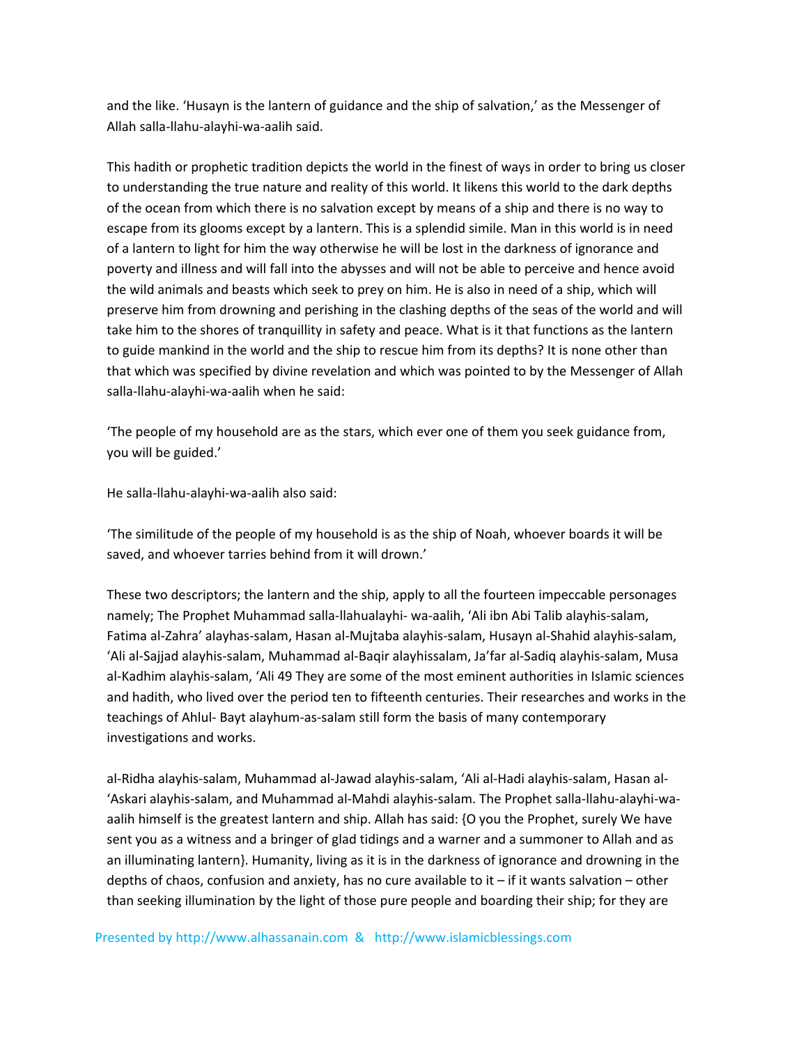and the like. 'Husayn is the lantern of guidance and the ship of salvation,' as the Messenger of Allah salla-llahu-alayhi-wa-aalih said.

This hadith or prophetic tradition depicts the world in the finest of ways in order to bring us closer to understanding the true nature and reality of this world. It likens this world to the dark depths of the ocean from which there is no salvation except by means of a ship and there is no way to escape from its glooms except by a lantern. This is a splendid simile. Man in this world is in need of a lantern to light for him the way otherwise he will be lost in the darkness of ignorance and poverty and illness and will fall into the abysses and will not be able to perceive and hence avoid the wild animals and beasts which seek to prey on him. He is also in need of a ship, which will preserve him from drowning and perishing in the clashing depths of the seas of the world and will take him to the shores of tranquillity in safety and peace. What is it that functions as the lantern to guide mankind in the world and the ship to rescue him from its depths? It is none other than that which was specified by divine revelation and which was pointed to by the Messenger of Allah salla-llahu-alayhi-wa-aalih when he said:

'The people of my household are as the stars, which ever one of them you seek guidance from, you will be guided.'

He salla-llahu-alayhi-wa-aalih also said:

'The similitude of the people of my household is as the ship of Noah, whoever boards it will be saved, and whoever tarries behind from it will drown.'

These two descriptors; the lantern and the ship, apply to all the fourteen impeccable personages namely; The Prophet Muhammad salla-llahualayhi- wa-aalih, 'Ali ibn Abi Talib alayhis-salam, Fatima al-Zahra' alayhas-salam, Hasan al-Mujtaba alayhis-salam, Husayn al-Shahid alayhis-salam, 'Ali al-Sajjad alayhis-salam, Muhammad al-Baqir alayhissalam, Ja'far al-Sadiq alayhis-salam, Musa al-Kadhim alayhis-salam, 'Ali 49 They are some of the most eminent authorities in Islamic sciences and hadith, who lived over the period ten to fifteenth centuries. Their researches and works in the teachings of Ahlul- Bayt alayhum-as-salam still form the basis of many contemporary investigations and works.

al-Ridha alayhis-salam, Muhammad al-Jawad alayhis-salam, 'Ali al-Hadi alayhis-salam, Hasan al-'Askari alayhis-salam, and Muhammad al-Mahdi alayhis-salam. The Prophet salla-llahu-alayhi-wa-aalih himself is the greatest lantern and ship. Allah has said: {O you the Prophet, surely We have sent you as a witness and a bringer of glad tidings and a warner and a summoner to Allah and as an illuminating lantern}. Humanity, living as it is in the darkness of ignorance and drowning in the depths of chaos, confusion and anxiety, has no cure available to it – if it wants salvation – other than seeking illumination by the light of those pure people and boarding their ship; for they are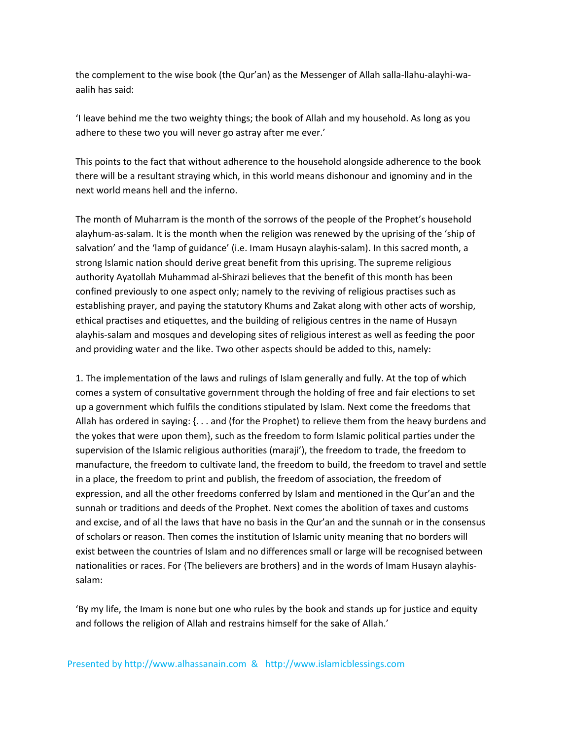the complement to the wise book (the Qur'an) as the Messenger of Allah salla-llahu-alayhi-wa-aalih has said:

'I leave behind me the two weighty things; the book of Allah and my household. As long as you adhere to these two you will never go astray after me ever.'

This points to the fact that without adherence to the household alongside adherence to the book there will be a resultant straying which, in this world means dishonour and ignominy and in the next world means hell and the inferno.

The month of Muharram is the month of the sorrows of the people of the Prophet's household alayhum-as-salam. It is the month when the religion was renewed by the uprising of the 'ship of salvation' and the 'lamp of guidance' (i.e. Imam Husayn alayhis-salam). In this sacred month, a strong Islamic nation should derive great benefit from this uprising. The supreme religious authority Ayatollah Muhammad al-Shirazi believes that the benefit of this month has been confined previously to one aspect only; namely to the reviving of religious practises such as establishing prayer, and paying the statutory Khums and Zakat along with other acts of worship, ethical practises and etiquettes, and the building of religious centres in the name of Husayn alayhis-salam and mosques and developing sites of religious interest as well as feeding the poor and providing water and the like. Two other aspects should be added to this, namely:

1. The implementation of the laws and rulings of Islam generally and fully. At the top of which comes a system of consultative government through the holding of free and fair elections to set up a government which fulfils the conditions stipulated by Islam. Next come the freedoms that Allah has ordered in saying: {. . . and (for the Prophet) to relieve them from the heavy burdens and the yokes that were upon them}, such as the freedom to form Islamic political parties under the supervision of the Islamic religious authorities (maraji'), the freedom to trade, the freedom to manufacture, the freedom to cultivate land, the freedom to build, the freedom to travel and settle in a place, the freedom to print and publish, the freedom of association, the freedom of expression, and all the other freedoms conferred by Islam and mentioned in the Qur'an and the sunnah or traditions and deeds of the Prophet. Next comes the abolition of taxes and customs and excise, and of all the laws that have no basis in the Qur'an and the sunnah or in the consensus of scholars or reason. Then comes the institution of Islamic unity meaning that no borders will exist between the countries of Islam and no differences small or large will be recognised between nationalities or races. For {The believers are brothers} and in the words of Imam Husayn alayhis-salam:

'By my life, the Imam is none but one who rules by the book and stands up for justice and equity and follows the religion of Allah and restrains himself for the sake of Allah.'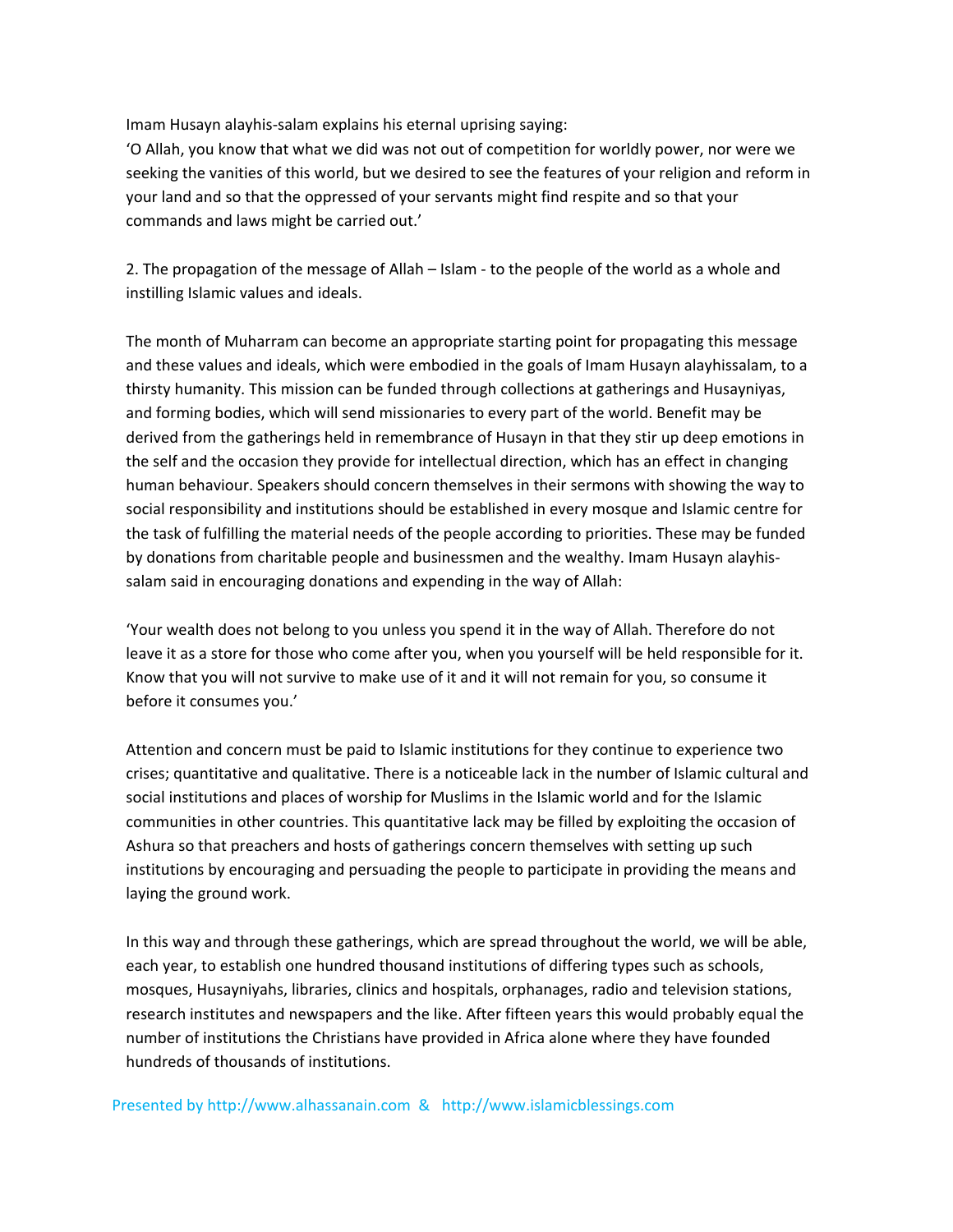Imam Husayn alayhis-salam explains his eternal uprising saying:
'O Allah, you know that what we did was not out of competition for worldly power, nor were we seeking the vanities of this world, but we desired to see the features of your religion and reform in your land and so that the oppressed of your servants might find respite and so that your commands and laws might be carried out.'

2. The propagation of the message of Allah – Islam - to the people of the world as a whole and instilling Islamic values and ideals.

The month of Muharram can become an appropriate starting point for propagating this message and these values and ideals, which were embodied in the goals of Imam Husayn alayhissalam, to a thirsty humanity. This mission can be funded through collections at gatherings and Husayniyas, and forming bodies, which will send missionaries to every part of the world. Benefit may be derived from the gatherings held in remembrance of Husayn in that they stir up deep emotions in the self and the occasion they provide for intellectual direction, which has an effect in changing human behaviour. Speakers should concern themselves in their sermons with showing the way to social responsibility and institutions should be established in every mosque and Islamic centre for the task of fulfilling the material needs of the people according to priorities. These may be funded by donations from charitable people and businessmen and the wealthy. Imam Husayn alayhis-salam said in encouraging donations and expending in the way of Allah:

'Your wealth does not belong to you unless you spend it in the way of Allah. Therefore do not leave it as a store for those who come after you, when you yourself will be held responsible for it. Know that you will not survive to make use of it and it will not remain for you, so consume it before it consumes you.'

Attention and concern must be paid to Islamic institutions for they continue to experience two crises; quantitative and qualitative. There is a noticeable lack in the number of Islamic cultural and social institutions and places of worship for Muslims in the Islamic world and for the Islamic communities in other countries. This quantitative lack may be filled by exploiting the occasion of Ashura so that preachers and hosts of gatherings concern themselves with setting up such institutions by encouraging and persuading the people to participate in providing the means and laying the ground work.

In this way and through these gatherings, which are spread throughout the world, we will be able, each year, to establish one hundred thousand institutions of differing types such as schools, mosques, Husayniyahs, libraries, clinics and hospitals, orphanages, radio and television stations, research institutes and newspapers and the like. After fifteen years this would probably equal the number of institutions the Christians have provided in Africa alone where they have founded hundreds of thousands of institutions.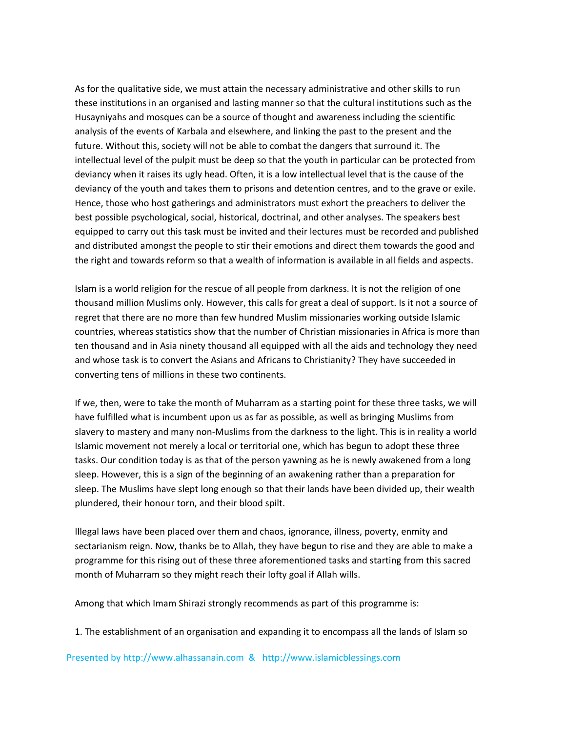As for the qualitative side, we must attain the necessary administrative and other skills to run these institutions in an organised and lasting manner so that the cultural institutions such as the Husayniyahs and mosques can be a source of thought and awareness including the scientific analysis of the events of Karbala and elsewhere, and linking the past to the present and the future. Without this, society will not be able to combat the dangers that surround it. The intellectual level of the pulpit must be deep so that the youth in particular can be protected from deviancy when it raises its ugly head. Often, it is a low intellectual level that is the cause of the deviancy of the youth and takes them to prisons and detention centres, and to the grave or exile. Hence, those who host gatherings and administrators must exhort the preachers to deliver the best possible psychological, social, historical, doctrinal, and other analyses. The speakers best equipped to carry out this task must be invited and their lectures must be recorded and published and distributed amongst the people to stir their emotions and direct them towards the good and the right and towards reform so that a wealth of information is available in all fields and aspects.

Islam is a world religion for the rescue of all people from darkness. It is not the religion of one thousand million Muslims only. However, this calls for great a deal of support. Is it not a source of regret that there are no more than few hundred Muslim missionaries working outside Islamic countries, whereas statistics show that the number of Christian missionaries in Africa is more than ten thousand and in Asia ninety thousand all equipped with all the aids and technology they need and whose task is to convert the Asians and Africans to Christianity? They have succeeded in converting tens of millions in these two continents.

If we, then, were to take the month of Muharram as a starting point for these three tasks, we will have fulfilled what is incumbent upon us as far as possible, as well as bringing Muslims from slavery to mastery and many non-Muslims from the darkness to the light. This is in reality a world Islamic movement not merely a local or territorial one, which has begun to adopt these three tasks. Our condition today is as that of the person yawning as he is newly awakened from a long sleep. However, this is a sign of the beginning of an awakening rather than a preparation for sleep. The Muslims have slept long enough so that their lands have been divided up, their wealth plundered, their honour torn, and their blood spilt.

Illegal laws have been placed over them and chaos, ignorance, illness, poverty, enmity and sectarianism reign. Now, thanks be to Allah, they have begun to rise and they are able to make a programme for this rising out of these three aforementioned tasks and starting from this sacred month of Muharram so they might reach their lofty goal if Allah wills.

Among that which Imam Shirazi strongly recommends as part of this programme is:

1. The establishment of an organisation and expanding it to encompass all the lands of Islam so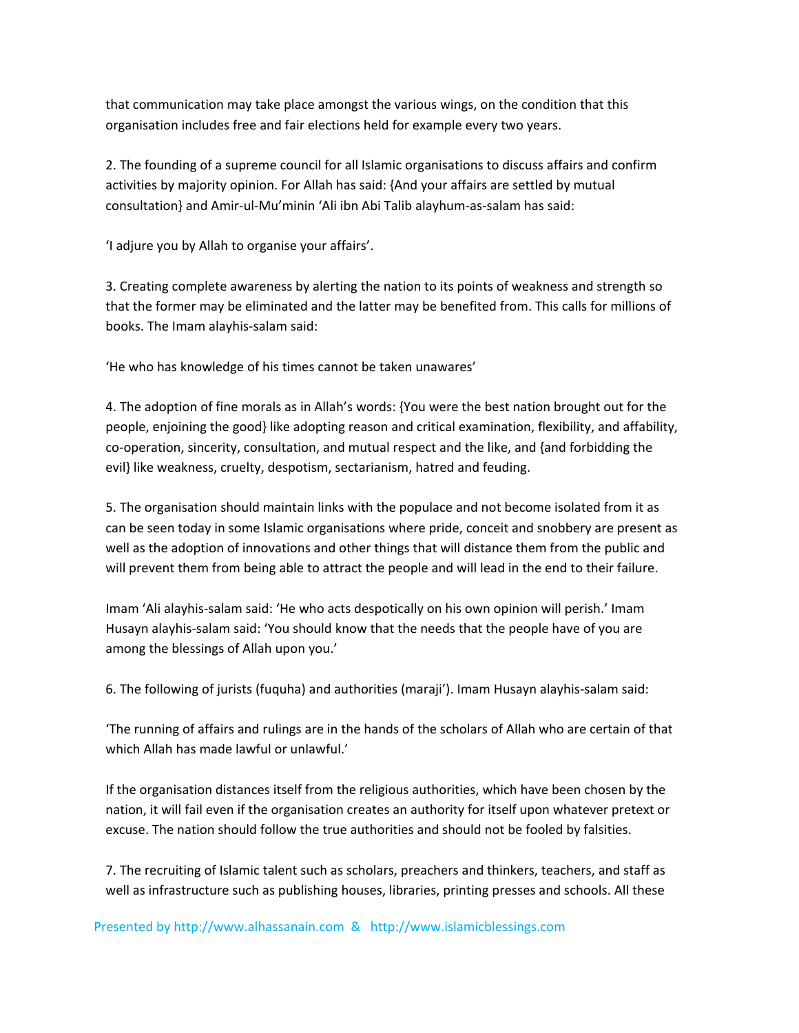that communication may take place amongst the various wings, on the condition that this organisation includes free and fair elections held for example every two years.

2. The founding of a supreme council for all Islamic organisations to discuss affairs and confirm activities by majority opinion. For Allah has said: {And your affairs are settled by mutual consultation} and Amir-ul-Mu'minin 'Ali ibn Abi Talib alayhum-as-salam has said:

'I adjure you by Allah to organise your affairs'.

3. Creating complete awareness by alerting the nation to its points of weakness and strength so that the former may be eliminated and the latter may be benefited from. This calls for millions of books. The Imam alayhis-salam said:

'He who has knowledge of his times cannot be taken unawares'

4. The adoption of fine morals as in Allah's words: {You were the best nation brought out for the people, enjoining the good} like adopting reason and critical examination, flexibility, and affability, co-operation, sincerity, consultation, and mutual respect and the like, and {and forbidding the evil} like weakness, cruelty, despotism, sectarianism, hatred and feuding.

5. The organisation should maintain links with the populace and not become isolated from it as can be seen today in some Islamic organisations where pride, conceit and snobbery are present as well as the adoption of innovations and other things that will distance them from the public and will prevent them from being able to attract the people and will lead in the end to their failure.

Imam 'Ali alayhis-salam said: 'He who acts despotically on his own opinion will perish.' Imam Husayn alayhis-salam said: 'You should know that the needs that the people have of you are among the blessings of Allah upon you.'

6. The following of jurists (fuquha) and authorities (maraji'). Imam Husayn alayhis-salam said:

'The running of affairs and rulings are in the hands of the scholars of Allah who are certain of that which Allah has made lawful or unlawful.'

If the organisation distances itself from the religious authorities, which have been chosen by the nation, it will fail even if the organisation creates an authority for itself upon whatever pretext or excuse. The nation should follow the true authorities and should not be fooled by falsities.

7. The recruiting of Islamic talent such as scholars, preachers and thinkers, teachers, and staff as well as infrastructure such as publishing houses, libraries, printing presses and schools. All these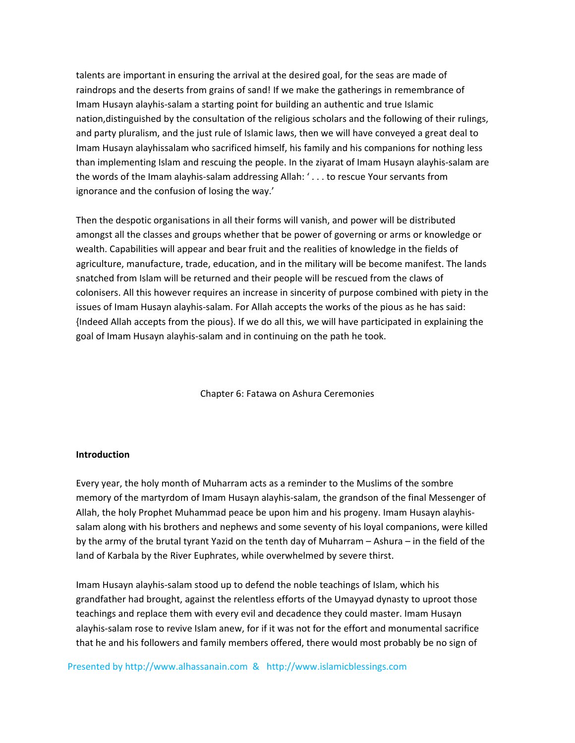talents are important in ensuring the arrival at the desired goal, for the seas are made of raindrops and the deserts from grains of sand! If we make the gatherings in remembrance of Imam Husayn alayhis-salam a starting point for building an authentic and true Islamic nation,distinguished by the consultation of the religious scholars and the following of their rulings, and party pluralism, and the just rule of Islamic laws, then we will have conveyed a great deal to Imam Husayn alayhissalam who sacrificed himself, his family and his companions for nothing less than implementing Islam and rescuing the people. In the ziyarat of Imam Husayn alayhis-salam are the words of the Imam alayhis-salam addressing Allah: ' . . . to rescue Your servants from ignorance and the confusion of losing the way.'

Then the despotic organisations in all their forms will vanish, and power will be distributed amongst all the classes and groups whether that be power of governing or arms or knowledge or wealth. Capabilities will appear and bear fruit and the realities of knowledge in the fields of agriculture, manufacture, trade, education, and in the military will be become manifest. The lands snatched from Islam will be returned and their people will be rescued from the claws of colonisers. All this however requires an increase in sincerity of purpose combined with piety in the issues of Imam Husayn alayhis-salam. For Allah accepts the works of the pious as he has said: {Indeed Allah accepts from the pious}. If we do all this, we will have participated in explaining the goal of Imam Husayn alayhis-salam and in continuing on the path he took.

# Chapter 6: Fatawa on Ashura Ceremonies

## Introduction

Every year, the holy month of Muharram acts as a reminder to the Muslims of the sombre memory of the martyrdom of Imam Husayn alayhis-salam, the grandson of the final Messenger of Allah, the holy Prophet Muhammad peace be upon him and his progeny. Imam Husayn alayhis-salam along with his brothers and nephews and some seventy of his loyal companions, were killed by the army of the brutal tyrant Yazid on the tenth day of Muharram – Ashura – in the field of the land of Karbala by the River Euphrates, while overwhelmed by severe thirst.

Imam Husayn alayhis-salam stood up to defend the noble teachings of Islam, which his grandfather had brought, against the relentless efforts of the Umayyad dynasty to uproot those teachings and replace them with every evil and decadence they could master. Imam Husayn alayhis-salam rose to revive Islam anew, for if it was not for the effort and monumental sacrifice that he and his followers and family members offered, there would most probably be no sign of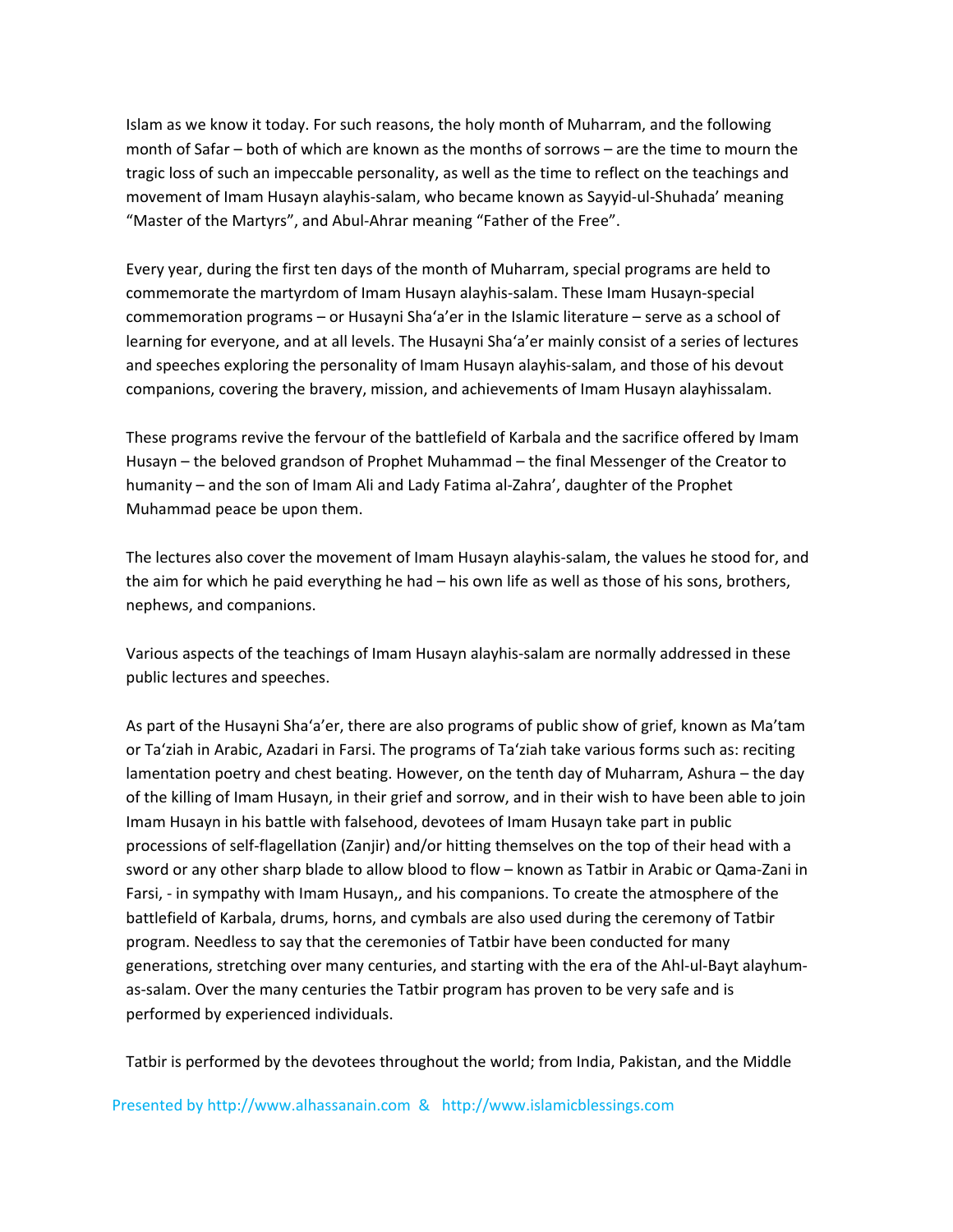Islam as we know it today. For such reasons, the holy month of Muharram, and the following month of Safar – both of which are known as the months of sorrows – are the time to mourn the tragic loss of such an impeccable personality, as well as the time to reflect on the teachings and movement of Imam Husayn alayhis-salam, who became known as Sayyid-ul-Shuhada' meaning "Master of the Martyrs", and Abul-Ahrar meaning "Father of the Free".

Every year, during the first ten days of the month of Muharram, special programs are held to commemorate the martyrdom of Imam Husayn alayhis-salam. These Imam Husayn-special commemoration programs – or Husayni Sha'a'er in the Islamic literature – serve as a school of learning for everyone, and at all levels. The Husayni Sha'a'er mainly consist of a series of lectures and speeches exploring the personality of Imam Husayn alayhis-salam, and those of his devout companions, covering the bravery, mission, and achievements of Imam Husayn alayhissalam.

These programs revive the fervour of the battlefield of Karbala and the sacrifice offered by Imam Husayn – the beloved grandson of Prophet Muhammad – the final Messenger of the Creator to humanity – and the son of Imam Ali and Lady Fatima al-Zahra', daughter of the Prophet Muhammad peace be upon them.

The lectures also cover the movement of Imam Husayn alayhis-salam, the values he stood for, and the aim for which he paid everything he had – his own life as well as those of his sons, brothers, nephews, and companions.

Various aspects of the teachings of Imam Husayn alayhis-salam are normally addressed in these public lectures and speeches.

As part of the Husayni Sha'a'er, there are also programs of public show of grief, known as Ma'tam or Ta'ziah in Arabic, Azadari in Farsi. The programs of Ta'ziah take various forms such as: reciting lamentation poetry and chest beating. However, on the tenth day of Muharram, Ashura – the day of the killing of Imam Husayn, in their grief and sorrow, and in their wish to have been able to join Imam Husayn in his battle with falsehood, devotees of Imam Husayn take part in public processions of self-flagellation (Zanjir) and/or hitting themselves on the top of their head with a sword or any other sharp blade to allow blood to flow – known as Tatbir in Arabic or Qama-Zani in Farsi, - in sympathy with Imam Husayn,, and his companions. To create the atmosphere of the battlefield of Karbala, drums, horns, and cymbals are also used during the ceremony of Tatbir program. Needless to say that the ceremonies of Tatbir have been conducted for many generations, stretching over many centuries, and starting with the era of the Ahl-ul-Bayt alayhum-as-salam. Over the many centuries the Tatbir program has proven to be very safe and is performed by experienced individuals.

Tatbir is performed by the devotees throughout the world; from India, Pakistan, and the Middle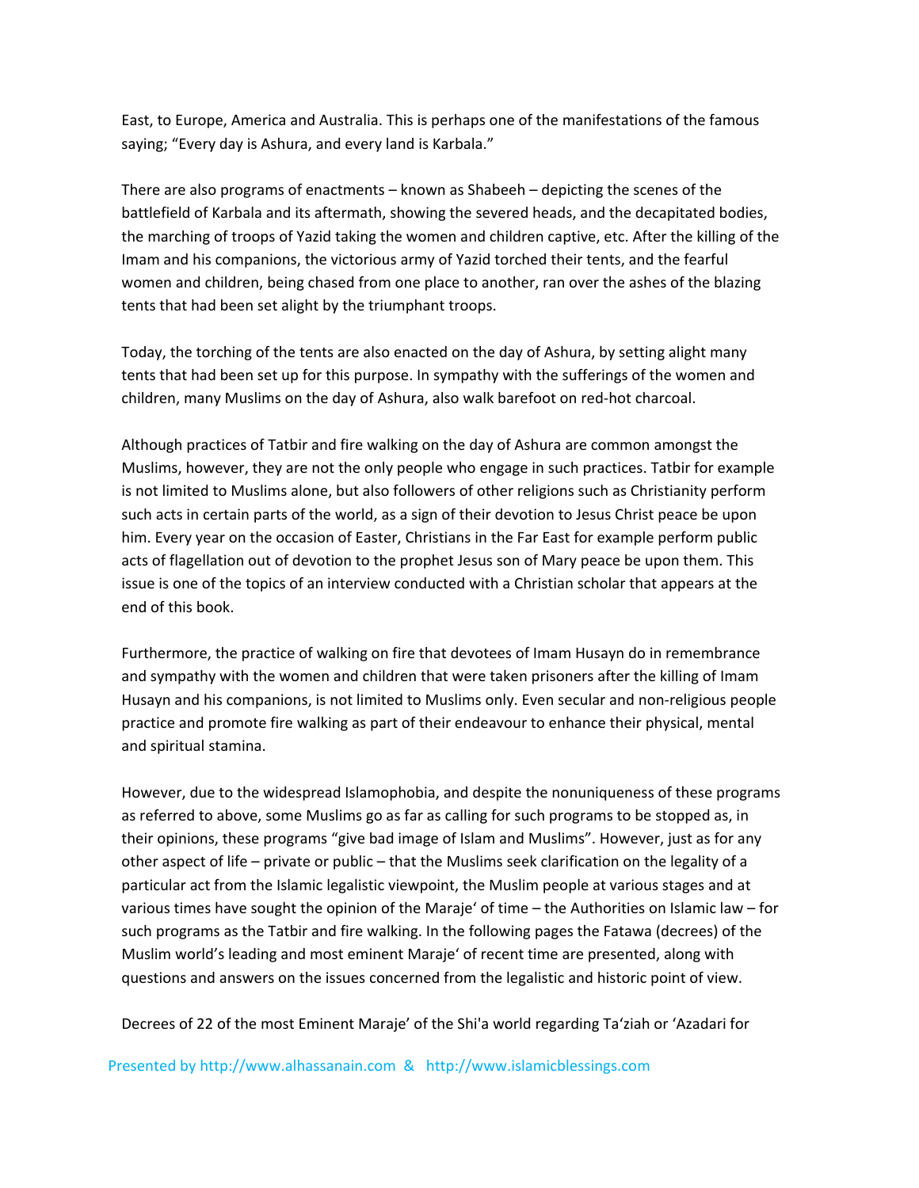East, to Europe, America and Australia. This is perhaps one of the manifestations of the famous saying; "Every day is Ashura, and every land is Karbala."

There are also programs of enactments – known as Shabeeh – depicting the scenes of the battlefield of Karbala and its aftermath, showing the severed heads, and the decapitated bodies, the marching of troops of Yazid taking the women and children captive, etc. After the killing of the Imam and his companions, the victorious army of Yazid torched their tents, and the fearful women and children, being chased from one place to another, ran over the ashes of the blazing tents that had been set alight by the triumphant troops.

Today, the torching of the tents are also enacted on the day of Ashura, by setting alight many tents that had been set up for this purpose. In sympathy with the sufferings of the women and children, many Muslims on the day of Ashura, also walk barefoot on red-hot charcoal.

Although practices of Tatbir and fire walking on the day of Ashura are common amongst the Muslims, however, they are not the only people who engage in such practices. Tatbir for example is not limited to Muslims alone, but also followers of other religions such as Christianity perform such acts in certain parts of the world, as a sign of their devotion to Jesus Christ peace be upon him. Every year on the occasion of Easter, Christians in the Far East for example perform public acts of flagellation out of devotion to the prophet Jesus son of Mary peace be upon them. This issue is one of the topics of an interview conducted with a Christian scholar that appears at the end of this book.

Furthermore, the practice of walking on fire that devotees of Imam Husayn do in remembrance and sympathy with the women and children that were taken prisoners after the killing of Imam Husayn and his companions, is not limited to Muslims only. Even secular and non-religious people practice and promote fire walking as part of their endeavour to enhance their physical, mental and spiritual stamina.

However, due to the widespread Islamophobia, and despite the nonuniqueness of these programs as referred to above, some Muslims go as far as calling for such programs to be stopped as, in their opinions, these programs "give bad image of Islam and Muslims". However, just as for any other aspect of life – private or public – that the Muslims seek clarification on the legality of a particular act from the Islamic legalistic viewpoint, the Muslim people at various stages and at various times have sought the opinion of the Maraje' of time – the Authorities on Islamic law – for such programs as the Tatbir and fire walking. In the following pages the Fatawa (decrees) of the Muslim world's leading and most eminent Maraje' of recent time are presented, along with questions and answers on the issues concerned from the legalistic and historic point of view.

Decrees of 22 of the most Eminent Maraje' of the Shi'a world regarding Ta'ziah or 'Azadari for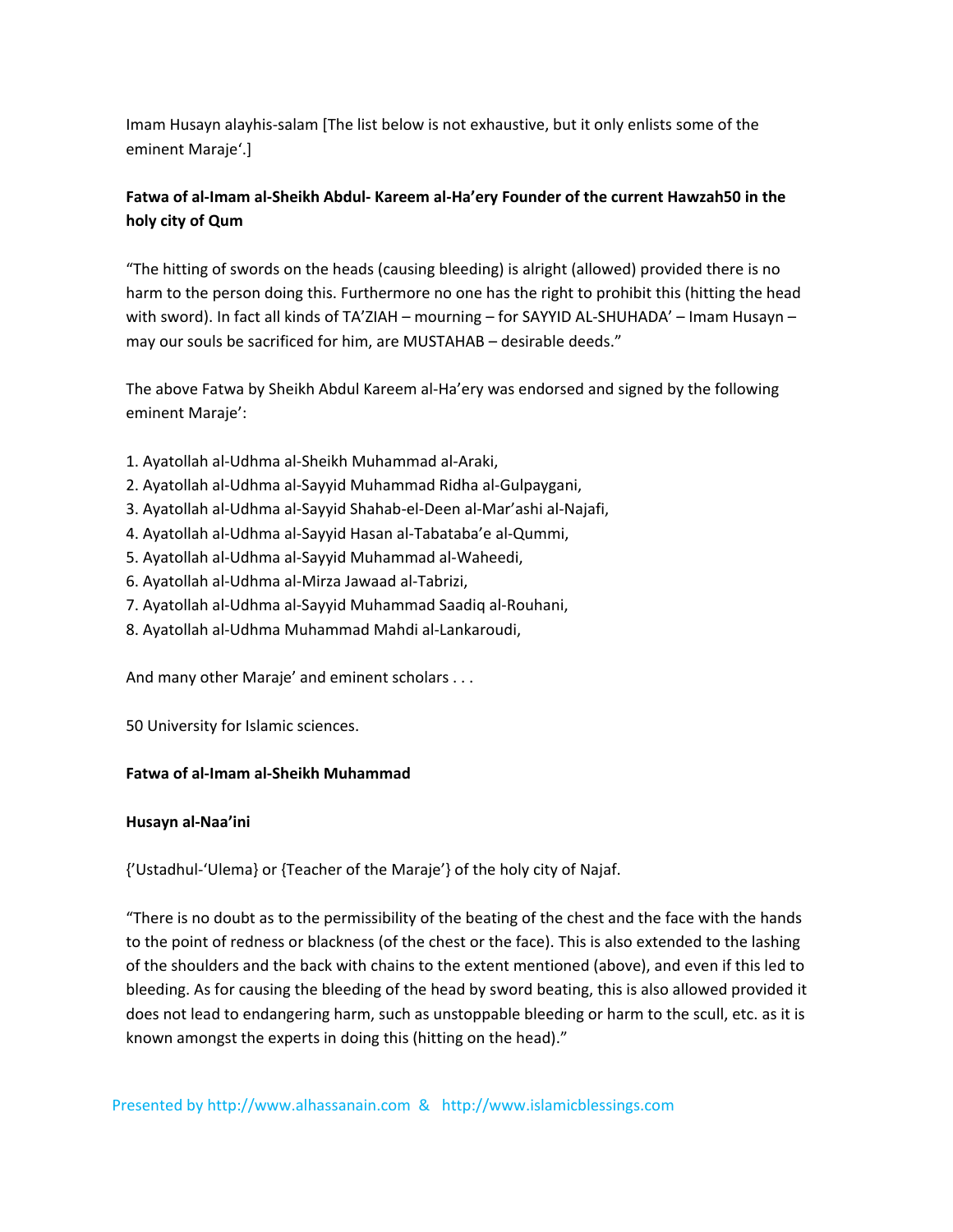Imam Husayn alayhis-salam [The list below is not exhaustive, but it only enlists some of the eminent Maraje'.]

**Fatwa of al-Imam al-Sheikh Abdul- Kareem al-Ha'ery Founder of the current Hawzah[50] in the holy city of Qum**

"The hitting of swords on the heads (causing bleeding) is alright (allowed) provided there is no harm to the person doing this. Furthermore no one has the right to prohibit this (hitting the head with sword). In fact all kinds of TA'ZIAH – mourning – for SAYYID AL-SHUHADA' – Imam Husayn – may our souls be sacrificed for him, are MUSTAHAB – desirable deeds."

The above Fatwa by Sheikh Abdul Kareem al-Ha'ery was endorsed and signed by the following eminent Maraje':

1. Ayatollah al-Udhma al-Sheikh Muhammad al-Araki,
2. Ayatollah al-Udhma al-Sayyid Muhammad Ridha al-Gulpaygani,
3. Ayatollah al-Udhma al-Sayyid Shahab-el-Deen al-Mar'ashi al-Najafi,
4. Ayatollah al-Udhma al-Sayyid Hasan al-Tabataba'e al-Qummi,
5. Ayatollah al-Udhma al-Sayyid Muhammad al-Waheedi,
6. Ayatollah al-Udhma al-Mirza Jawaad al-Tabrizi,
7. Ayatollah al-Udhma al-Sayyid Muhammad Saadiq al-Rouhani,
8. Ayatollah al-Udhma Muhammad Mahdi al-Lankaroudi,

And many other Maraje' and eminent scholars . . .

[50] University for Islamic sciences.

**Fatwa of al-Imam al-Sheikh Muhammad**

**Husayn al-Naa'ini**

{'Ustadhul-'Ulema} or {Teacher of the Maraje'} of the holy city of Najaf.

"There is no doubt as to the permissibility of the beating of the chest and the face with the hands to the point of redness or blackness (of the chest or the face). This is also extended to the lashing of the shoulders and the back with chains to the extent mentioned (above), and even if this led to bleeding. As for causing the bleeding of the head by sword beating, this is also allowed provided it does not lead to endangering harm, such as unstoppable bleeding or harm to the scull, etc. as it is known amongst the experts in doing this (hitting on the head)."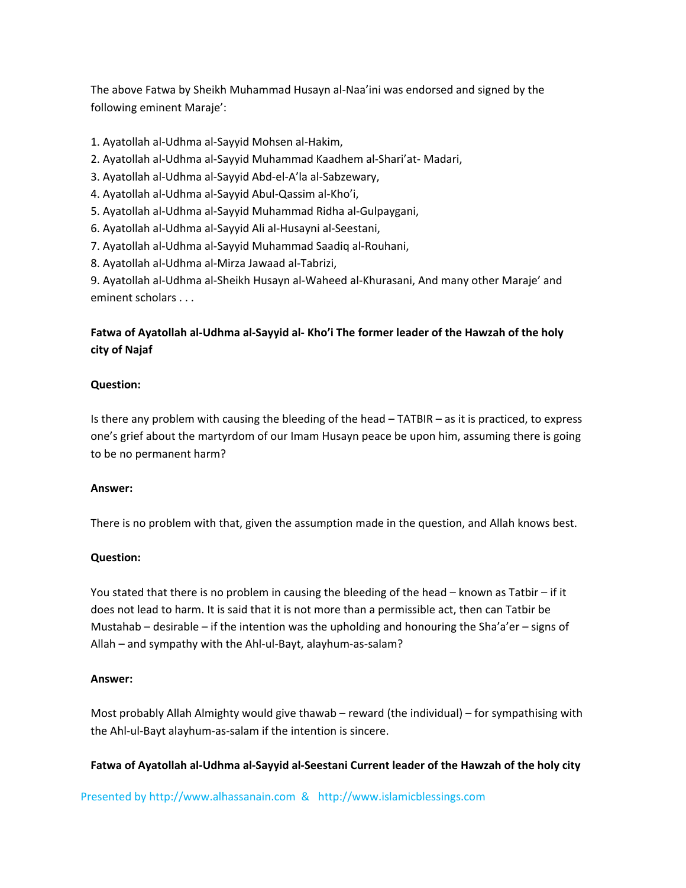The above Fatwa by Sheikh Muhammad Husayn al-Naa'ini was endorsed and signed by the following eminent Maraje':

1. Ayatollah al-Udhma al-Sayyid Mohsen al-Hakim,
2. Ayatollah al-Udhma al-Sayyid Muhammad Kaadhem al-Shari'at- Madari,
3. Ayatollah al-Udhma al-Sayyid Abd-el-A'la al-Sabzewary,
4. Ayatollah al-Udhma al-Sayyid Abul-Qassim al-Kho'i,
5. Ayatollah al-Udhma al-Sayyid Muhammad Ridha al-Gulpaygani,
6. Ayatollah al-Udhma al-Sayyid Ali al-Husayni al-Seestani,
7. Ayatollah al-Udhma al-Sayyid Muhammad Saadiq al-Rouhani,
8. Ayatollah al-Udhma al-Mirza Jawaad al-Tabrizi,
9. Ayatollah al-Udhma al-Sheikh Husayn al-Waheed al-Khurasani, And many other Maraje' and eminent scholars . . .

**Fatwa of Ayatollah al-Udhma al-Sayyid al- Kho'i The former leader of the Hawzah of the holy city of Najaf**

**Question:**

Is there any problem with causing the bleeding of the head – TATBIR – as it is practiced, to express one's grief about the martyrdom of our Imam Husayn peace be upon him, assuming there is going to be no permanent harm?

**Answer:**

There is no problem with that, given the assumption made in the question, and Allah knows best.

**Question:**

You stated that there is no problem in causing the bleeding of the head – known as Tatbir – if it does not lead to harm. It is said that it is not more than a permissible act, then can Tatbir be Mustahab – desirable – if the intention was the upholding and honouring the Sha'a'er – signs of Allah – and sympathy with the Ahl-ul-Bayt, alayhum-as-salam?

**Answer:**

Most probably Allah Almighty would give thawab – reward (the individual) – for sympathising with the Ahl-ul-Bayt alayhum-as-salam if the intention is sincere.

**Fatwa of Ayatollah al-Udhma al-Sayyid al-Seestani Current leader of the Hawzah of the holy city**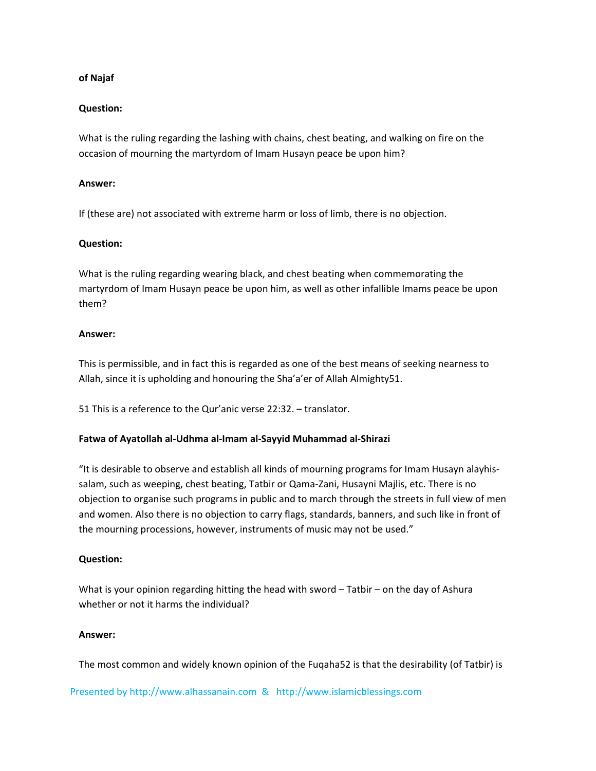**of Najaf**

**Question:**

What is the ruling regarding the lashing with chains, chest beating, and walking on fire on the occasion of mourning the martyrdom of Imam Husayn peace be upon him?

**Answer:**

If (these are) not associated with extreme harm or loss of limb, there is no objection.

**Question:**

What is the ruling regarding wearing black, and chest beating when commemorating the martyrdom of Imam Husayn peace be upon him, as well as other infallible Imams peace be upon them?

**Answer:**

This is permissible, and in fact this is regarded as one of the best means of seeking nearness to Allah, since it is upholding and honouring the Sha'a'er of Allah Almighty[51].

51 This is a reference to the Qur'anic verse 22:32. – translator.

**Fatwa of Ayatollah al-Udhma al-Imam al-Sayyid Muhammad al-Shirazi**

"It is desirable to observe and establish all kinds of mourning programs for Imam Husayn alayhis-salam, such as weeping, chest beating, Tatbir or Qama-Zani, Husayni Majlis, etc. There is no objection to organise such programs in public and to march through the streets in full view of men and women. Also there is no objection to carry flags, standards, banners, and such like in front of the mourning processions, however, instruments of music may not be used."

**Question:**

What is your opinion regarding hitting the head with sword – Tatbir – on the day of Ashura whether or not it harms the individual?

**Answer:**

The most common and widely known opinion of the Fuqaha[52] is that the desirability (of Tatbir) is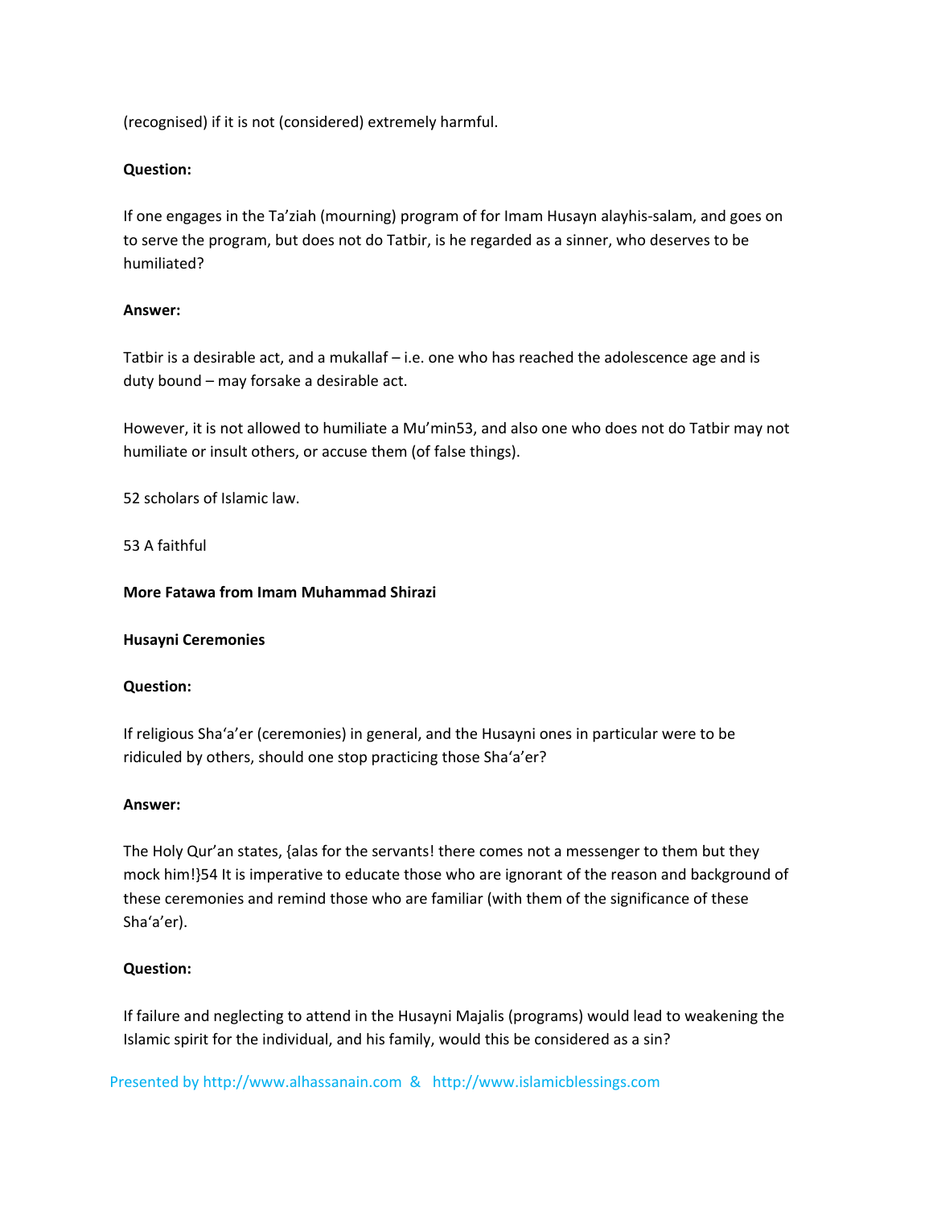(recognised) if it is not (considered) extremely harmful.

**Question:**

If one engages in the Ta'ziah (mourning) program of for Imam Husayn alayhis-salam, and goes on to serve the program, but does not do Tatbir, is he regarded as a sinner, who deserves to be humiliated?

**Answer:**

Tatbir is a desirable act, and a mukallaf – i.e. one who has reached the adolescence age and is duty bound – may forsake a desirable act.

However, it is not allowed to humiliate a Mu'min[53], and also one who does not do Tatbir may not humiliate or insult others, or accuse them (of false things).

52 scholars of Islamic law.

53 A faithful

**More Fatawa from Imam Muhammad Shirazi**

**Husayni Ceremonies**

**Question:**

If religious Sha'a'er (ceremonies) in general, and the Husayni ones in particular were to be ridiculed by others, should one stop practicing those Sha'a'er?

**Answer:**

The Holy Qur'an states, {alas for the servants! there comes not a messenger to them but they mock him!}[54] It is imperative to educate those who are ignorant of the reason and background of these ceremonies and remind those who are familiar (with them of the significance of these Sha'a'er).

**Question:**

If failure and neglecting to attend in the Husayni Majalis (programs) would lead to weakening the Islamic spirit for the individual, and his family, would this be considered as a sin?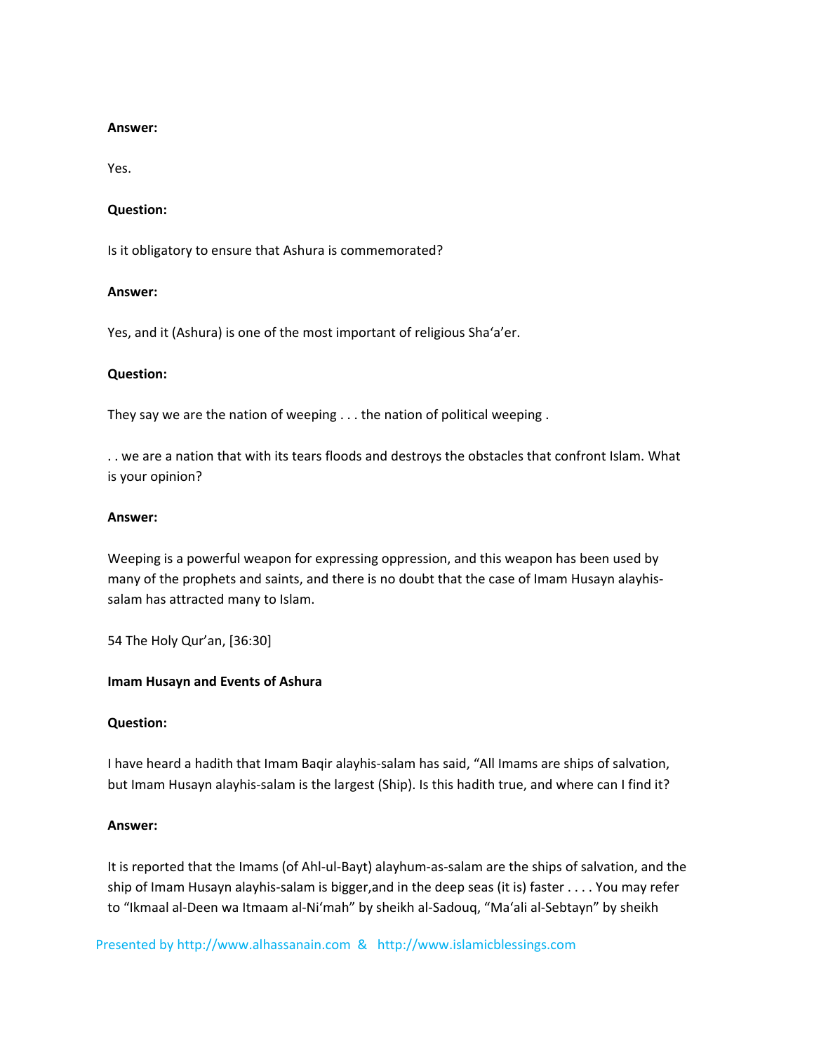**Answer:**

Yes.

**Question:**

Is it obligatory to ensure that Ashura is commemorated?

**Answer:**

Yes, and it (Ashura) is one of the most important of religious Sha'a'er.

**Question:**

They say we are the nation of weeping . . . the nation of political weeping .

. . we are a nation that with its tears floods and destroys the obstacles that confront Islam. What is your opinion?

**Answer:**

Weeping is a powerful weapon for expressing oppression, and this weapon has been used by many of the prophets and saints, and there is no doubt that the case of Imam Husayn alayhis-salam has attracted many to Islam.

54 The Holy Qur'an, [36:30]

**Imam Husayn and Events of Ashura**

**Question:**

I have heard a hadith that Imam Baqir alayhis-salam has said, "All Imams are ships of salvation, but Imam Husayn alayhis-salam is the largest (Ship). Is this hadith true, and where can I find it?

**Answer:**

It is reported that the Imams (of Ahl-ul-Bayt) alayhum-as-salam are the ships of salvation, and the ship of Imam Husayn alayhis-salam is bigger,and in the deep seas (it is) faster . . . . You may refer to "Ikmaal al-Deen wa Itmaam al-Ni'mah" by sheikh al-Sadouq, "Ma'ali al-Sebtayn" by sheikh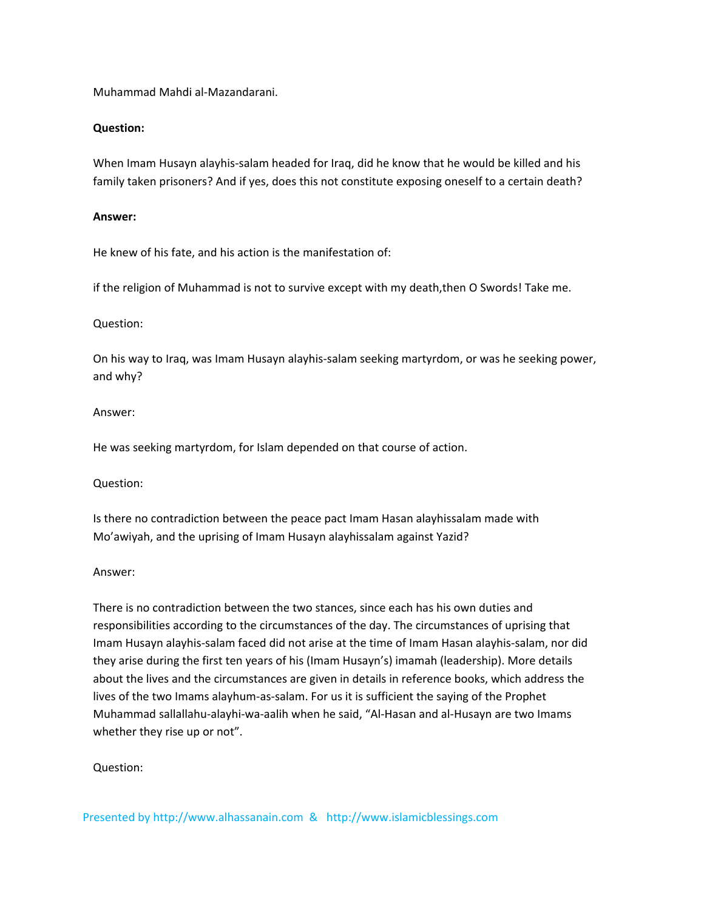Muhammad Mahdi al-Mazandarani.

**Question:**

When Imam Husayn alayhis-salam headed for Iraq, did he know that he would be killed and his family taken prisoners? And if yes, does this not constitute exposing oneself to a certain death?

**Answer:**

He knew of his fate, and his action is the manifestation of:

if the religion of Muhammad is not to survive except with my death,then O Swords! Take me.

Question:

On his way to Iraq, was Imam Husayn alayhis-salam seeking martyrdom, or was he seeking power, and why?

Answer:

He was seeking martyrdom, for Islam depended on that course of action.

Question:

Is there no contradiction between the peace pact Imam Hasan alayhissalam made with Mo'awiyah, and the uprising of Imam Husayn alayhissalam against Yazid?

Answer:

There is no contradiction between the two stances, since each has his own duties and responsibilities according to the circumstances of the day. The circumstances of uprising that Imam Husayn alayhis-salam faced did not arise at the time of Imam Hasan alayhis-salam, nor did they arise during the first ten years of his (Imam Husayn's) imamah (leadership). More details about the lives and the circumstances are given in details in reference books, which address the lives of the two Imams alayhum-as-salam. For us it is sufficient the saying of the Prophet Muhammad sallallahu-alayhi-wa-aalih when he said, "Al-Hasan and al-Husayn are two Imams whether they rise up or not".

Question: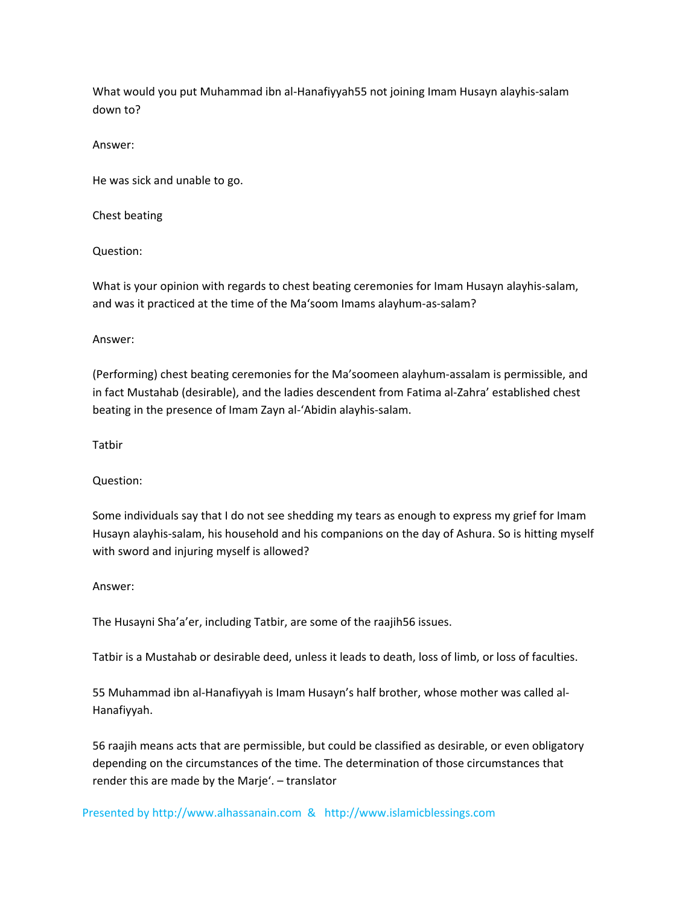What would you put Muhammad ibn al-Hanafiyyah[55] not joining Imam Husayn alayhis-salam down to?

Answer:

He was sick and unable to go.

## Chest beating

Question:

What is your opinion with regards to chest beating ceremonies for Imam Husayn alayhis-salam, and was it practiced at the time of the Ma'soom Imams alayhum-as-salam?

Answer:

(Performing) chest beating ceremonies for the Ma'soomeen alayhum-assalam is permissible, and in fact Mustahab (desirable), and the ladies descendent from Fatima al-Zahra' established chest beating in the presence of Imam Zayn al-'Abidin alayhis-salam.

## Tatbir

Question:

Some individuals say that I do not see shedding my tears as enough to express my grief for Imam Husayn alayhis-salam, his household and his companions on the day of Ashura. So is hitting myself with sword and injuring myself is allowed?

Answer:

The Husayni Sha'a'er, including Tatbir, are some of the raajih[56] issues.

Tatbir is a Mustahab or desirable deed, unless it leads to death, loss of limb, or loss of faculties.

55 Muhammad ibn al-Hanafiyyah is Imam Husayn's half brother, whose mother was called al-Hanafiyyah.

56 raajih means acts that are permissible, but could be classified as desirable, or even obligatory depending on the circumstances of the time. The determination of those circumstances that render this are made by the Marje'. – translator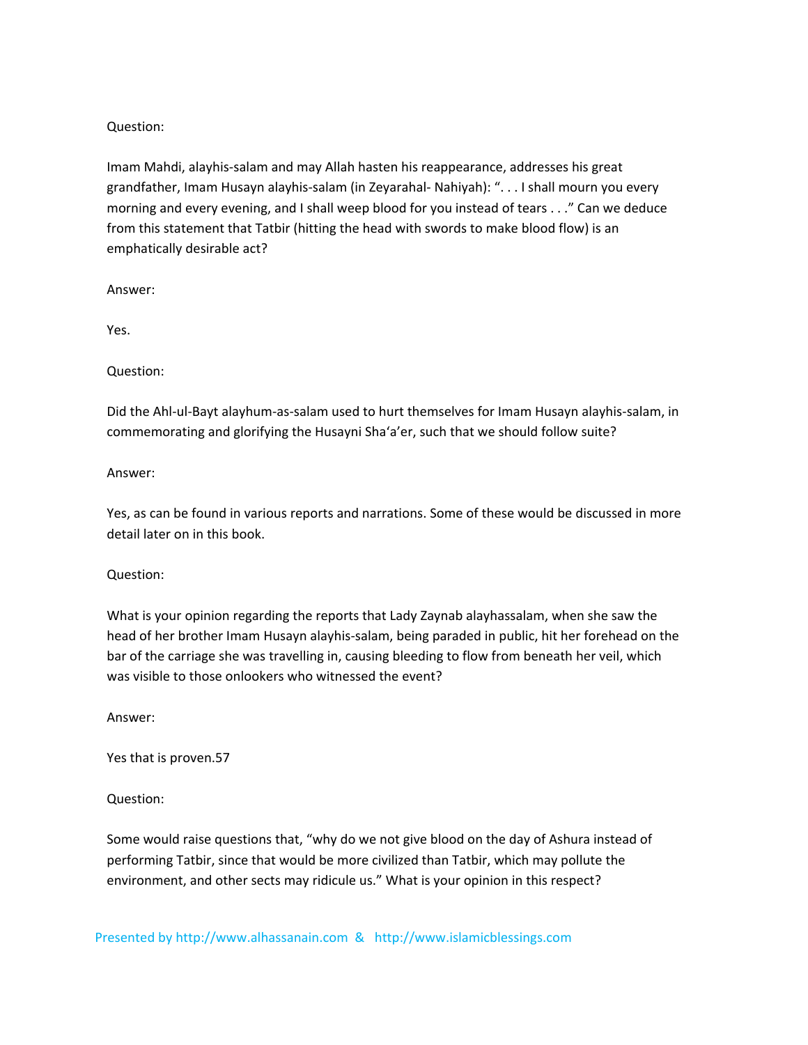Question:

Imam Mahdi, alayhis-salam and may Allah hasten his reappearance, addresses his great grandfather, Imam Husayn alayhis-salam (in Zeyarahal- Nahiyah): ". . . I shall mourn you every morning and every evening, and I shall weep blood for you instead of tears . . ." Can we deduce from this statement that Tatbir (hitting the head with swords to make blood flow) is an emphatically desirable act?

Answer:

Yes.

Question:

Did the Ahl-ul-Bayt alayhum-as-salam used to hurt themselves for Imam Husayn alayhis-salam, in commemorating and glorifying the Husayni Sha'a'er, such that we should follow suite?

Answer:

Yes, as can be found in various reports and narrations. Some of these would be discussed in more detail later on in this book.

Question:

What is your opinion regarding the reports that Lady Zaynab alayhassalam, when she saw the head of her brother Imam Husayn alayhis-salam, being paraded in public, hit her forehead on the bar of the carriage she was travelling in, causing bleeding to flow from beneath her veil, which was visible to those onlookers who witnessed the event?

Answer:

Yes that is proven.57

Question:

Some would raise questions that, "why do we not give blood on the day of Ashura instead of performing Tatbir, since that would be more civilized than Tatbir, which may pollute the environment, and other sects may ridicule us." What is your opinion in this respect?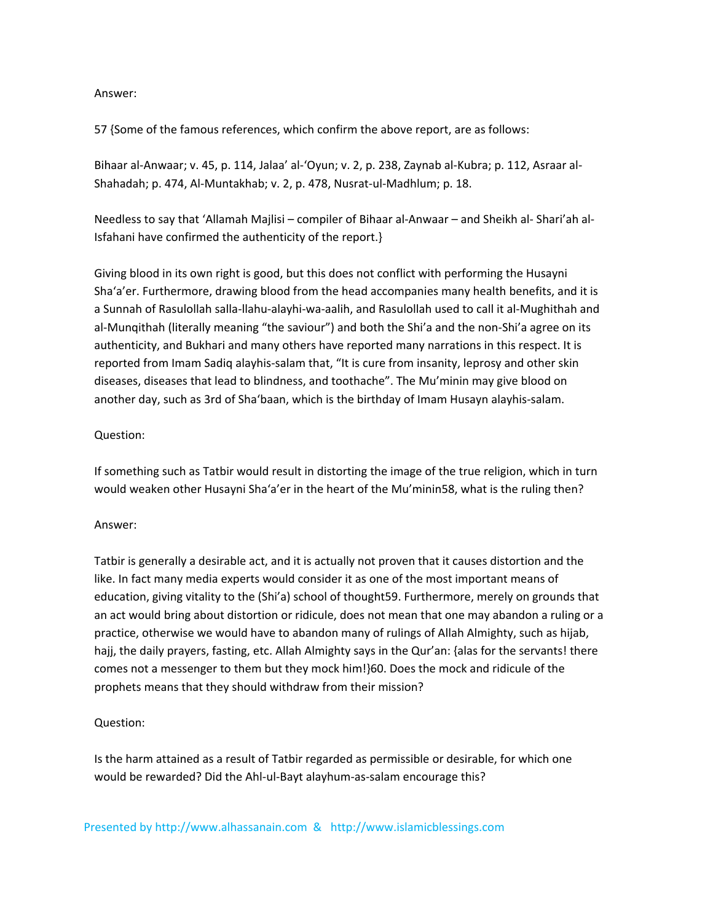Answer:

57 {Some of the famous references, which confirm the above report, are as follows:

Bihaar al-Anwaar; v. 45, p. 114, Jalaa' al-'Oyun; v. 2, p. 238, Zaynab al-Kubra; p. 112, Asraar al-Shahadah; p. 474, Al-Muntakhab; v. 2, p. 478, Nusrat-ul-Madhlum; p. 18.

Needless to say that 'Allamah Majlisi – compiler of Bihaar al-Anwaar – and Sheikh al- Shari'ah al-Isfahani have confirmed the authenticity of the report.}

Giving blood in its own right is good, but this does not conflict with performing the Husayni Sha'a'er. Furthermore, drawing blood from the head accompanies many health benefits, and it is a Sunnah of Rasulollah salla-llahu-alayhi-wa-aalih, and Rasulollah used to call it al-Mughithah and al-Munqithah (literally meaning "the saviour") and both the Shi'a and the non-Shi'a agree on its authenticity, and Bukhari and many others have reported many narrations in this respect. It is reported from Imam Sadiq alayhis-salam that, "It is cure from insanity, leprosy and other skin diseases, diseases that lead to blindness, and toothache". The Mu'minin may give blood on another day, such as 3rd of Sha'baan, which is the birthday of Imam Husayn alayhis-salam.

Question:

If something such as Tatbir would result in distorting the image of the true religion, which in turn would weaken other Husayni Sha'a'er in the heart of the Mu'minin[58], what is the ruling then?

Answer:

Tatbir is generally a desirable act, and it is actually not proven that it causes distortion and the like. In fact many media experts would consider it as one of the most important means of education, giving vitality to the (Shi'a) school of thought[59]. Furthermore, merely on grounds that an act would bring about distortion or ridicule, does not mean that one may abandon a ruling or a practice, otherwise we would have to abandon many of rulings of Allah Almighty, such as hijab, hajj, the daily prayers, fasting, etc. Allah Almighty says in the Qur'an: {alas for the servants! there comes not a messenger to them but they mock him!}[60]. Does the mock and ridicule of the prophets means that they should withdraw from their mission?

Question:

Is the harm attained as a result of Tatbir regarded as permissible or desirable, for which one would be rewarded? Did the Ahl-ul-Bayt alayhum-as-salam encourage this?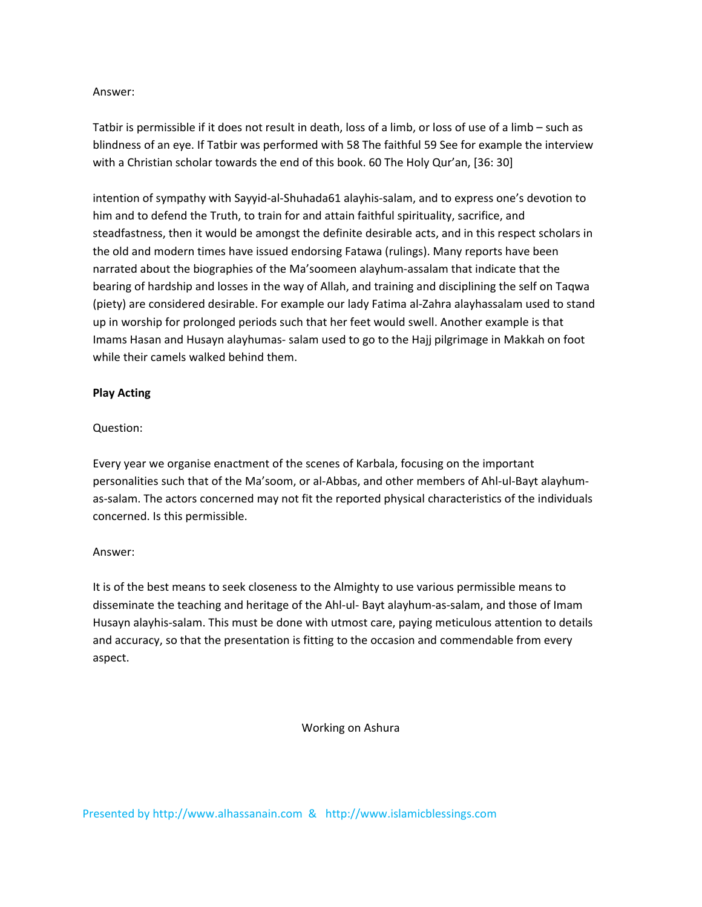Answer:

Tatbir is permissible if it does not result in death, loss of a limb, or loss of use of a limb – such as blindness of an eye. If Tatbir was performed with 58 The faithful 59 See for example the interview with a Christian scholar towards the end of this book. 60 The Holy Qur'an, [36: 30]

intention of sympathy with Sayyid-al-Shuhada61 alayhis-salam, and to express one's devotion to him and to defend the Truth, to train for and attain faithful spirituality, sacrifice, and steadfastness, then it would be amongst the definite desirable acts, and in this respect scholars in the old and modern times have issued endorsing Fatawa (rulings). Many reports have been narrated about the biographies of the Ma'soomeen alayhum-assalam that indicate that the bearing of hardship and losses in the way of Allah, and training and disciplining the self on Taqwa (piety) are considered desirable. For example our lady Fatima al-Zahra alayhassalam used to stand up in worship for prolonged periods such that her feet would swell. Another example is that Imams Hasan and Husayn alayhumas- salam used to go to the Hajj pilgrimage in Makkah on foot while their camels walked behind them.

**Play Acting**

Question:

Every year we organise enactment of the scenes of Karbala, focusing on the important personalities such that of the Ma'soom, or al-Abbas, and other members of Ahl-ul-Bayt alayhum-as-salam. The actors concerned may not fit the reported physical characteristics of the individuals concerned. Is this permissible.

Answer:

It is of the best means to seek closeness to the Almighty to use various permissible means to disseminate the teaching and heritage of the Ahl-ul- Bayt alayhum-as-salam, and those of Imam Husayn alayhis-salam. This must be done with utmost care, paying meticulous attention to details and accuracy, so that the presentation is fitting to the occasion and commendable from every aspect.

Working on Ashura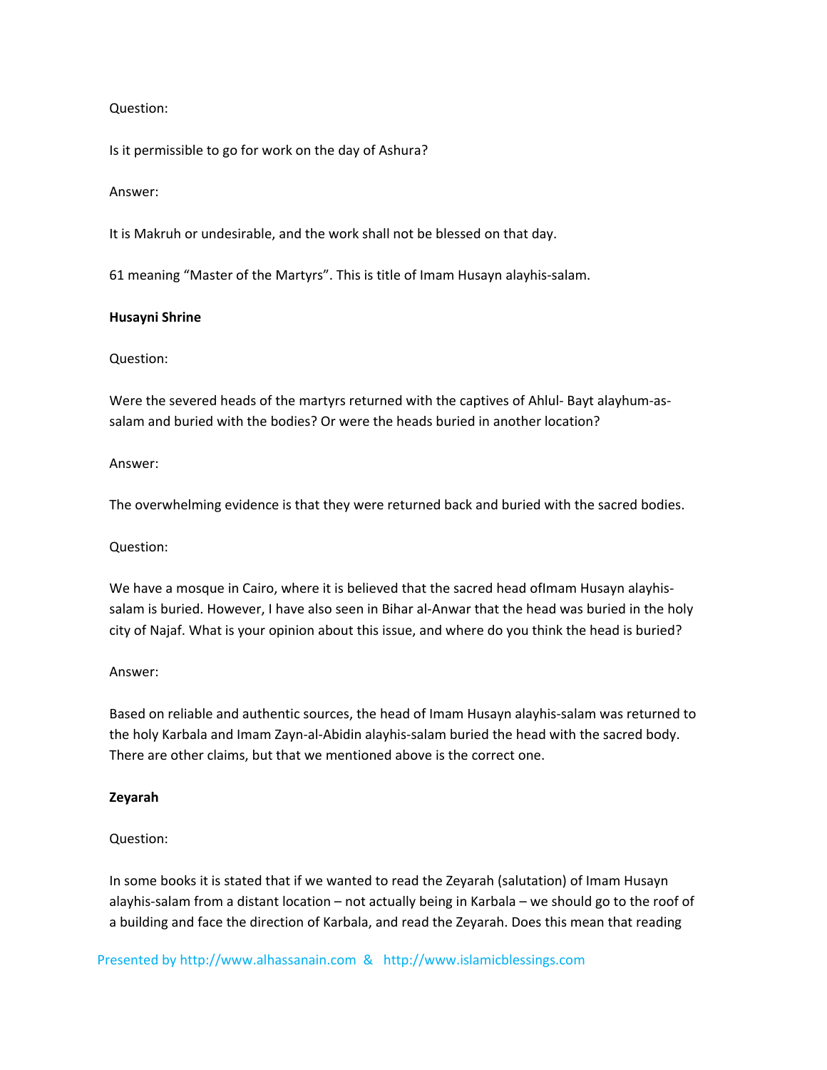Question:

Is it permissible to go for work on the day of Ashura?

Answer:

It is Makruh or undesirable, and the work shall not be blessed on that day.

61 meaning “Master of the Martyrs”. This is title of Imam Husayn alayhis-salam.

**Husayni Shrine**

Question:

Were the severed heads of the martyrs returned with the captives of Ahlul- Bayt alayhum-as-salam and buried with the bodies? Or were the heads buried in another location?

Answer:

The overwhelming evidence is that they were returned back and buried with the sacred bodies.

Question:

We have a mosque in Cairo, where it is believed that the sacred head ofImam Husayn alayhis-salam is buried. However, I have also seen in Bihar al-Anwar that the head was buried in the holy city of Najaf. What is your opinion about this issue, and where do you think the head is buried?

Answer:

Based on reliable and authentic sources, the head of Imam Husayn alayhis-salam was returned to the holy Karbala and Imam Zayn-al-Abidin alayhis-salam buried the head with the sacred body. There are other claims, but that we mentioned above is the correct one.

**Zeyarah**

Question:

In some books it is stated that if we wanted to read the Zeyarah (salutation) of Imam Husayn alayhis-salam from a distant location – not actually being in Karbala – we should go to the roof of a building and face the direction of Karbala, and read the Zeyarah. Does this mean that reading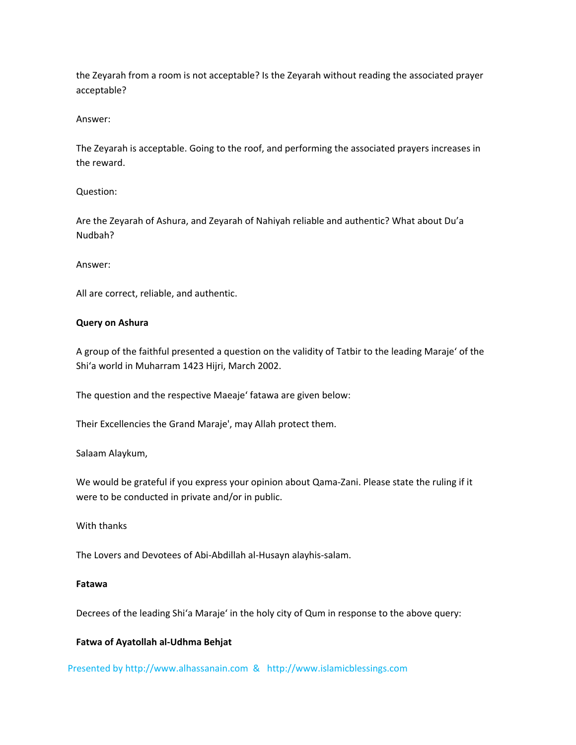the Zeyarah from a room is not acceptable? Is the Zeyarah without reading the associated prayer acceptable?

Answer:

The Zeyarah is acceptable. Going to the roof, and performing the associated prayers increases in the reward.

Question:

Are the Zeyarah of Ashura, and Zeyarah of Nahiyah reliable and authentic? What about Du'a Nudbah?

Answer:

All are correct, reliable, and authentic.

**Query on Ashura**

A group of the faithful presented a question on the validity of Tatbir to the leading Maraje' of the Shi'a world in Muharram 1423 Hijri, March 2002.

The question and the respective Maeaje' fatawa are given below:

Their Excellencies the Grand Maraje', may Allah protect them.

Salaam Alaykum,

We would be grateful if you express your opinion about Qama-Zani. Please state the ruling if it were to be conducted in private and/or in public.

With thanks

The Lovers and Devotees of Abi-Abdillah al-Husayn alayhis-salam.

**Fatawa**

Decrees of the leading Shi'a Maraje' in the holy city of Qum in response to the above query:

**Fatwa of Ayatollah al-Udhma Behjat**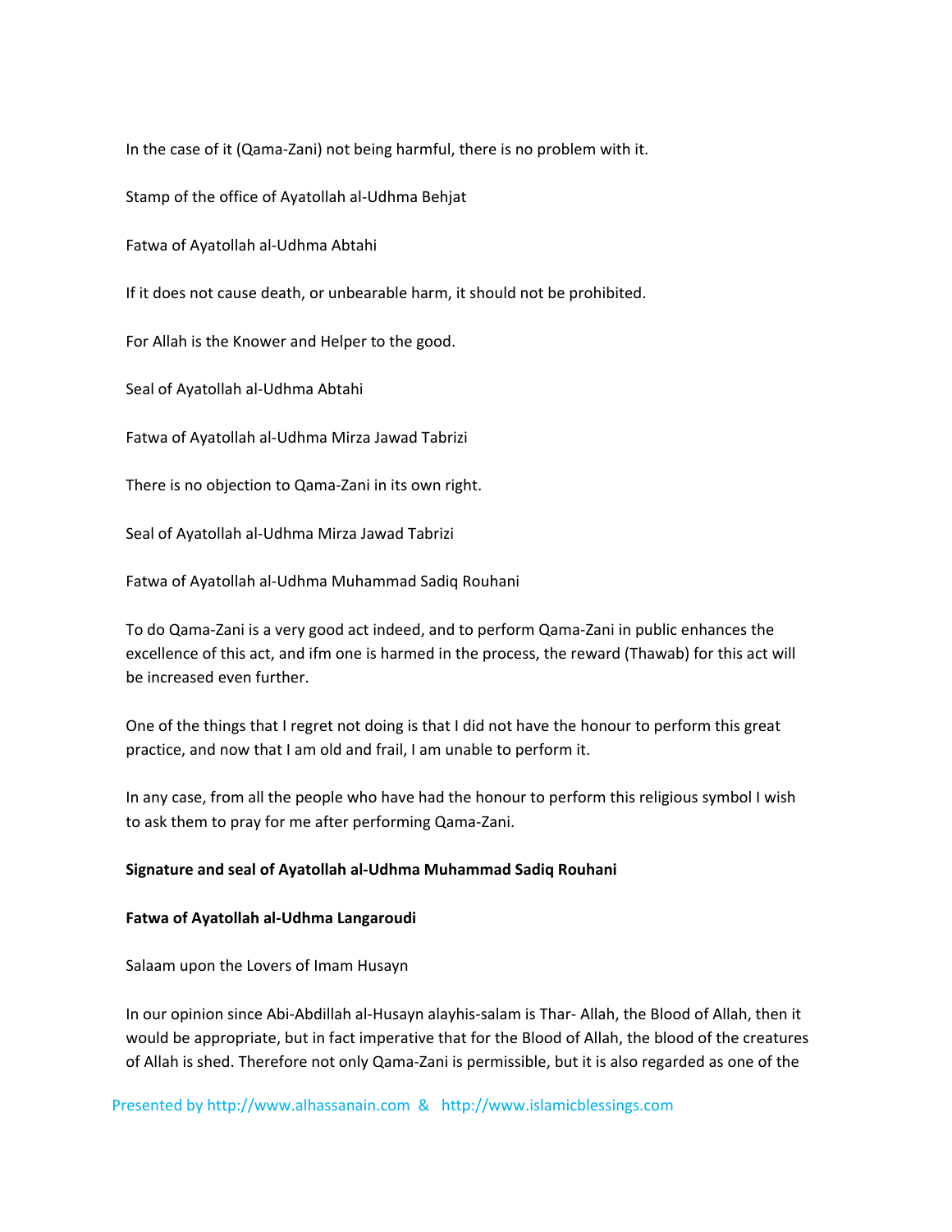In the case of it (Qama-Zani) not being harmful, there is no problem with it.

Stamp of the office of Ayatollah al-Udhma Behjat

Fatwa of Ayatollah al-Udhma Abtahi

If it does not cause death, or unbearable harm, it should not be prohibited.

For Allah is the Knower and Helper to the good.

Seal of Ayatollah al-Udhma Abtahi

Fatwa of Ayatollah al-Udhma Mirza Jawad Tabrizi

There is no objection to Qama-Zani in its own right.

Seal of Ayatollah al-Udhma Mirza Jawad Tabrizi

Fatwa of Ayatollah al-Udhma Muhammad Sadiq Rouhani

To do Qama-Zani is a very good act indeed, and to perform Qama-Zani in public enhances the excellence of this act, and ifm one is harmed in the process, the reward (Thawab) for this act will be increased even further.

One of the things that I regret not doing is that I did not have the honour to perform this great practice, and now that I am old and frail, I am unable to perform it.

In any case, from all the people who have had the honour to perform this religious symbol I wish to ask them to pray for me after performing Qama-Zani.

**Signature and seal of Ayatollah al-Udhma Muhammad Sadiq Rouhani**

**Fatwa of Ayatollah al-Udhma Langaroudi**

Salaam upon the Lovers of Imam Husayn

In our opinion since Abi-Abdillah al-Husayn alayhis-salam is Thar- Allah, the Blood of Allah, then it would be appropriate, but in fact imperative that for the Blood of Allah, the blood of the creatures of Allah is shed. Therefore not only Qama-Zani is permissible, but it is also regarded as one of the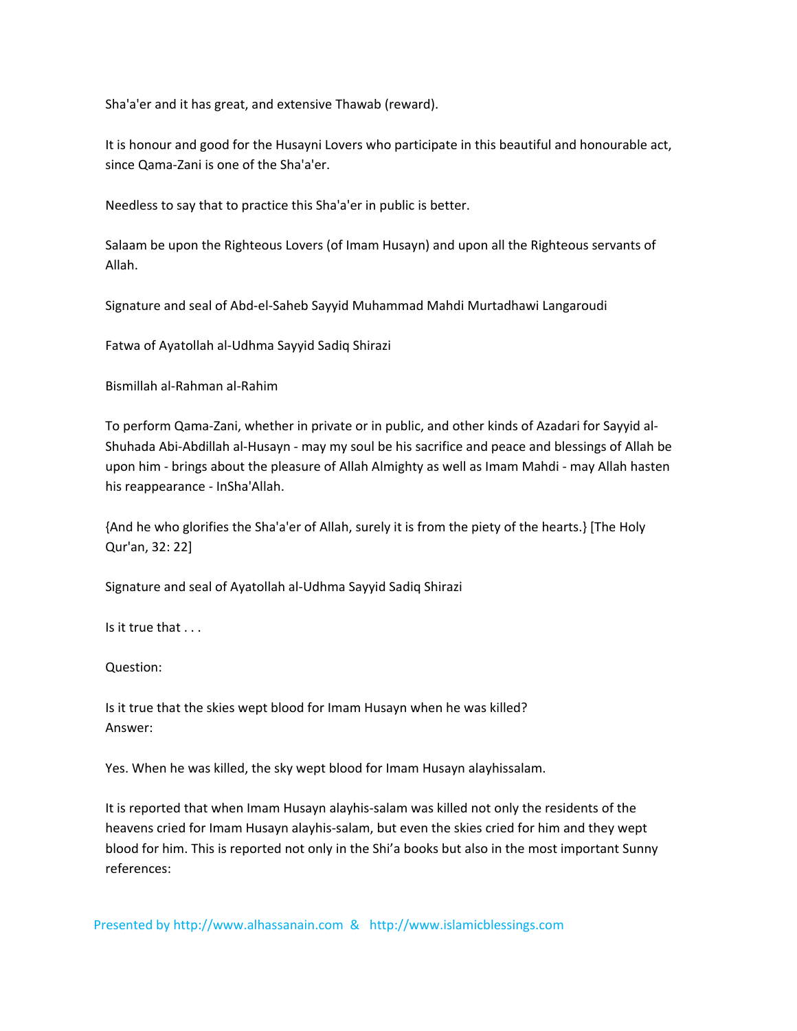Sha'a'er and it has great, and extensive Thawab (reward).

It is honour and good for the Husayni Lovers who participate in this beautiful and honourable act, since Qama-Zani is one of the Sha'a'er.

Needless to say that to practice this Sha'a'er in public is better.

Salaam be upon the Righteous Lovers (of Imam Husayn) and upon all the Righteous servants of Allah.

Signature and seal of Abd-el-Saheb Sayyid Muhammad Mahdi Murtadhawi Langaroudi

Fatwa of Ayatollah al-Udhma Sayyid Sadiq Shirazi

Bismillah al-Rahman al-Rahim

To perform Qama-Zani, whether in private or in public, and other kinds of Azadari for Sayyid al-Shuhada Abi-Abdillah al-Husayn - may my soul be his sacrifice and peace and blessings of Allah be upon him - brings about the pleasure of Allah Almighty as well as Imam Mahdi - may Allah hasten his reappearance - InSha'Allah.

{And he who glorifies the Sha'a'er of Allah, surely it is from the piety of the hearts.} [The Holy Qur'an, 32: 22]

Signature and seal of Ayatollah al-Udhma Sayyid Sadiq Shirazi

Is it true that . . .

Question:

Is it true that the skies wept blood for Imam Husayn when he was killed?
Answer:

Yes. When he was killed, the sky wept blood for Imam Husayn alayhissalam.

It is reported that when Imam Husayn alayhis-salam was killed not only the residents of the heavens cried for Imam Husayn alayhis-salam, but even the skies cried for him and they wept blood for him. This is reported not only in the Shi'a books but also in the most important Sunny references: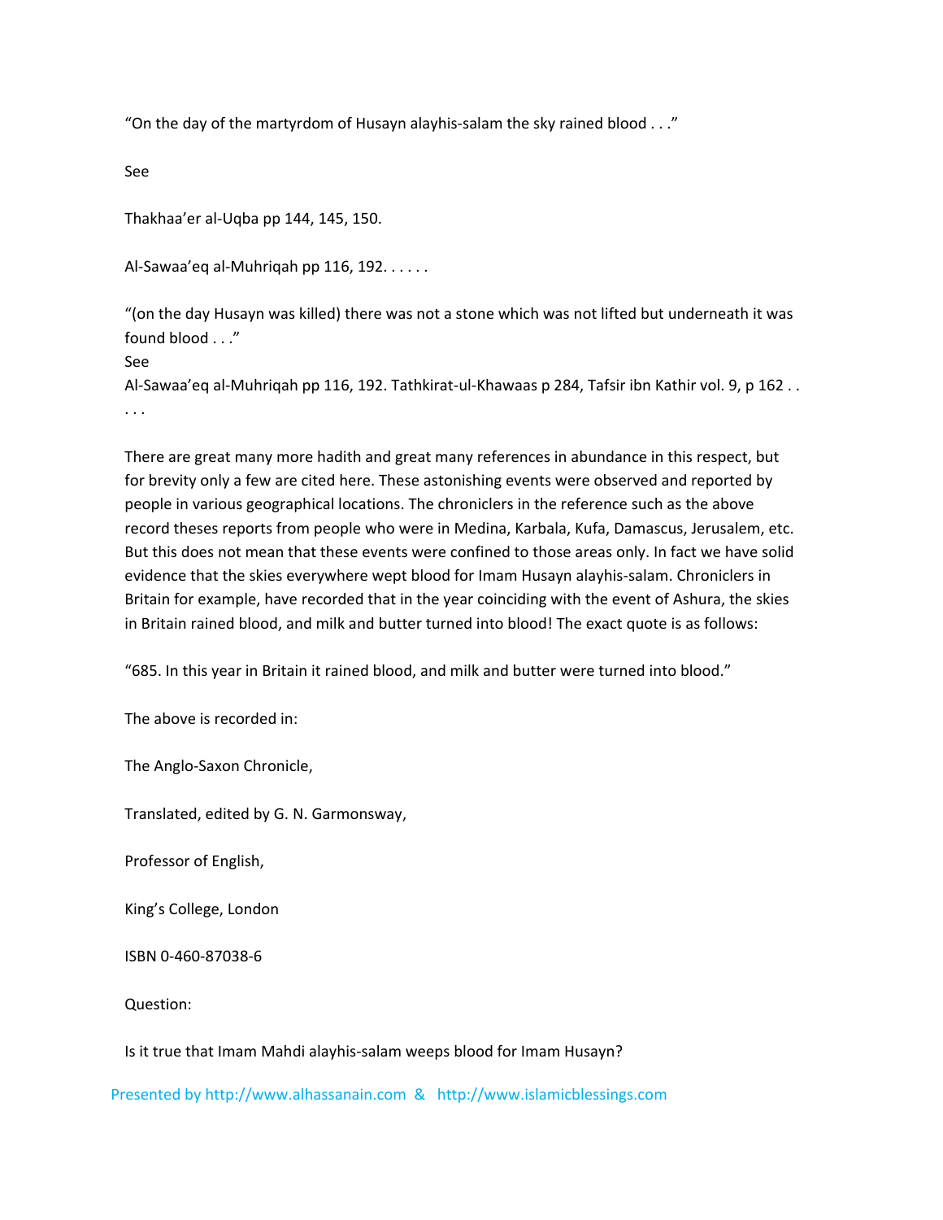"On the day of the martyrdom of Husayn alayhis-salam the sky rained blood . . ."

See

Thakhaa'er al-Uqba pp 144, 145, 150.

Al-Sawaa'eq al-Muhriqah pp 116, 192. . . . . .

"(on the day Husayn was killed) there was not a stone which was not lifted but underneath it was found blood . . ."

See

Al-Sawaa'eq al-Muhriqah pp 116, 192. Tathkirat-ul-Khawaas p 284, Tafsir ibn Kathir vol. 9, p 162 . . . . .

There are great many more hadith and great many references in abundance in this respect, but for brevity only a few are cited here. These astonishing events were observed and reported by people in various geographical locations. The chroniclers in the reference such as the above record theses reports from people who were in Medina, Karbala, Kufa, Damascus, Jerusalem, etc. But this does not mean that these events were confined to those areas only. In fact we have solid evidence that the skies everywhere wept blood for Imam Husayn alayhis-salam. Chroniclers in Britain for example, have recorded that in the year coinciding with the event of Ashura, the skies in Britain rained blood, and milk and butter turned into blood! The exact quote is as follows:

"685. In this year in Britain it rained blood, and milk and butter were turned into blood."

The above is recorded in:

The Anglo-Saxon Chronicle,

Translated, edited by G. N. Garmonsway,

Professor of English,

King's College, London

ISBN 0-460-87038-6

Question:

Is it true that Imam Mahdi alayhis-salam weeps blood for Imam Husayn?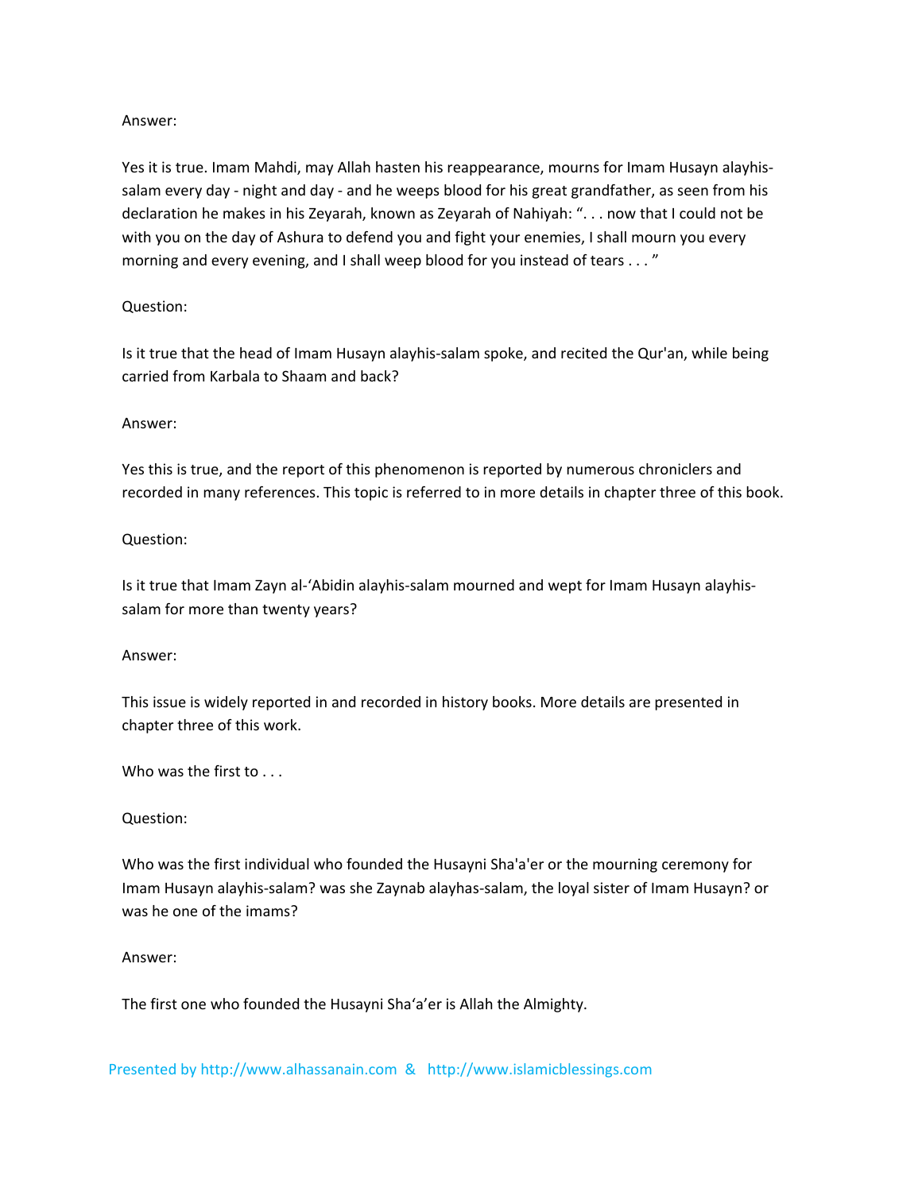Answer:

Yes it is true. Imam Mahdi, may Allah hasten his reappearance, mourns for Imam Husayn alayhis-salam every day - night and day - and he weeps blood for his great grandfather, as seen from his declaration he makes in his Zeyarah, known as Zeyarah of Nahiyah: ". . . now that I could not be with you on the day of Ashura to defend you and fight your enemies, I shall mourn you every morning and every evening, and I shall weep blood for you instead of tears . . . "

Question:

Is it true that the head of Imam Husayn alayhis-salam spoke, and recited the Qur'an, while being carried from Karbala to Shaam and back?

Answer:

Yes this is true, and the report of this phenomenon is reported by numerous chroniclers and recorded in many references. This topic is referred to in more details in chapter three of this book.

Question:

Is it true that Imam Zayn al-'Abidin alayhis-salam mourned and wept for Imam Husayn alayhis-salam for more than twenty years?

Answer:

This issue is widely reported in and recorded in history books. More details are presented in chapter three of this work.

## Who was the first to . . .

Question:

Who was the first individual who founded the Husayni Sha'a'er or the mourning ceremony for Imam Husayn alayhis-salam? was she Zaynab alayhas-salam, the loyal sister of Imam Husayn? or was he one of the imams?

Answer:

The first one who founded the Husayni Sha'a'er is Allah the Almighty.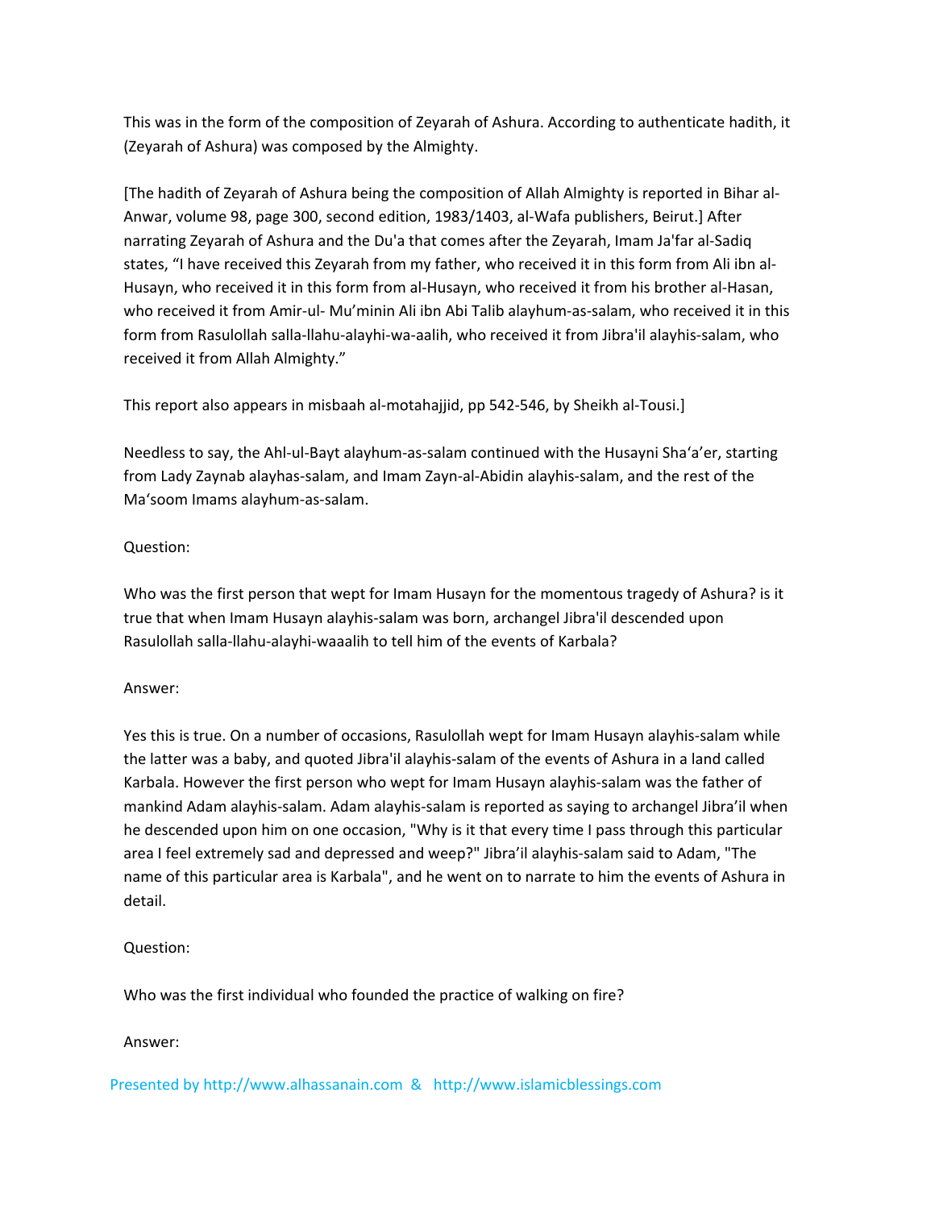This was in the form of the composition of Zeyarah of Ashura. According to authenticate hadith, it (Zeyarah of Ashura) was composed by the Almighty.

[The hadith of Zeyarah of Ashura being the composition of Allah Almighty is reported in Bihar al-Anwar, volume 98, page 300, second edition, 1983/1403, al-Wafa publishers, Beirut.] After narrating Zeyarah of Ashura and the Du'a that comes after the Zeyarah, Imam Ja'far al-Sadiq states, "I have received this Zeyarah from my father, who received it in this form from Ali ibn al-Husayn, who received it in this form from al-Husayn, who received it from his brother al-Hasan, who received it from Amir-ul- Mu'minin Ali ibn Abi Talib alayhum-as-salam, who received it in this form from Rasulollah salla-llahu-alayhi-wa-aalih, who received it from Jibra'il alayhis-salam, who received it from Allah Almighty."

This report also appears in misbaah al-motahajjid, pp 542-546, by Sheikh al-Tousi.]

Needless to say, the Ahl-ul-Bayt alayhum-as-salam continued with the Husayni Sha'a'er, starting from Lady Zaynab alayhas-salam, and Imam Zayn-al-Abidin alayhis-salam, and the rest of the Ma'soom Imams alayhum-as-salam.

Question:

Who was the first person that wept for Imam Husayn for the momentous tragedy of Ashura? is it true that when Imam Husayn alayhis-salam was born, archangel Jibra'il descended upon Rasulollah salla-llahu-alayhi-waaalih to tell him of the events of Karbala?

Answer:

Yes this is true. On a number of occasions, Rasulollah wept for Imam Husayn alayhis-salam while the latter was a baby, and quoted Jibra'il alayhis-salam of the events of Ashura in a land called Karbala. However the first person who wept for Imam Husayn alayhis-salam was the father of mankind Adam alayhis-salam. Adam alayhis-salam is reported as saying to archangel Jibra'il when he descended upon him on one occasion, "Why is it that every time I pass through this particular area I feel extremely sad and depressed and weep?" Jibra'il alayhis-salam said to Adam, "The name of this particular area is Karbala", and he went on to narrate to him the events of Ashura in detail.

Question:

Who was the first individual who founded the practice of walking on fire?

Answer: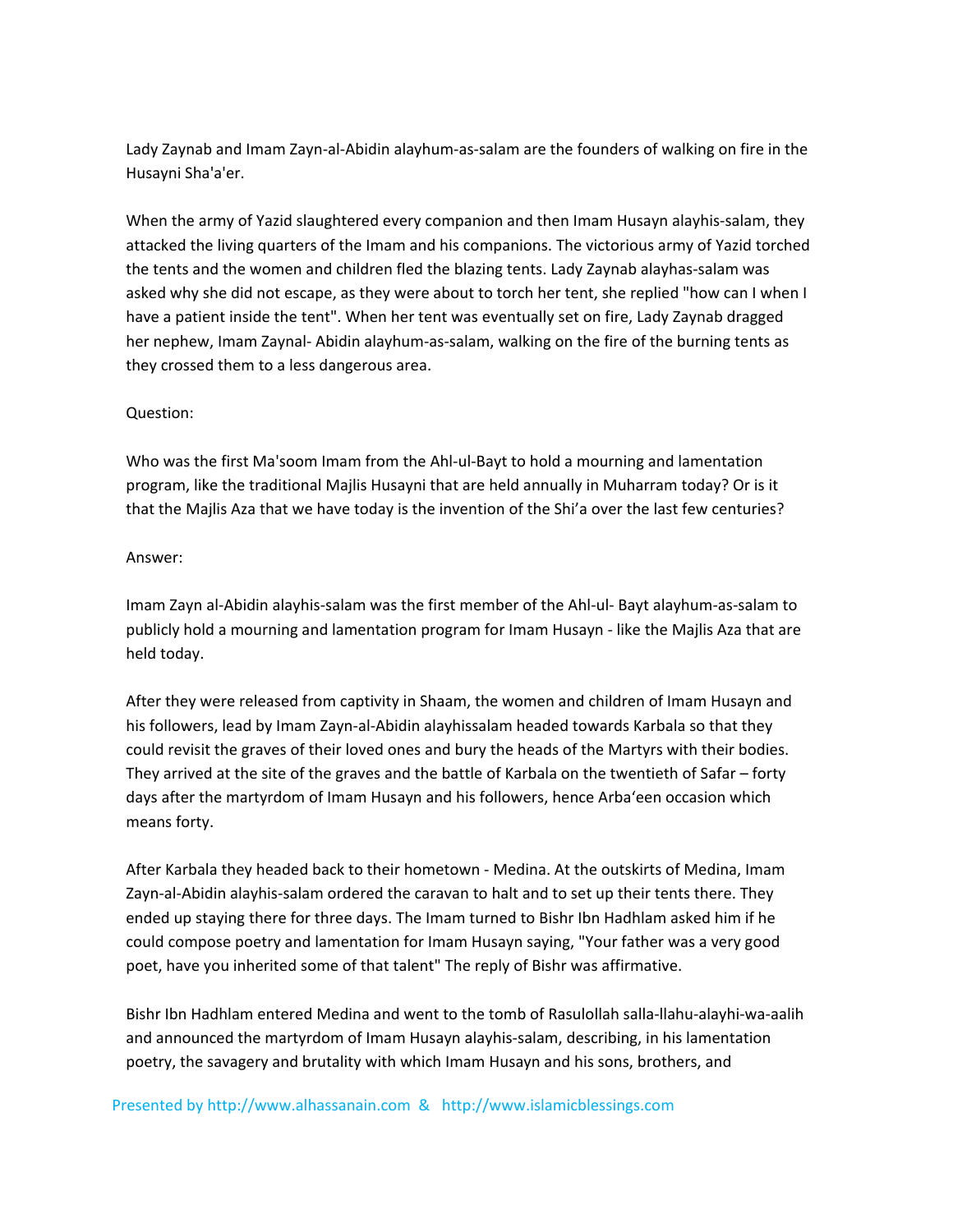Lady Zaynab and Imam Zayn-al-Abidin alayhum-as-salam are the founders of walking on fire in the Husayni Sha'a'er.

When the army of Yazid slaughtered every companion and then Imam Husayn alayhis-salam, they attacked the living quarters of the Imam and his companions. The victorious army of Yazid torched the tents and the women and children fled the blazing tents. Lady Zaynab alayhas-salam was asked why she did not escape, as they were about to torch her tent, she replied "how can I when I have a patient inside the tent". When her tent was eventually set on fire, Lady Zaynab dragged her nephew, Imam Zaynal- Abidin alayhum-as-salam, walking on the fire of the burning tents as they crossed them to a less dangerous area.

Question:

Who was the first Ma'soom Imam from the Ahl-ul-Bayt to hold a mourning and lamentation program, like the traditional Majlis Husayni that are held annually in Muharram today? Or is it that the Majlis Aza that we have today is the invention of the Shi'a over the last few centuries?

Answer:

Imam Zayn al-Abidin alayhis-salam was the first member of the Ahl-ul- Bayt alayhum-as-salam to publicly hold a mourning and lamentation program for Imam Husayn - like the Majlis Aza that are held today.

After they were released from captivity in Shaam, the women and children of Imam Husayn and his followers, lead by Imam Zayn-al-Abidin alayhissalam headed towards Karbala so that they could revisit the graves of their loved ones and bury the heads of the Martyrs with their bodies. They arrived at the site of the graves and the battle of Karbala on the twentieth of Safar – forty days after the martyrdom of Imam Husayn and his followers, hence Arba'een occasion which means forty.

After Karbala they headed back to their hometown - Medina. At the outskirts of Medina, Imam Zayn-al-Abidin alayhis-salam ordered the caravan to halt and to set up their tents there. They ended up staying there for three days. The Imam turned to Bishr Ibn Hadhlam asked him if he could compose poetry and lamentation for Imam Husayn saying, "Your father was a very good poet, have you inherited some of that talent" The reply of Bishr was affirmative.

Bishr Ibn Hadhlam entered Medina and went to the tomb of Rasulollah salla-llahu-alayhi-wa-aalih and announced the martyrdom of Imam Husayn alayhis-salam, describing, in his lamentation poetry, the savagery and brutality with which Imam Husayn and his sons, brothers, and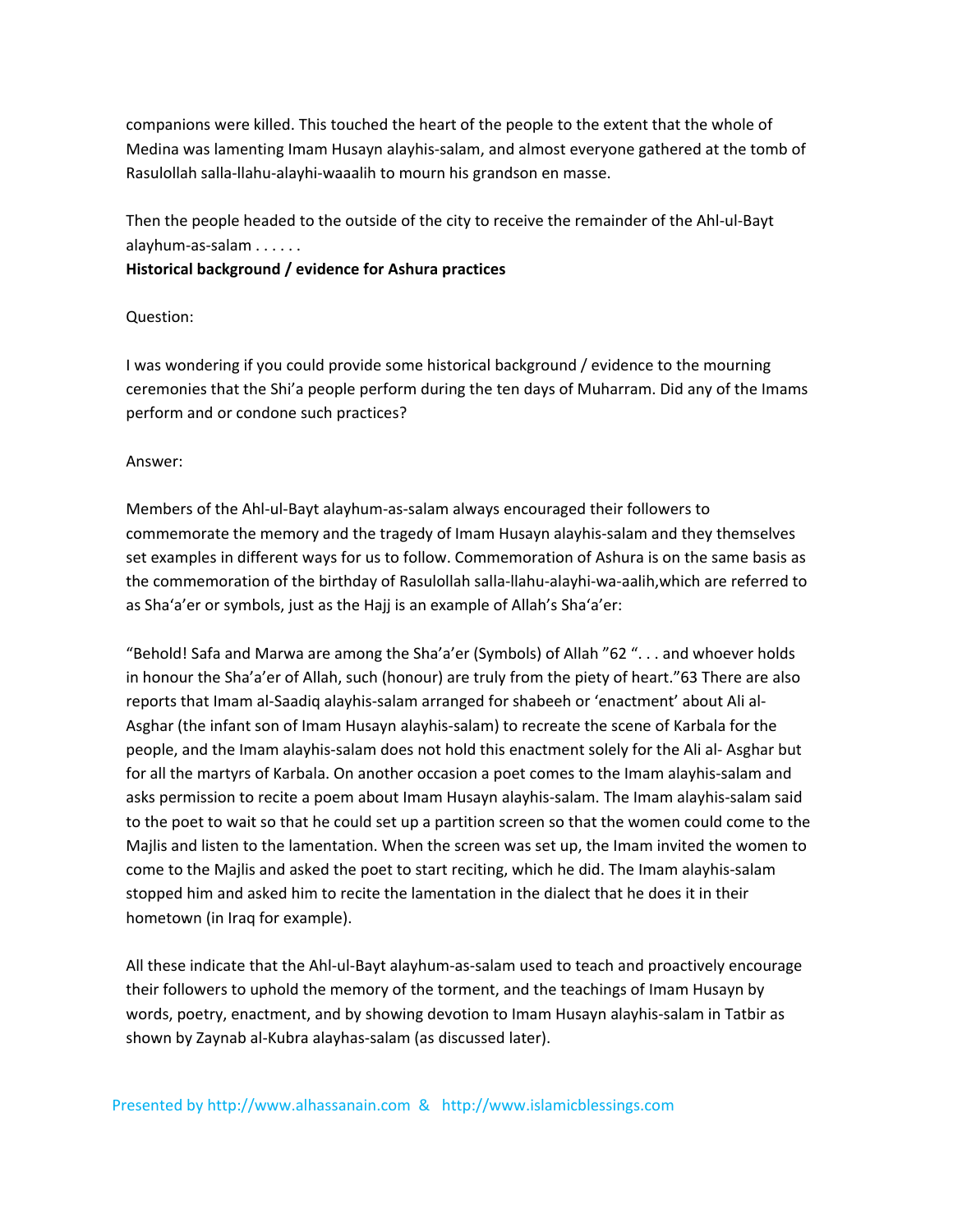companions were killed. This touched the heart of the people to the extent that the whole of Medina was lamenting Imam Husayn alayhis-salam, and almost everyone gathered at the tomb of Rasulollah salla-llahu-alayhi-waaalih to mourn his grandson en masse.

Then the people headed to the outside of the city to receive the remainder of the Ahl-ul-Bayt alayhum-as-salam . . . . . .

**Historical background / evidence for Ashura practices**

Question:

I was wondering if you could provide some historical background / evidence to the mourning ceremonies that the Shi'a people perform during the ten days of Muharram. Did any of the Imams perform and or condone such practices?

Answer:

Members of the Ahl-ul-Bayt alayhum-as-salam always encouraged their followers to commemorate the memory and the tragedy of Imam Husayn alayhis-salam and they themselves set examples in different ways for us to follow. Commemoration of Ashura is on the same basis as the commemoration of the birthday of Rasulollah salla-llahu-alayhi-wa-aalih,which are referred to as Sha'a'er or symbols, just as the Hajj is an example of Allah's Sha'a'er:

"Behold! Safa and Marwa are among the Sha'a'er (Symbols) of Allah "62 ". . . and whoever holds in honour the Sha'a'er of Allah, such (honour) are truly from the piety of heart."63 There are also reports that Imam al-Saadiq alayhis-salam arranged for shabeeh or 'enactment' about Ali al-Asghar (the infant son of Imam Husayn alayhis-salam) to recreate the scene of Karbala for the people, and the Imam alayhis-salam does not hold this enactment solely for the Ali al- Asghar but for all the martyrs of Karbala. On another occasion a poet comes to the Imam alayhis-salam and asks permission to recite a poem about Imam Husayn alayhis-salam. The Imam alayhis-salam said to the poet to wait so that he could set up a partition screen so that the women could come to the Majlis and listen to the lamentation. When the screen was set up, the Imam invited the women to come to the Majlis and asked the poet to start reciting, which he did. The Imam alayhis-salam stopped him and asked him to recite the lamentation in the dialect that he does it in their hometown (in Iraq for example).

All these indicate that the Ahl-ul-Bayt alayhum-as-salam used to teach and proactively encourage their followers to uphold the memory of the torment, and the teachings of Imam Husayn by words, poetry, enactment, and by showing devotion to Imam Husayn alayhis-salam in Tatbir as shown by Zaynab al-Kubra alayhas-salam (as discussed later).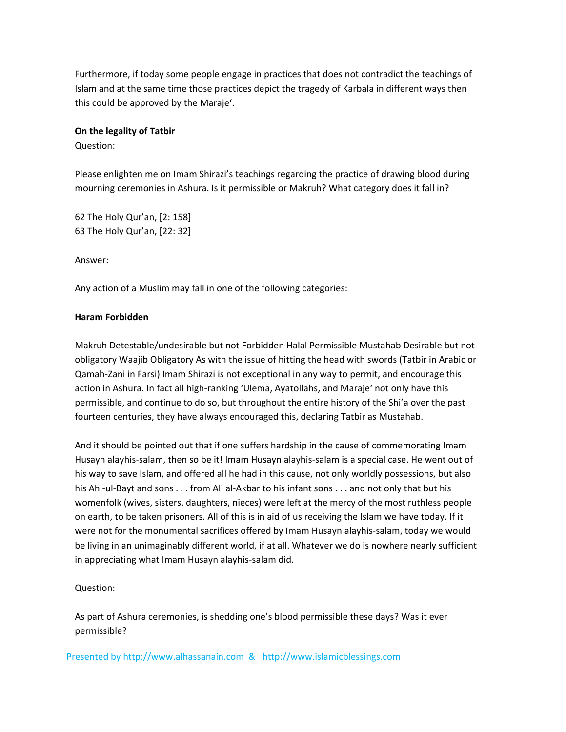Furthermore, if today some people engage in practices that does not contradict the teachings of Islam and at the same time those practices depict the tragedy of Karbala in different ways then this could be approved by the Maraje'.

**On the legality of Tatbir**

Question:

Please enlighten me on Imam Shirazi's teachings regarding the practice of drawing blood during mourning ceremonies in Ashura. Is it permissible or Makruh? What category does it fall in?

62 The Holy Qur'an, [2: 158]
63 The Holy Qur'an, [22: 32]

Answer:

Any action of a Muslim may fall in one of the following categories:

**Haram Forbidden**

Makruh Detestable/undesirable but not Forbidden Halal Permissible Mustahab Desirable but not obligatory Waajib Obligatory As with the issue of hitting the head with swords (Tatbir in Arabic or Qamah-Zani in Farsi) Imam Shirazi is not exceptional in any way to permit, and encourage this action in Ashura. In fact all high-ranking 'Ulema, Ayatollahs, and Maraje' not only have this permissible, and continue to do so, but throughout the entire history of the Shi'a over the past fourteen centuries, they have always encouraged this, declaring Tatbir as Mustahab.

And it should be pointed out that if one suffers hardship in the cause of commemorating Imam Husayn alayhis-salam, then so be it! Imam Husayn alayhis-salam is a special case. He went out of his way to save Islam, and offered all he had in this cause, not only worldly possessions, but also his Ahl-ul-Bayt and sons . . . from Ali al-Akbar to his infant sons . . . and not only that but his womenfolk (wives, sisters, daughters, nieces) were left at the mercy of the most ruthless people on earth, to be taken prisoners. All of this is in aid of us receiving the Islam we have today. If it were not for the monumental sacrifices offered by Imam Husayn alayhis-salam, today we would be living in an unimaginably different world, if at all. Whatever we do is nowhere nearly sufficient in appreciating what Imam Husayn alayhis-salam did.

Question:

As part of Ashura ceremonies, is shedding one's blood permissible these days? Was it ever permissible?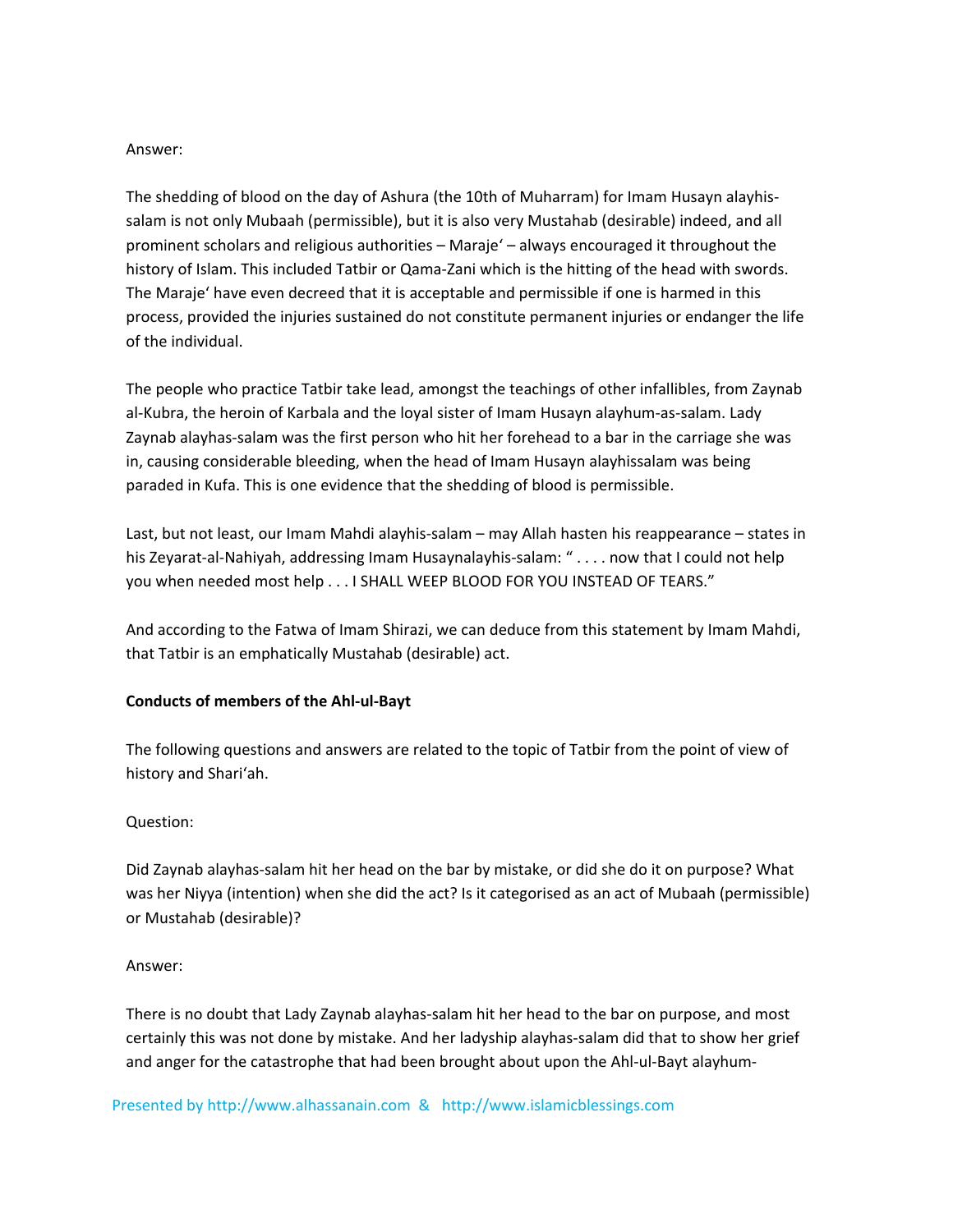Answer:

The shedding of blood on the day of Ashura (the 10th of Muharram) for Imam Husayn alayhis-salam is not only Mubaah (permissible), but it is also very Mustahab (desirable) indeed, and all prominent scholars and religious authorities – Maraje' – always encouraged it throughout the history of Islam. This included Tatbir or Qama-Zani which is the hitting of the head with swords. The Maraje' have even decreed that it is acceptable and permissible if one is harmed in this process, provided the injuries sustained do not constitute permanent injuries or endanger the life of the individual.

The people who practice Tatbir take lead, amongst the teachings of other infallibles, from Zaynab al-Kubra, the heroin of Karbala and the loyal sister of Imam Husayn alayhum-as-salam. Lady Zaynab alayhas-salam was the first person who hit her forehead to a bar in the carriage she was in, causing considerable bleeding, when the head of Imam Husayn alayhissalam was being paraded in Kufa. This is one evidence that the shedding of blood is permissible.

Last, but not least, our Imam Mahdi alayhis-salam – may Allah hasten his reappearance – states in his Zeyarat-al-Nahiyah, addressing Imam Husaynalayhis-salam: " . . . . now that I could not help you when needed most help . . . I SHALL WEEP BLOOD FOR YOU INSTEAD OF TEARS."

And according to the Fatwa of Imam Shirazi, we can deduce from this statement by Imam Mahdi, that Tatbir is an emphatically Mustahab (desirable) act.

**Conducts of members of the Ahl-ul-Bayt**

The following questions and answers are related to the topic of Tatbir from the point of view of history and Shari'ah.

Question:

Did Zaynab alayhas-salam hit her head on the bar by mistake, or did she do it on purpose? What was her Niyya (intention) when she did the act? Is it categorised as an act of Mubaah (permissible) or Mustahab (desirable)?

Answer:

There is no doubt that Lady Zaynab alayhas-salam hit her head to the bar on purpose, and most certainly this was not done by mistake. And her ladyship alayhas-salam did that to show her grief and anger for the catastrophe that had been brought about upon the Ahl-ul-Bayt alayhum-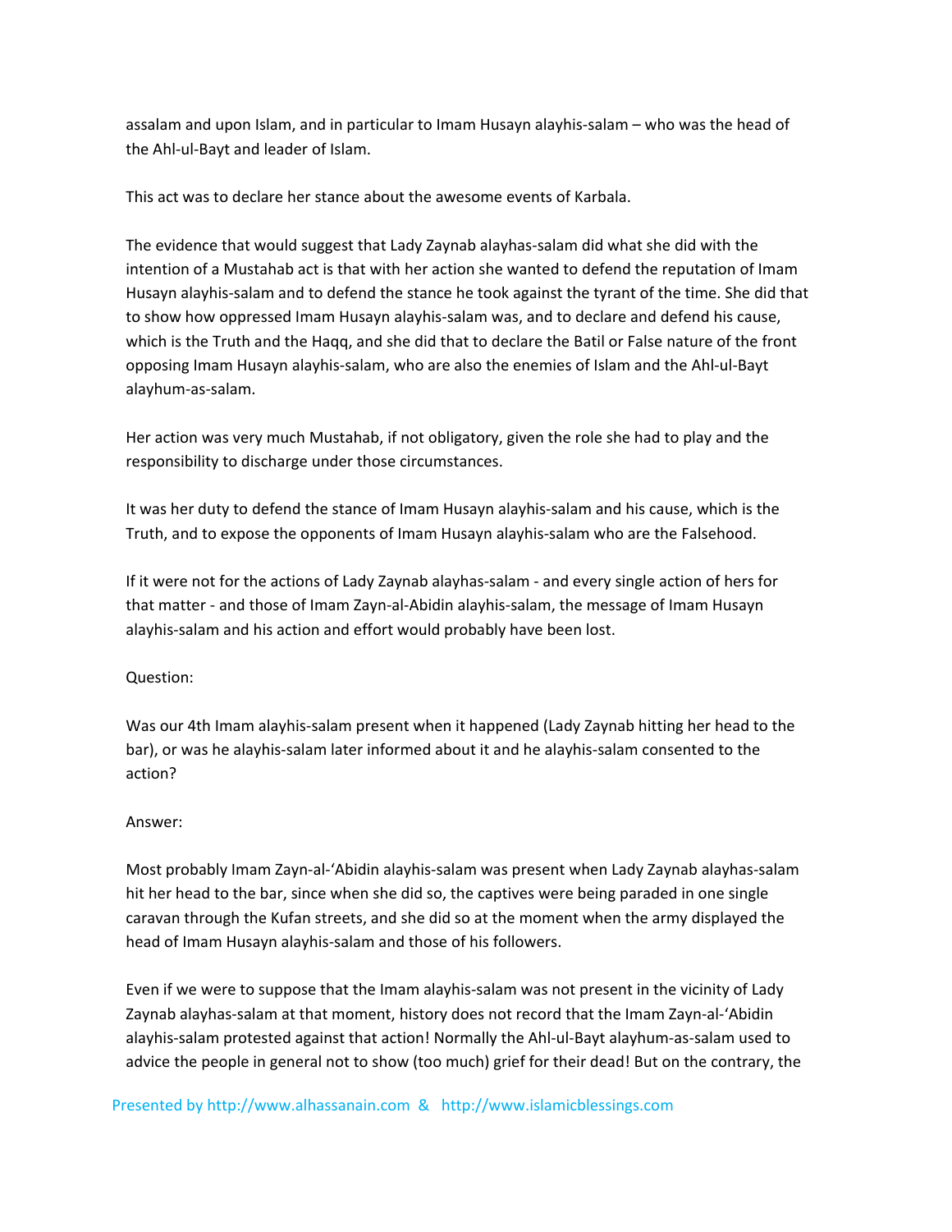assalam and upon Islam, and in particular to Imam Husayn alayhis-salam – who was the head of the Ahl-ul-Bayt and leader of Islam.

This act was to declare her stance about the awesome events of Karbala.

The evidence that would suggest that Lady Zaynab alayhas-salam did what she did with the intention of a Mustahab act is that with her action she wanted to defend the reputation of Imam Husayn alayhis-salam and to defend the stance he took against the tyrant of the time. She did that to show how oppressed Imam Husayn alayhis-salam was, and to declare and defend his cause, which is the Truth and the Haqq, and she did that to declare the Batil or False nature of the front opposing Imam Husayn alayhis-salam, who are also the enemies of Islam and the Ahl-ul-Bayt alayhum-as-salam.

Her action was very much Mustahab, if not obligatory, given the role she had to play and the responsibility to discharge under those circumstances.

It was her duty to defend the stance of Imam Husayn alayhis-salam and his cause, which is the Truth, and to expose the opponents of Imam Husayn alayhis-salam who are the Falsehood.

If it were not for the actions of Lady Zaynab alayhas-salam - and every single action of hers for that matter - and those of Imam Zayn-al-Abidin alayhis-salam, the message of Imam Husayn alayhis-salam and his action and effort would probably have been lost.

Question:

Was our 4th Imam alayhis-salam present when it happened (Lady Zaynab hitting her head to the bar), or was he alayhis-salam later informed about it and he alayhis-salam consented to the action?

Answer:

Most probably Imam Zayn-al-'Abidin alayhis-salam was present when Lady Zaynab alayhas-salam hit her head to the bar, since when she did so, the captives were being paraded in one single caravan through the Kufan streets, and she did so at the moment when the army displayed the head of Imam Husayn alayhis-salam and those of his followers.

Even if we were to suppose that the Imam alayhis-salam was not present in the vicinity of Lady Zaynab alayhas-salam at that moment, history does not record that the Imam Zayn-al-'Abidin alayhis-salam protested against that action! Normally the Ahl-ul-Bayt alayhum-as-salam used to advice the people in general not to show (too much) grief for their dead! But on the contrary, the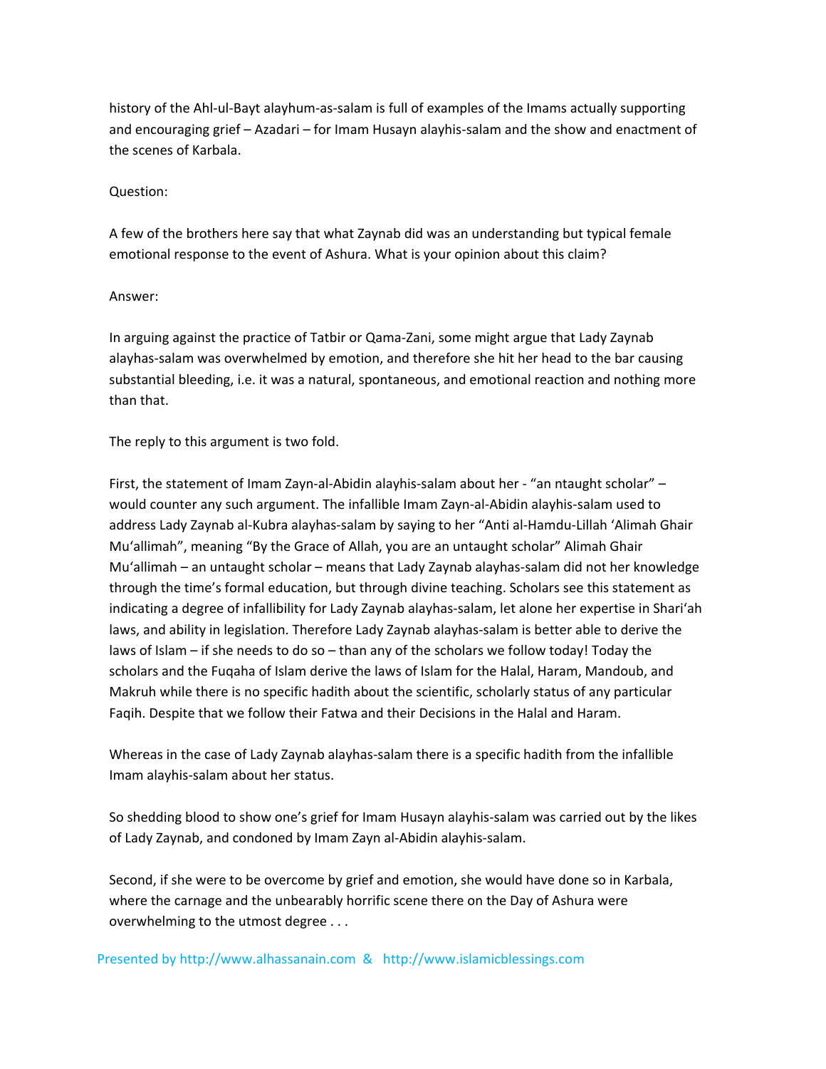history of the Ahl-ul-Bayt alayhum-as-salam is full of examples of the Imams actually supporting and encouraging grief – Azadari – for Imam Husayn alayhis-salam and the show and enactment of the scenes of Karbala.

Question:

A few of the brothers here say that what Zaynab did was an understanding but typical female emotional response to the event of Ashura. What is your opinion about this claim?

Answer:

In arguing against the practice of Tatbir or Qama-Zani, some might argue that Lady Zaynab alayhas-salam was overwhelmed by emotion, and therefore she hit her head to the bar causing substantial bleeding, i.e. it was a natural, spontaneous, and emotional reaction and nothing more than that.

The reply to this argument is two fold.

First, the statement of Imam Zayn-al-Abidin alayhis-salam about her - "an ntaught scholar" – would counter any such argument. The infallible Imam Zayn-al-Abidin alayhis-salam used to address Lady Zaynab al-Kubra alayhas-salam by saying to her "Anti al-Hamdu-Lillah 'Alimah Ghair Mu'allimah", meaning "By the Grace of Allah, you are an untaught scholar" Alimah Ghair Mu'allimah – an untaught scholar – means that Lady Zaynab alayhas-salam did not her knowledge through the time's formal education, but through divine teaching. Scholars see this statement as indicating a degree of infallibility for Lady Zaynab alayhas-salam, let alone her expertise in Shari'ah laws, and ability in legislation. Therefore Lady Zaynab alayhas-salam is better able to derive the laws of Islam – if she needs to do so – than any of the scholars we follow today! Today the scholars and the Fuqaha of Islam derive the laws of Islam for the Halal, Haram, Mandoub, and Makruh while there is no specific hadith about the scientific, scholarly status of any particular Faqih. Despite that we follow their Fatwa and their Decisions in the Halal and Haram.

Whereas in the case of Lady Zaynab alayhas-salam there is a specific hadith from the infallible Imam alayhis-salam about her status.

So shedding blood to show one's grief for Imam Husayn alayhis-salam was carried out by the likes of Lady Zaynab, and condoned by Imam Zayn al-Abidin alayhis-salam.

Second, if she were to be overcome by grief and emotion, she would have done so in Karbala, where the carnage and the unbearably horrific scene there on the Day of Ashura were overwhelming to the utmost degree . . .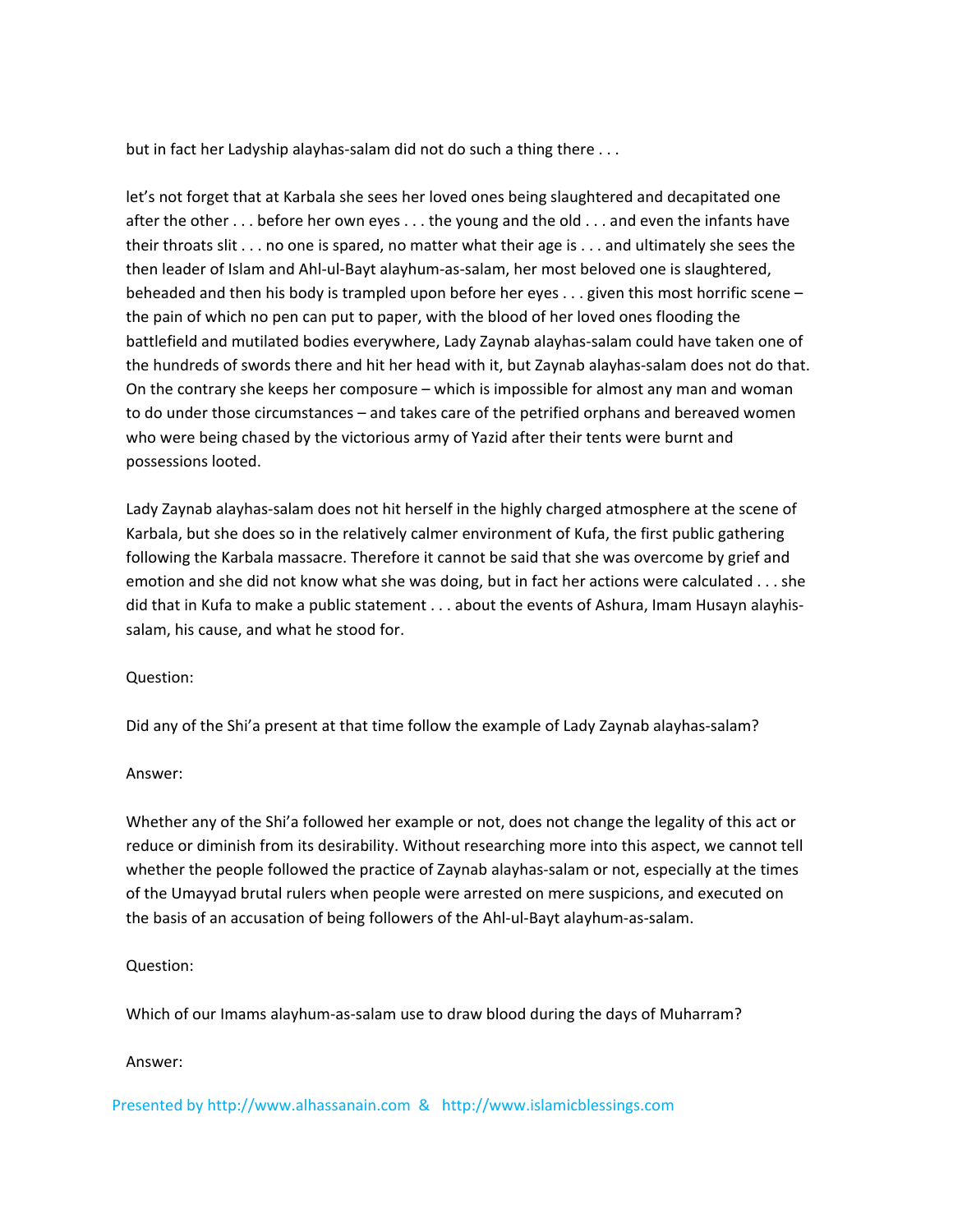but in fact her Ladyship alayhas-salam did not do such a thing there . . .

let's not forget that at Karbala she sees her loved ones being slaughtered and decapitated one after the other . . . before her own eyes . . . the young and the old . . . and even the infants have their throats slit . . . no one is spared, no matter what their age is . . . and ultimately she sees the then leader of Islam and Ahl-ul-Bayt alayhum-as-salam, her most beloved one is slaughtered, beheaded and then his body is trampled upon before her eyes . . . given this most horrific scene – the pain of which no pen can put to paper, with the blood of her loved ones flooding the battlefield and mutilated bodies everywhere, Lady Zaynab alayhas-salam could have taken one of the hundreds of swords there and hit her head with it, but Zaynab alayhas-salam does not do that. On the contrary she keeps her composure – which is impossible for almost any man and woman to do under those circumstances – and takes care of the petrified orphans and bereaved women who were being chased by the victorious army of Yazid after their tents were burnt and possessions looted.

Lady Zaynab alayhas-salam does not hit herself in the highly charged atmosphere at the scene of Karbala, but she does so in the relatively calmer environment of Kufa, the first public gathering following the Karbala massacre. Therefore it cannot be said that she was overcome by grief and emotion and she did not know what she was doing, but in fact her actions were calculated . . . she did that in Kufa to make a public statement . . . about the events of Ashura, Imam Husayn alayhis-salam, his cause, and what he stood for.

Question:

Did any of the Shi'a present at that time follow the example of Lady Zaynab alayhas-salam?

Answer:

Whether any of the Shi'a followed her example or not, does not change the legality of this act or reduce or diminish from its desirability. Without researching more into this aspect, we cannot tell whether the people followed the practice of Zaynab alayhas-salam or not, especially at the times of the Umayyad brutal rulers when people were arrested on mere suspicions, and executed on the basis of an accusation of being followers of the Ahl-ul-Bayt alayhum-as-salam.

Question:

Which of our Imams alayhum-as-salam use to draw blood during the days of Muharram?

Answer: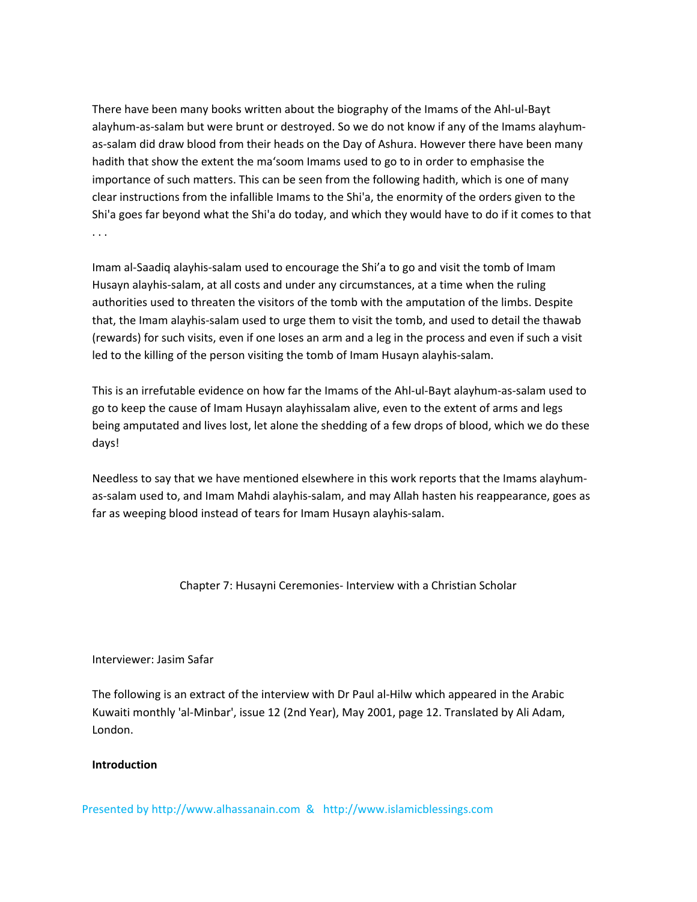There have been many books written about the biography of the Imams of the Ahl-ul-Bayt alayhum-as-salam but were brunt or destroyed. So we do not know if any of the Imams alayhum-as-salam did draw blood from their heads on the Day of Ashura. However there have been many hadith that show the extent the ma'soom Imams used to go to in order to emphasise the importance of such matters. This can be seen from the following hadith, which is one of many clear instructions from the infallible Imams to the Shi'a, the enormity of the orders given to the Shi'a goes far beyond what the Shi'a do today, and which they would have to do if it comes to that . . .

Imam al-Saadiq alayhis-salam used to encourage the Shi'a to go and visit the tomb of Imam Husayn alayhis-salam, at all costs and under any circumstances, at a time when the ruling authorities used to threaten the visitors of the tomb with the amputation of the limbs. Despite that, the Imam alayhis-salam used to urge them to visit the tomb, and used to detail the thawab (rewards) for such visits, even if one loses an arm and a leg in the process and even if such a visit led to the killing of the person visiting the tomb of Imam Husayn alayhis-salam.

This is an irrefutable evidence on how far the Imams of the Ahl-ul-Bayt alayhum-as-salam used to go to keep the cause of Imam Husayn alayhissalam alive, even to the extent of arms and legs being amputated and lives lost, let alone the shedding of a few drops of blood, which we do these days!

Needless to say that we have mentioned elsewhere in this work reports that the Imams alayhum-as-salam used to, and Imam Mahdi alayhis-salam, and may Allah hasten his reappearance, goes as far as weeping blood instead of tears for Imam Husayn alayhis-salam.

## Chapter 7: Husayni Ceremonies- Interview with a Christian Scholar

Interviewer: Jasim Safar

The following is an extract of the interview with Dr Paul al-Hilw which appeared in the Arabic Kuwaiti monthly 'al-Minbar', issue 12 (2nd Year), May 2001, page 12. Translated by Ali Adam, London.

**Introduction**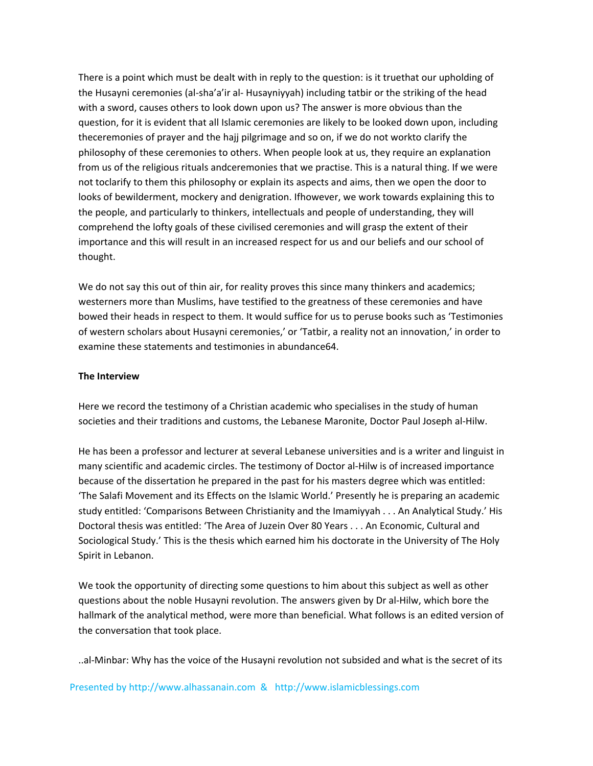There is a point which must be dealt with in reply to the question: is it truethat our upholding of the Husayni ceremonies (al-sha'a'ir al- Husayniyyah) including tatbir or the striking of the head with a sword, causes others to look down upon us? The answer is more obvious than the question, for it is evident that all Islamic ceremonies are likely to be looked down upon, including theceremonies of prayer and the hajj pilgrimage and so on, if we do not workto clarify the philosophy of these ceremonies to others. When people look at us, they require an explanation from us of the religious rituals andceremonies that we practise. This is a natural thing. If we were not toclarify to them this philosophy or explain its aspects and aims, then we open the door to looks of bewilderment, mockery and denigration. Ifhowever, we work towards explaining this to the people, and particularly to thinkers, intellectuals and people of understanding, they will comprehend the lofty goals of these civilised ceremonies and will grasp the extent of their importance and this will result in an increased respect for us and our beliefs and our school of thought.

We do not say this out of thin air, for reality proves this since many thinkers and academics; westerners more than Muslims, have testified to the greatness of these ceremonies and have bowed their heads in respect to them. It would suffice for us to peruse books such as 'Testimonies of western scholars about Husayni ceremonies,' or 'Tatbir, a reality not an innovation,' in order to examine these statements and testimonies in abundance64.

**The Interview**

Here we record the testimony of a Christian academic who specialises in the study of human societies and their traditions and customs, the Lebanese Maronite, Doctor Paul Joseph al-Hilw.

He has been a professor and lecturer at several Lebanese universities and is a writer and linguist in many scientific and academic circles. The testimony of Doctor al-Hilw is of increased importance because of the dissertation he prepared in the past for his masters degree which was entitled: 'The Salafi Movement and its Effects on the Islamic World.' Presently he is preparing an academic study entitled: 'Comparisons Between Christianity and the Imamiyyah . . . An Analytical Study.' His Doctoral thesis was entitled: 'The Area of Juzein Over 80 Years . . . An Economic, Cultural and Sociological Study.' This is the thesis which earned him his doctorate in the University of The Holy Spirit in Lebanon.

We took the opportunity of directing some questions to him about this subject as well as other questions about the noble Husayni revolution. The answers given by Dr al-Hilw, which bore the hallmark of the analytical method, were more than beneficial. What follows is an edited version of the conversation that took place.

..al-Minbar: Why has the voice of the Husayni revolution not subsided and what is the secret of its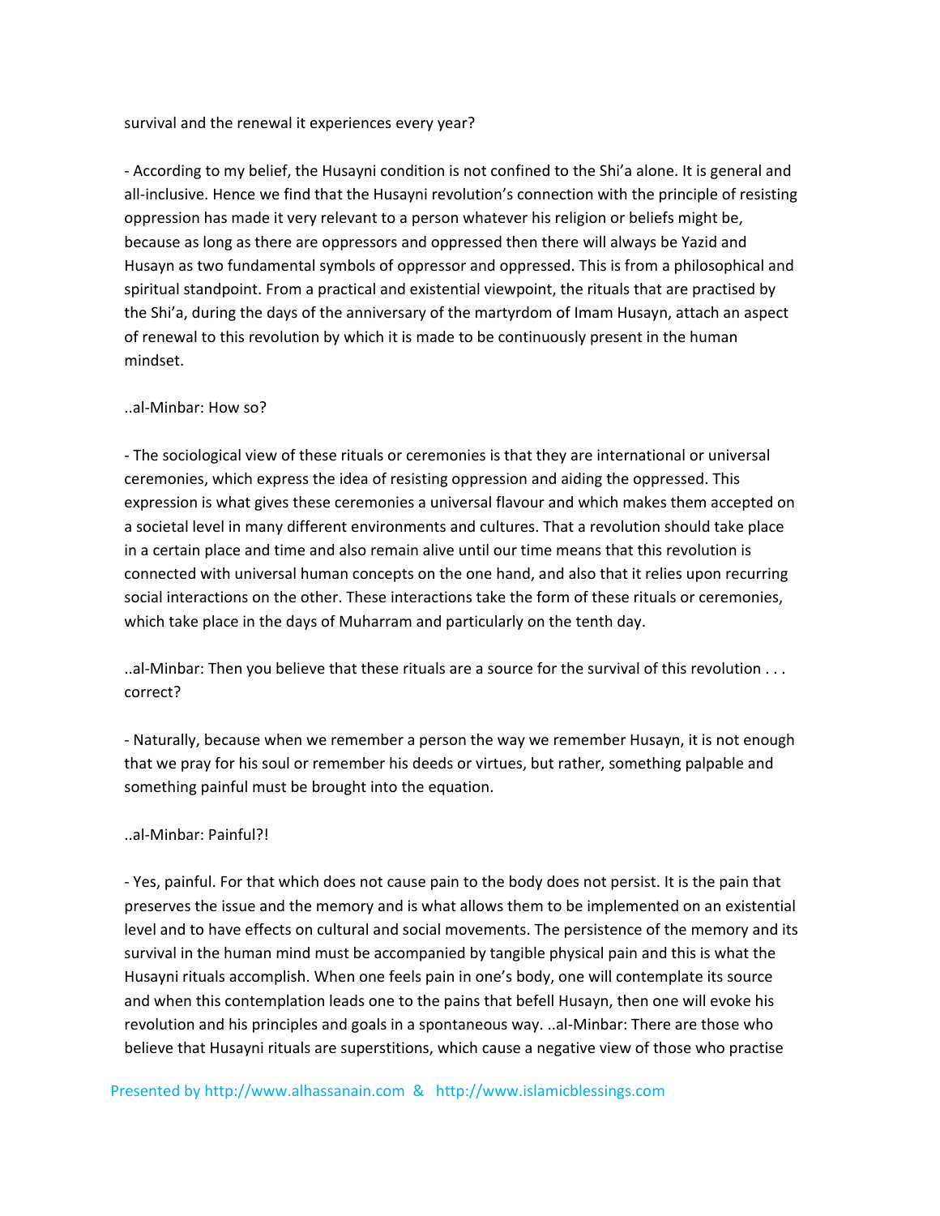survival and the renewal it experiences every year?

- According to my belief, the Husayni condition is not confined to the Shi'a alone. It is general and all-inclusive. Hence we find that the Husayni revolution's connection with the principle of resisting oppression has made it very relevant to a person whatever his religion or beliefs might be, because as long as there are oppressors and oppressed then there will always be Yazid and Husayn as two fundamental symbols of oppressor and oppressed. This is from a philosophical and spiritual standpoint. From a practical and existential viewpoint, the rituals that are practised by the Shi'a, during the days of the anniversary of the martyrdom of Imam Husayn, attach an aspect of renewal to this revolution by which it is made to be continuously present in the human mindset.

..al-Minbar: How so?

- The sociological view of these rituals or ceremonies is that they are international or universal ceremonies, which express the idea of resisting oppression and aiding the oppressed. This expression is what gives these ceremonies a universal flavour and which makes them accepted on a societal level in many different environments and cultures. That a revolution should take place in a certain place and time and also remain alive until our time means that this revolution is connected with universal human concepts on the one hand, and also that it relies upon recurring social interactions on the other. These interactions take the form of these rituals or ceremonies, which take place in the days of Muharram and particularly on the tenth day.

..al-Minbar: Then you believe that these rituals are a source for the survival of this revolution . . . correct?

- Naturally, because when we remember a person the way we remember Husayn, it is not enough that we pray for his soul or remember his deeds or virtues, but rather, something palpable and something painful must be brought into the equation.

..al-Minbar: Painful?!

- Yes, painful. For that which does not cause pain to the body does not persist. It is the pain that preserves the issue and the memory and is what allows them to be implemented on an existential level and to have effects on cultural and social movements. The persistence of the memory and its survival in the human mind must be accompanied by tangible physical pain and this is what the Husayni rituals accomplish. When one feels pain in one's body, one will contemplate its source and when this contemplation leads one to the pains that befell Husayn, then one will evoke his revolution and his principles and goals in a spontaneous way. ..al-Minbar: There are those who believe that Husayni rituals are superstitions, which cause a negative view of those who practise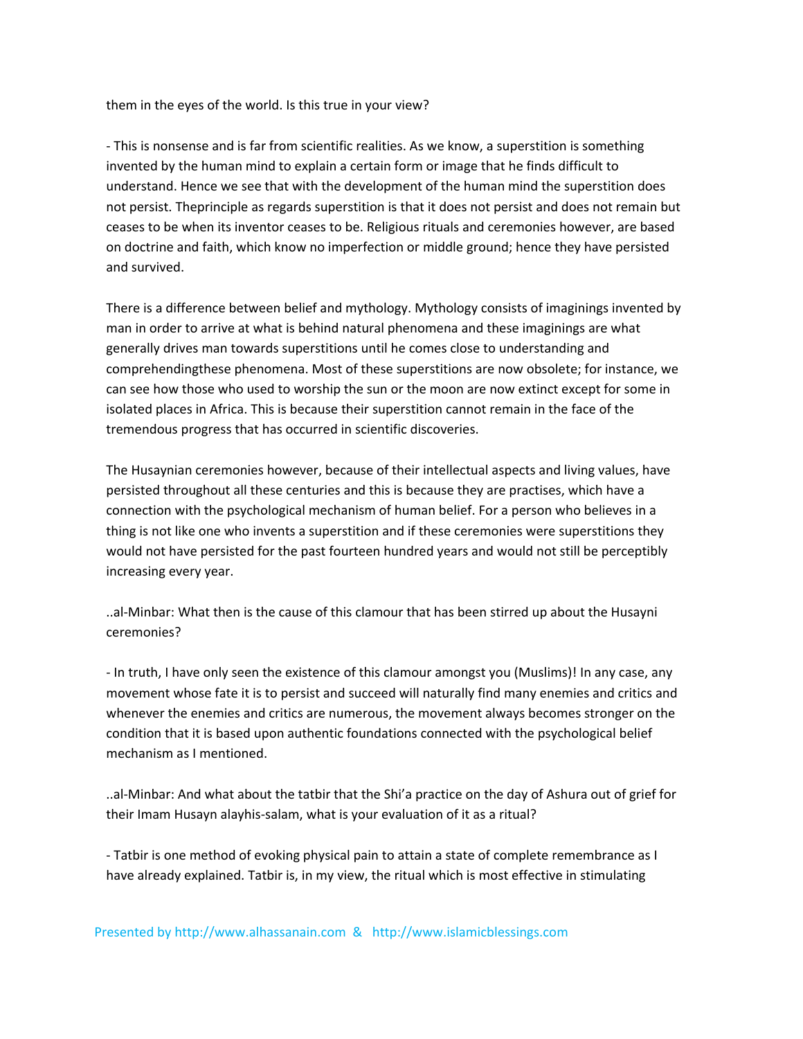them in the eyes of the world. Is this true in your view?

- This is nonsense and is far from scientific realities. As we know, a superstition is something invented by the human mind to explain a certain form or image that he finds difficult to understand. Hence we see that with the development of the human mind the superstition does not persist. Theprinciple as regards superstition is that it does not persist and does not remain but ceases to be when its inventor ceases to be. Religious rituals and ceremonies however, are based on doctrine and faith, which know no imperfection or middle ground; hence they have persisted and survived.

There is a difference between belief and mythology. Mythology consists of imaginings invented by man in order to arrive at what is behind natural phenomena and these imaginings are what generally drives man towards superstitions until he comes close to understanding and comprehendingthese phenomena. Most of these superstitions are now obsolete; for instance, we can see how those who used to worship the sun or the moon are now extinct except for some in isolated places in Africa. This is because their superstition cannot remain in the face of the tremendous progress that has occurred in scientific discoveries.

The Husaynian ceremonies however, because of their intellectual aspects and living values, have persisted throughout all these centuries and this is because they are practises, which have a connection with the psychological mechanism of human belief. For a person who believes in a thing is not like one who invents a superstition and if these ceremonies were superstitions they would not have persisted for the past fourteen hundred years and would not still be perceptibly increasing every year.

..al-Minbar: What then is the cause of this clamour that has been stirred up about the Husayni ceremonies?

- In truth, I have only seen the existence of this clamour amongst you (Muslims)! In any case, any movement whose fate it is to persist and succeed will naturally find many enemies and critics and whenever the enemies and critics are numerous, the movement always becomes stronger on the condition that it is based upon authentic foundations connected with the psychological belief mechanism as I mentioned.

..al-Minbar: And what about the tatbir that the Shi'a practice on the day of Ashura out of grief for their Imam Husayn alayhis-salam, what is your evaluation of it as a ritual?

- Tatbir is one method of evoking physical pain to attain a state of complete remembrance as I have already explained. Tatbir is, in my view, the ritual which is most effective in stimulating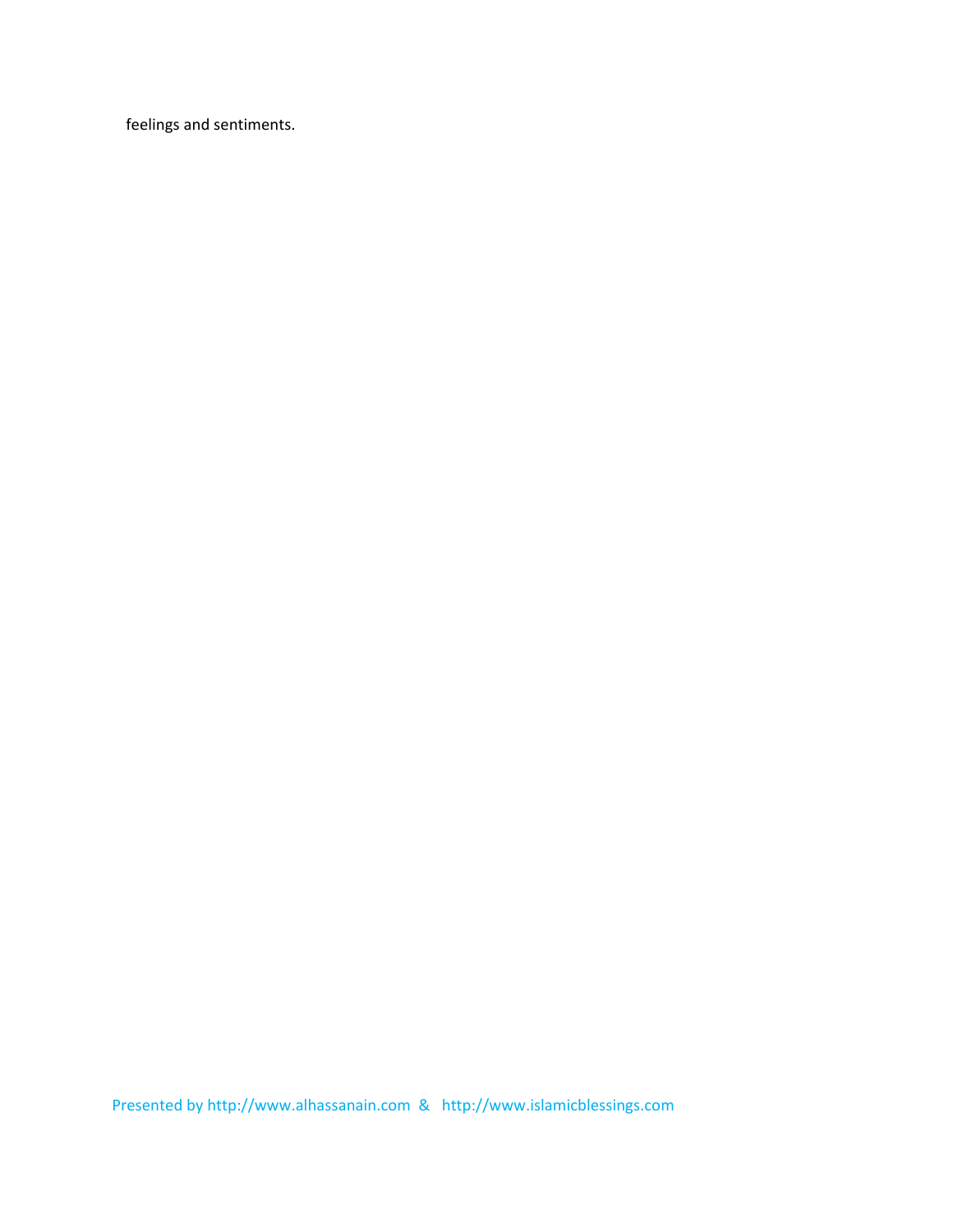feelings and sentiments.